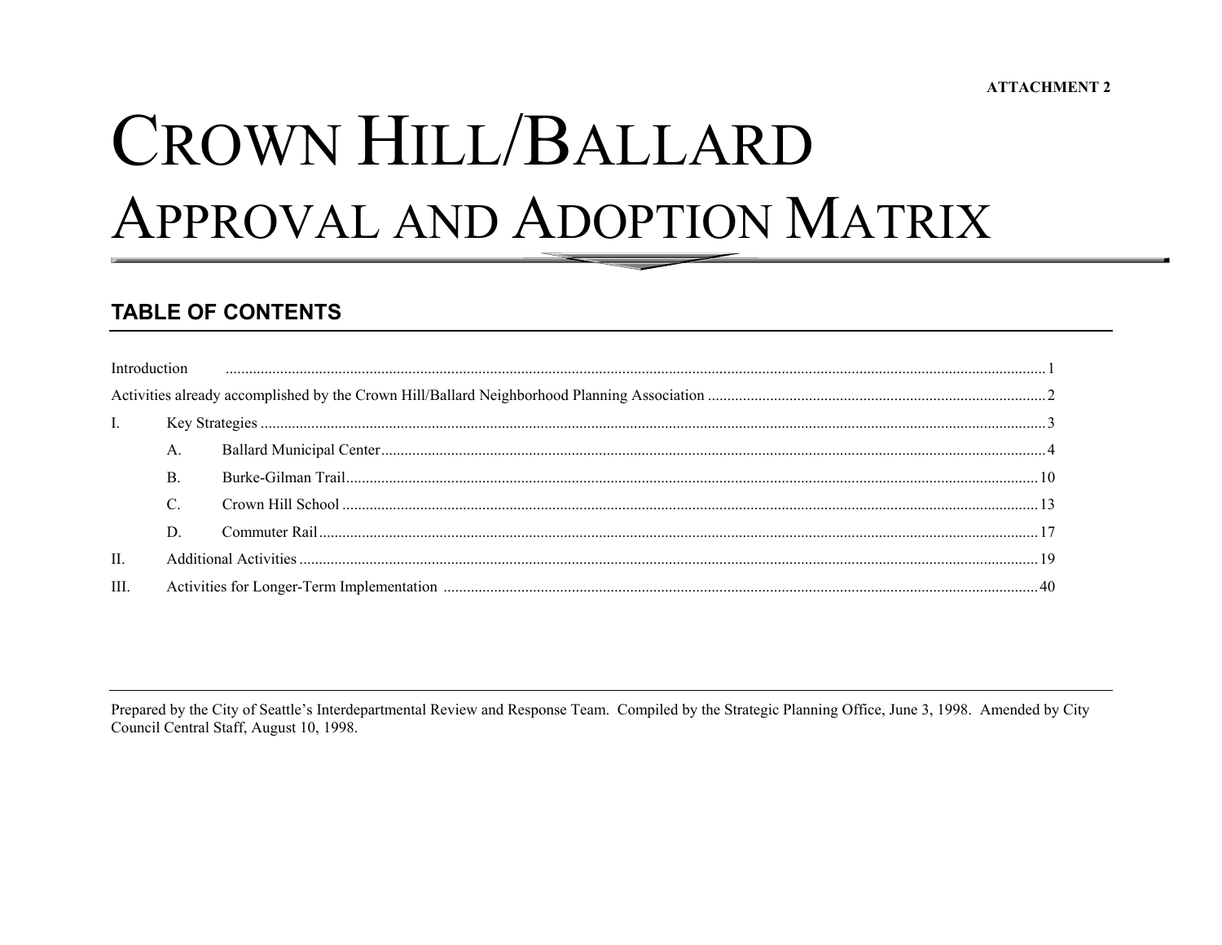**ATTACHMENT 2**

# CROWN HILL/BALLARD APPROVAL AND ADOPTION MATRIX

## TABLE OF CONTENTS

Introduction ........................................................................................................ 1

Activities already accomplished by the Crown Hill/Ballard Neighborhood Planning Association ........................................ 2

I. Key Strategies ........................................................................................................ 3

- A. Ballard Municipal Center ........................................................................................ 4
- B. Burke-Gilman Trail ........................................................................................ 10
- C. Crown Hill School ........................................................................................ 13
- D. Commuter Rail ........................................................................................ 17

II. Additional Activities ........................................................................................ 19

III. Activities for Longer-Term Implementation ........................................................................................ 40

---

Prepared by the City of Seattle's Interdepartmental Review and Response Team. Compiled by the Strategic Planning Office, June 3, 1998. Amended by City Council Central Staff, August 10, 1998.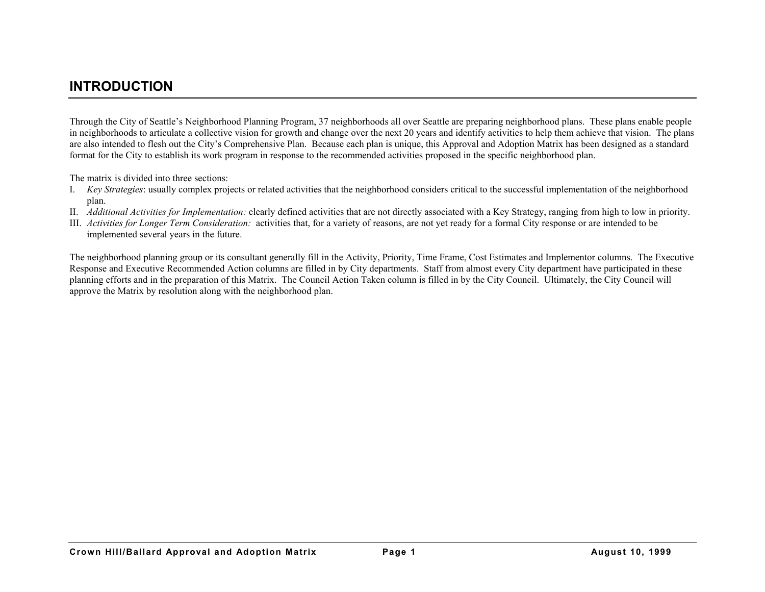# INTRODUCTION

Through the City of Seattle's Neighborhood Planning Program, 37 neighborhoods all over Seattle are preparing neighborhood plans. These plans enable people in neighborhoods to articulate a collective vision for growth and change over the next 20 years and identify activities to help them achieve that vision. The plans are also intended to flesh out the City's Comprehensive Plan. Because each plan is unique, this Approval and Adoption Matrix has been designed as a standard format for the City to establish its work program in response to the recommended activities proposed in the specific neighborhood plan.

The matrix is divided into three sections:

I. *Key Strategies*: usually complex projects or related activities that the neighborhood considers critical to the successful implementation of the neighborhood plan.

II. *Additional Activities for Implementation:* clearly defined activities that are not directly associated with a Key Strategy, ranging from high to low in priority.

III. *Activities for Longer Term Consideration:* activities that, for a variety of reasons, are not yet ready for a formal City response or are intended to be implemented several years in the future.

The neighborhood planning group or its consultant generally fill in the Activity, Priority, Time Frame, Cost Estimates and Implementor columns. The Executive Response and Executive Recommended Action columns are filled in by City departments. Staff from almost every City department have participated in these planning efforts and in the preparation of this Matrix. The Council Action Taken column is filled in by the City Council. Ultimately, the City Council will approve the Matrix by resolution along with the neighborhood plan.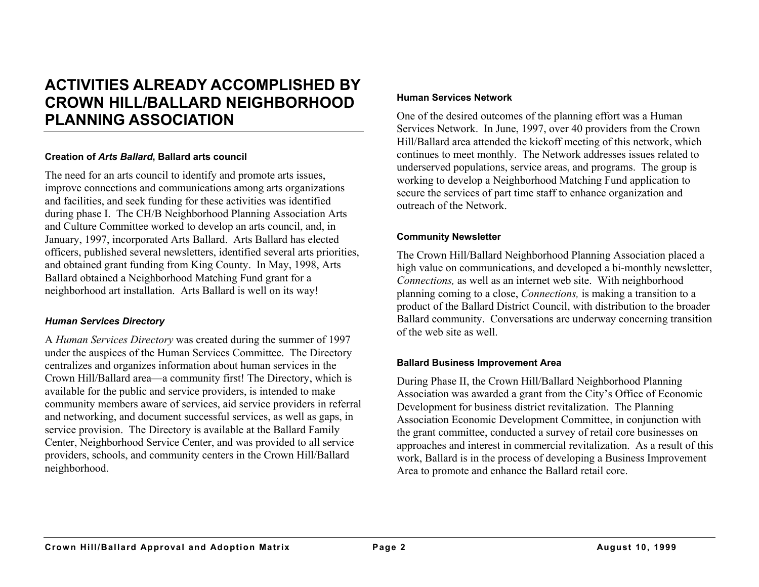# ACTIVITIES ALREADY ACCOMPLISHED BY CROWN HILL/BALLARD NEIGHBORHOOD PLANNING ASSOCIATION

#### Creation of *Arts Ballard*, Ballard arts council

The need for an arts council to identify and promote arts issues, improve connections and communications among arts organizations and facilities, and seek funding for these activities was identified during phase I. The CH/B Neighborhood Planning Association Arts and Culture Committee worked to develop an arts council, and, in January, 1997, incorporated Arts Ballard. Arts Ballard has elected officers, published several newsletters, identified several arts priorities, and obtained grant funding from King County. In May, 1998, Arts Ballard obtained a Neighborhood Matching Fund grant for a neighborhood art installation. Arts Ballard is well on its way!

#### *Human Services Directory*

A *Human Services Directory* was created during the summer of 1997 under the auspices of the Human Services Committee. The Directory centralizes and organizes information about human services in the Crown Hill/Ballard area—a community first! The Directory, which is available for the public and service providers, is intended to make community members aware of services, aid service providers in referral and networking, and document successful services, as well as gaps, in service provision. The Directory is available at the Ballard Family Center, Neighborhood Service Center, and was provided to all service providers, schools, and community centers in the Crown Hill/Ballard neighborhood.

#### Human Services Network

One of the desired outcomes of the planning effort was a Human Services Network. In June, 1997, over 40 providers from the Crown Hill/Ballard area attended the kickoff meeting of this network, which continues to meet monthly. The Network addresses issues related to underserved populations, service areas, and programs. The group is working to develop a Neighborhood Matching Fund application to secure the services of part time staff to enhance organization and outreach of the Network.

#### Community Newsletter

The Crown Hill/Ballard Neighborhood Planning Association placed a high value on communications, and developed a bi-monthly newsletter, *Connections,* as well as an internet web site. With neighborhood planning coming to a close, *Connections,* is making a transition to a product of the Ballard District Council, with distribution to the broader Ballard community. Conversations are underway concerning transition of the web site as well.

#### Ballard Business Improvement Area

During Phase II, the Crown Hill/Ballard Neighborhood Planning Association was awarded a grant from the City's Office of Economic Development for business district revitalization. The Planning Association Economic Development Committee, in conjunction with the grant committee, conducted a survey of retail core businesses on approaches and interest in commercial revitalization. As a result of this work, Ballard is in the process of developing a Business Improvement Area to promote and enhance the Ballard retail core.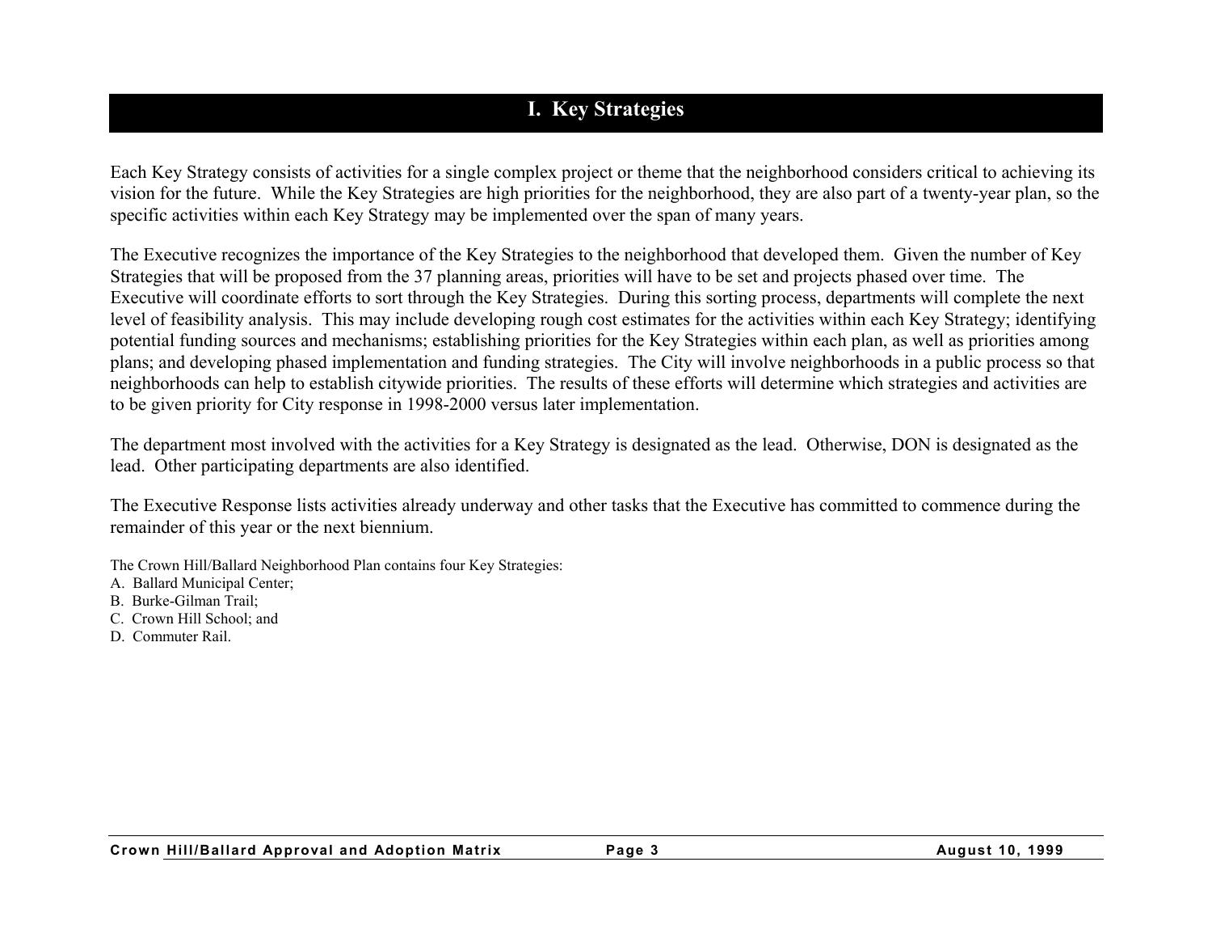# I. Key Strategies

Each Key Strategy consists of activities for a single complex project or theme that the neighborhood considers critical to achieving its vision for the future. While the Key Strategies are high priorities for the neighborhood, they are also part of a twenty-year plan, so the specific activities within each Key Strategy may be implemented over the span of many years.

The Executive recognizes the importance of the Key Strategies to the neighborhood that developed them. Given the number of Key Strategies that will be proposed from the 37 planning areas, priorities will have to be set and projects phased over time. The Executive will coordinate efforts to sort through the Key Strategies. During this sorting process, departments will complete the next level of feasibility analysis. This may include developing rough cost estimates for the activities within each Key Strategy; identifying potential funding sources and mechanisms; establishing priorities for the Key Strategies within each plan, as well as priorities among plans; and developing phased implementation and funding strategies. The City will involve neighborhoods in a public process so that neighborhoods can help to establish citywide priorities. The results of these efforts will determine which strategies and activities are to be given priority for City response in 1998-2000 versus later implementation.

The department most involved with the activities for a Key Strategy is designated as the lead. Otherwise, DON is designated as the lead. Other participating departments are also identified.

The Executive Response lists activities already underway and other tasks that the Executive has committed to commence during the remainder of this year or the next biennium.

The Crown Hill/Ballard Neighborhood Plan contains four Key Strategies:

A. Ballard Municipal Center;
B. Burke-Gilman Trail;
C. Crown Hill School; and
D. Commuter Rail.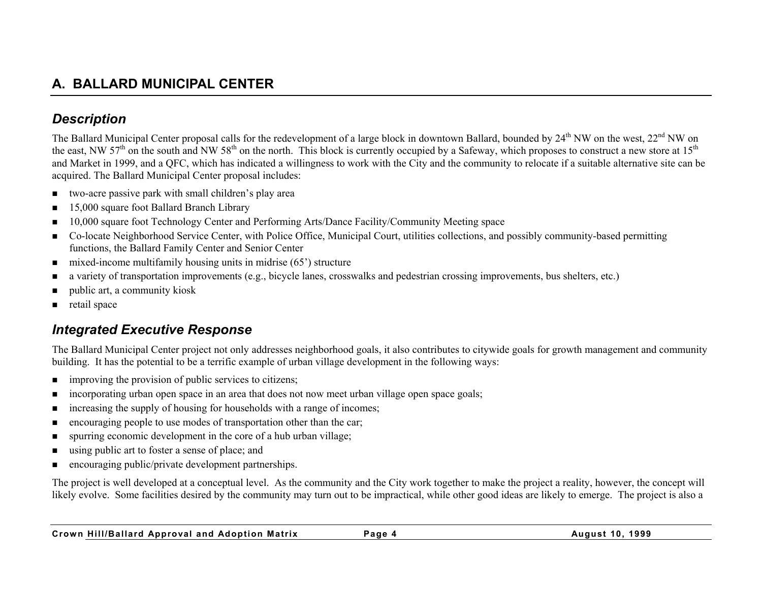## A. BALLARD MUNICIPAL CENTER

### *Description*

The Ballard Municipal Center proposal calls for the redevelopment of a large block in downtown Ballard, bounded by 24th NW on the west, 22nd NW on the east, NW 57th on the south and NW 58th on the north. This block is currently occupied by a Safeway, which proposes to construct a new store at 15th and Market in 1999, and a QFC, which has indicated a willingness to work with the City and the community to relocate if a suitable alternative site can be acquired. The Ballard Municipal Center proposal includes:

- two-acre passive park with small children's play area
- 15,000 square foot Ballard Branch Library
- 10,000 square foot Technology Center and Performing Arts/Dance Facility/Community Meeting space
- Co-locate Neighborhood Service Center, with Police Office, Municipal Court, utilities collections, and possibly community-based permitting functions, the Ballard Family Center and Senior Center
- mixed-income multifamily housing units in midrise (65') structure
- a variety of transportation improvements (e.g., bicycle lanes, crosswalks and pedestrian crossing improvements, bus shelters, etc.)
- public art, a community kiosk
- retail space

### *Integrated Executive Response*

The Ballard Municipal Center project not only addresses neighborhood goals, it also contributes to citywide goals for growth management and community building. It has the potential to be a terrific example of urban village development in the following ways:

- improving the provision of public services to citizens;
- incorporating urban open space in an area that does not now meet urban village open space goals;
- increasing the supply of housing for households with a range of incomes;
- encouraging people to use modes of transportation other than the car;
- spurring economic development in the core of a hub urban village;
- using public art to foster a sense of place; and
- encouraging public/private development partnerships.

The project is well developed at a conceptual level. As the community and the City work together to make the project a reality, however, the concept will likely evolve. Some facilities desired by the community may turn out to be impractical, while other good ideas are likely to emerge. The project is also a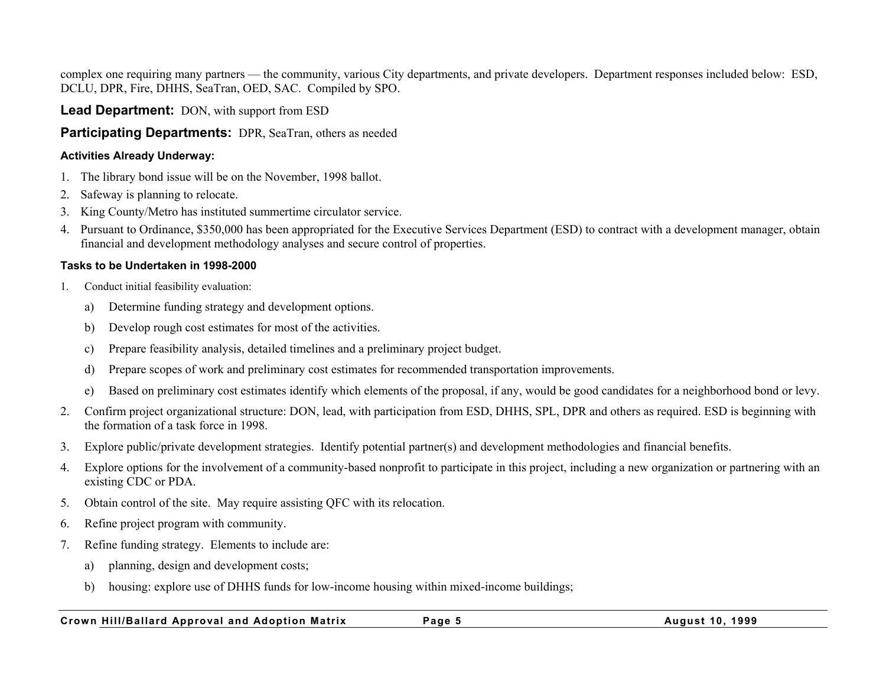complex one requiring many partners — the community, various City departments, and private developers. Department responses included below: ESD, DCLU, DPR, Fire, DHHS, SeaTran, OED, SAC. Compiled by SPO.

**Lead Department:** DON, with support from ESD

**Participating Departments:** DPR, SeaTran, others as needed

**Activities Already Underway:**

1. The library bond issue will be on the November, 1998 ballot.
2. Safeway is planning to relocate.
3. King County/Metro has instituted summertime circulator service.
4. Pursuant to Ordinance, $350,000 has been appropriated for the Executive Services Department (ESD) to contract with a development manager, obtain financial and development methodology analyses and secure control of properties.

**Tasks to be Undertaken in 1998-2000**

1. Conduct initial feasibility evaluation:
   a) Determine funding strategy and development options.
   b) Develop rough cost estimates for most of the activities.
   c) Prepare feasibility analysis, detailed timelines and a preliminary project budget.
   d) Prepare scopes of work and preliminary cost estimates for recommended transportation improvements.
   e) Based on preliminary cost estimates identify which elements of the proposal, if any, would be good candidates for a neighborhood bond or levy.
2. Confirm project organizational structure: DON, lead, with participation from ESD, DHHS, SPL, DPR and others as required. ESD is beginning with the formation of a task force in 1998.
3. Explore public/private development strategies. Identify potential partner(s) and development methodologies and financial benefits.
4. Explore options for the involvement of a community-based nonprofit to participate in this project, including a new organization or partnering with an existing CDC or PDA.
5. Obtain control of the site. May require assisting QFC with its relocation.
6. Refine project program with community.
7. Refine funding strategy. Elements to include are:
   a) planning, design and development costs;
   b) housing: explore use of DHHS funds for low-income housing within mixed-income buildings;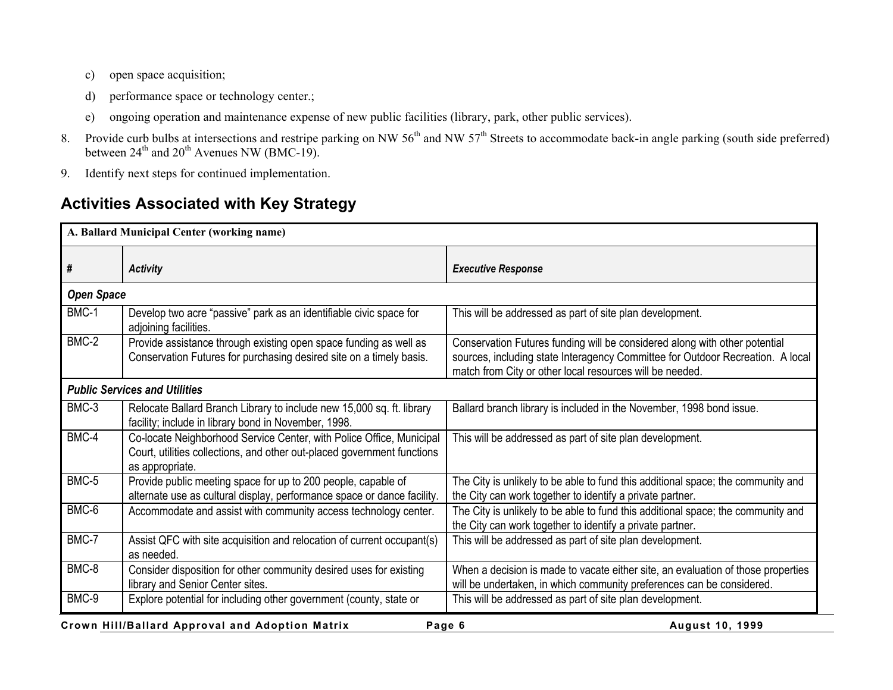c) open space acquisition;

d) performance space or technology center.;

e) ongoing operation and maintenance expense of new public facilities (library, park, other public services).

8. Provide curb bulbs at intersections and restripe parking on NW 56th and NW 57th Streets to accommodate back-in angle parking (south side preferred) between 24th and 20th Avenues NW (BMC-19).

9. Identify next steps for continued implementation.

## Activities Associated with Key Strategy

| **A. Ballard Municipal Center (working name)** | | |
|---|---|---|
| ***#*** | ***Activity*** | ***Executive Response*** |
| ***Open Space*** | | |
| BMC-1 | Develop two acre "passive" park as an identifiable civic space for adjoining facilities. | This will be addressed as part of site plan development. |
| BMC-2 | Provide assistance through existing open space funding as well as Conservation Futures for purchasing desired site on a timely basis. | Conservation Futures funding will be considered along with other potential sources, including state Interagency Committee for Outdoor Recreation. A local match from City or other local resources will be needed. |
| ***Public Services and Utilities*** | | |
| BMC-3 | Relocate Ballard Branch Library to include new 15,000 sq. ft. library facility; include in library bond in November, 1998. | Ballard branch library is included in the November, 1998 bond issue. |
| BMC-4 | Co-locate Neighborhood Service Center, with Police Office, Municipal Court, utilities collections, and other out-placed government functions as appropriate. | This will be addressed as part of site plan development. |
| BMC-5 | Provide public meeting space for up to 200 people, capable of alternate use as cultural display, performance space or dance facility. | The City is unlikely to be able to fund this additional space; the community and the City can work together to identify a private partner. |
| BMC-6 | Accommodate and assist with community access technology center. | The City is unlikely to be able to fund this additional space; the community and the City can work together to identify a private partner. |
| BMC-7 | Assist QFC with site acquisition and relocation of current occupant(s) as needed. | This will be addressed as part of site plan development. |
| BMC-8 | Consider disposition for other community desired uses for existing library and Senior Center sites. | When a decision is made to vacate either site, an evaluation of those properties will be undertaken, in which community preferences can be considered. |
| BMC-9 | Explore potential for including other government (county, state or | This will be addressed as part of site plan development. |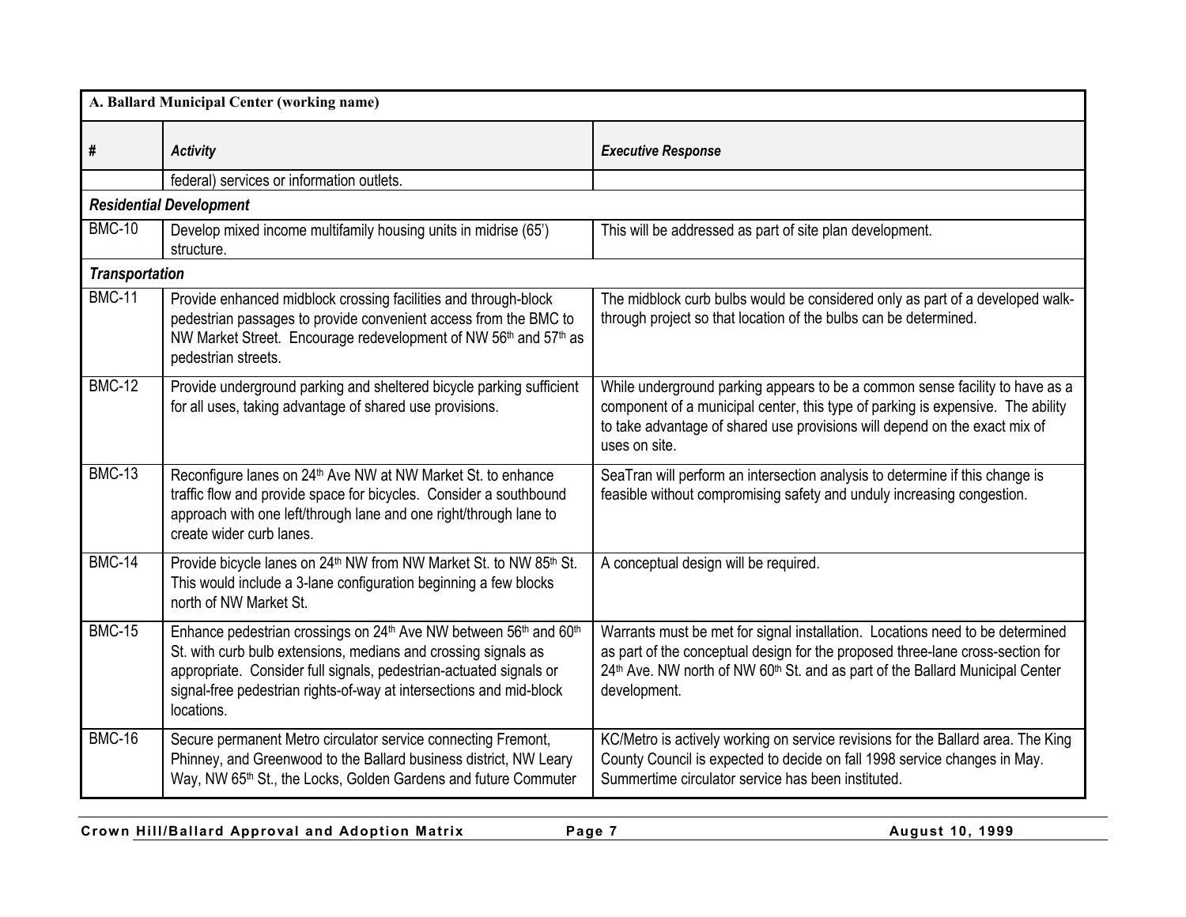| A. Ballard Municipal Center (working name) | | |
|---|---|---|
| **#** | ***Activity*** | ***Executive Response*** |
| | federal) services or information outlets. | |
| ***Residential Development*** | | |
| BMC-10 | Develop mixed income multifamily housing units in midrise (65') structure. | This will be addressed as part of site plan development. |
| ***Transportation*** | | |
| BMC-11 | Provide enhanced midblock crossing facilities and through-block pedestrian passages to provide convenient access from the BMC to NW Market Street. Encourage redevelopment of NW 56th and 57th as pedestrian streets. | The midblock curb bulbs would be considered only as part of a developed walk-through project so that location of the bulbs can be determined. |
| BMC-12 | Provide underground parking and sheltered bicycle parking sufficient for all uses, taking advantage of shared use provisions. | While underground parking appears to be a common sense facility to have as a component of a municipal center, this type of parking is expensive. The ability to take advantage of shared use provisions will depend on the exact mix of uses on site. |
| BMC-13 | Reconfigure lanes on 24th Ave NW at NW Market St. to enhance traffic flow and provide space for bicycles. Consider a southbound approach with one left/through lane and one right/through lane to create wider curb lanes. | SeaTran will perform an intersection analysis to determine if this change is feasible without compromising safety and unduly increasing congestion. |
| BMC-14 | Provide bicycle lanes on 24th NW from NW Market St. to NW 85th St. This would include a 3-lane configuration beginning a few blocks north of NW Market St. | A conceptual design will be required. |
| BMC-15 | Enhance pedestrian crossings on 24th Ave NW between 56th and 60th St. with curb bulb extensions, medians and crossing signals as appropriate. Consider full signals, pedestrian-actuated signals or signal-free pedestrian rights-of-way at intersections and mid-block locations. | Warrants must be met for signal installation. Locations need to be determined as part of the conceptual design for the proposed three-lane cross-section for 24th Ave. NW north of NW 60th St. and as part of the Ballard Municipal Center development. |
| BMC-16 | Secure permanent Metro circulator service connecting Fremont, Phinney, and Greenwood to the Ballard business district, NW Leary Way, NW 65th St., the Locks, Golden Gardens and future Commuter | KC/Metro is actively working on service revisions for the Ballard area. The King County Council is expected to decide on fall 1998 service changes in May. Summertime circulator service has been instituted. |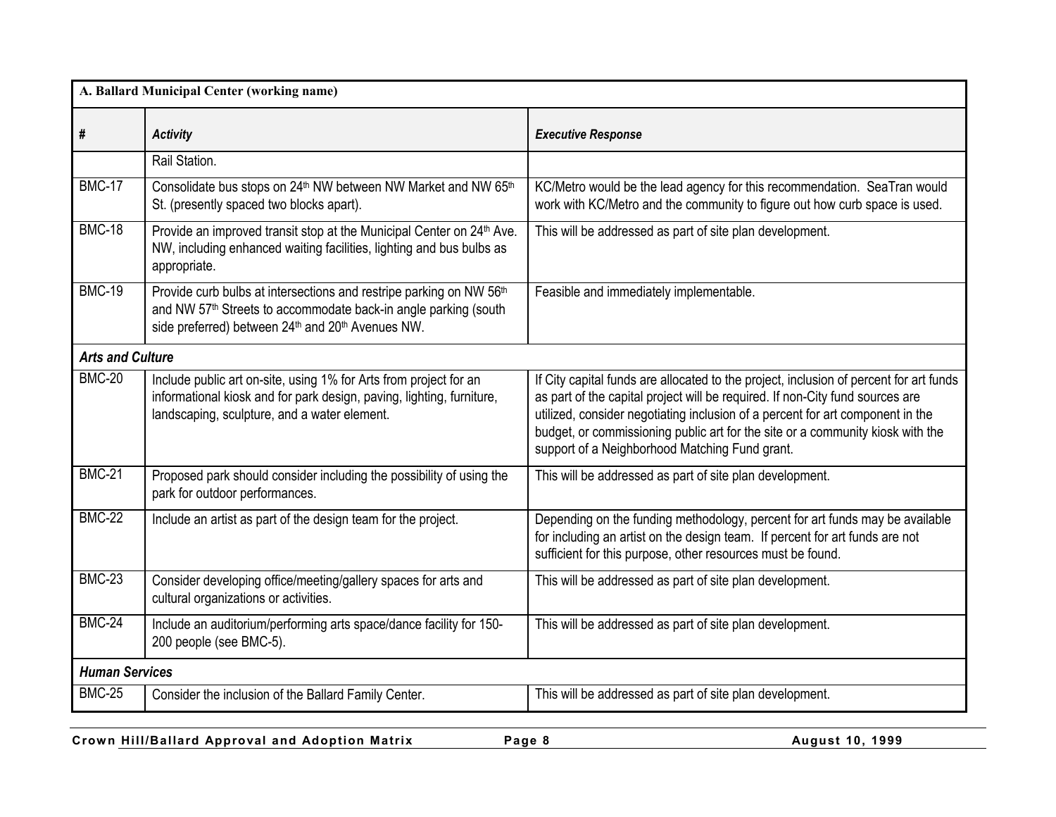| A. Ballard Municipal Center (working name) | | |
|---|---|---|
| **#** | ***Activity*** | ***Executive Response*** |
| | Rail Station. | |
| BMC-17 | Consolidate bus stops on 24th NW between NW Market and NW 65th St. (presently spaced two blocks apart). | KC/Metro would be the lead agency for this recommendation. SeaTran would work with KC/Metro and the community to figure out how curb space is used. |
| BMC-18 | Provide an improved transit stop at the Municipal Center on 24th Ave. NW, including enhanced waiting facilities, lighting and bus bulbs as appropriate. | This will be addressed as part of site plan development. |
| BMC-19 | Provide curb bulbs at intersections and restripe parking on NW 56th and NW 57th Streets to accommodate back-in angle parking (south side preferred) between 24th and 20th Avenues NW. | Feasible and immediately implementable. |
| ***Arts and Culture*** | | |
| BMC-20 | Include public art on-site, using 1% for Arts from project for an informational kiosk and for park design, paving, lighting, furniture, landscaping, sculpture, and a water element. | If City capital funds are allocated to the project, inclusion of percent for art funds as part of the capital project will be required. If non-City fund sources are utilized, consider negotiating inclusion of a percent for art component in the budget, or commissioning public art for the site or a community kiosk with the support of a Neighborhood Matching Fund grant. |
| BMC-21 | Proposed park should consider including the possibility of using the park for outdoor performances. | This will be addressed as part of site plan development. |
| BMC-22 | Include an artist as part of the design team for the project. | Depending on the funding methodology, percent for art funds may be available for including an artist on the design team. If percent for art funds are not sufficient for this purpose, other resources must be found. |
| BMC-23 | Consider developing office/meeting/gallery spaces for arts and cultural organizations or activities. | This will be addressed as part of site plan development. |
| BMC-24 | Include an auditorium/performing arts space/dance facility for 150-200 people (see BMC-5). | This will be addressed as part of site plan development. |
| ***Human Services*** | | |
| BMC-25 | Consider the inclusion of the Ballard Family Center. | This will be addressed as part of site plan development. |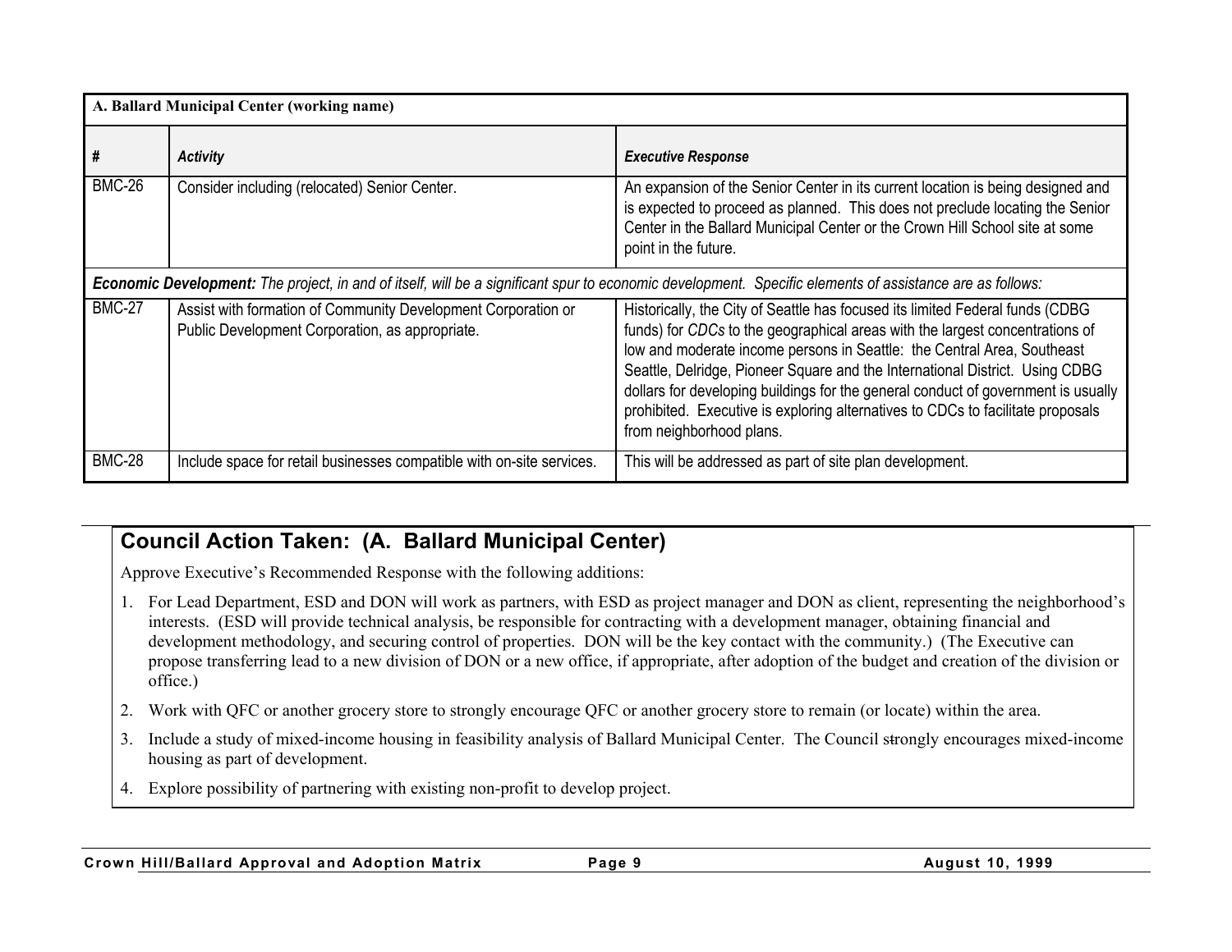| A. Ballard Municipal Center (working name) | | |
|---|---|---|
| **#** | ***Activity*** | ***Executive Response*** |
| BMC-26 | Consider including (relocated) Senior Center. | An expansion of the Senior Center in its current location is being designed and is expected to proceed as planned. This does not preclude locating the Senior Center in the Ballard Municipal Center or the Crown Hill School site at some point in the future. |
| ***Economic Development:*** *The project, in and of itself, will be a significant spur to economic development. Specific elements of assistance are as follows:* | | |
| BMC-27 | Assist with formation of Community Development Corporation or Public Development Corporation, as appropriate. | Historically, the City of Seattle has focused its limited Federal funds (CDBG funds) for *CDCs* to the geographical areas with the largest concentrations of low and moderate income persons in Seattle: the Central Area, Southeast Seattle, Delridge, Pioneer Square and the International District. Using CDBG dollars for developing buildings for the general conduct of government is usually prohibited. Executive is exploring alternatives to CDCs to facilitate proposals from neighborhood plans. |
| BMC-28 | Include space for retail businesses compatible with on-site services. | This will be addressed as part of site plan development. |

## Council Action Taken: (A. Ballard Municipal Center)

Approve Executive's Recommended Response with the following additions:

1. For Lead Department, ESD and DON will work as partners, with ESD as project manager and DON as client, representing the neighborhood's interests. (ESD will provide technical analysis, be responsible for contracting with a development manager, obtaining financial and development methodology, and securing control of properties. DON will be the key contact with the community.) (The Executive can propose transferring lead to a new division of DON or a new office, if appropriate, after adoption of the budget and creation of the division or office.)
2. Work with QFC or another grocery store to strongly encourage QFC or another grocery store to remain (or locate) within the area.
3. Include a study of mixed-income housing in feasibility analysis of Ballard Municipal Center. The Council strongly encourages mixed-income housing as part of development.
4. Explore possibility of partnering with existing non-profit to develop project.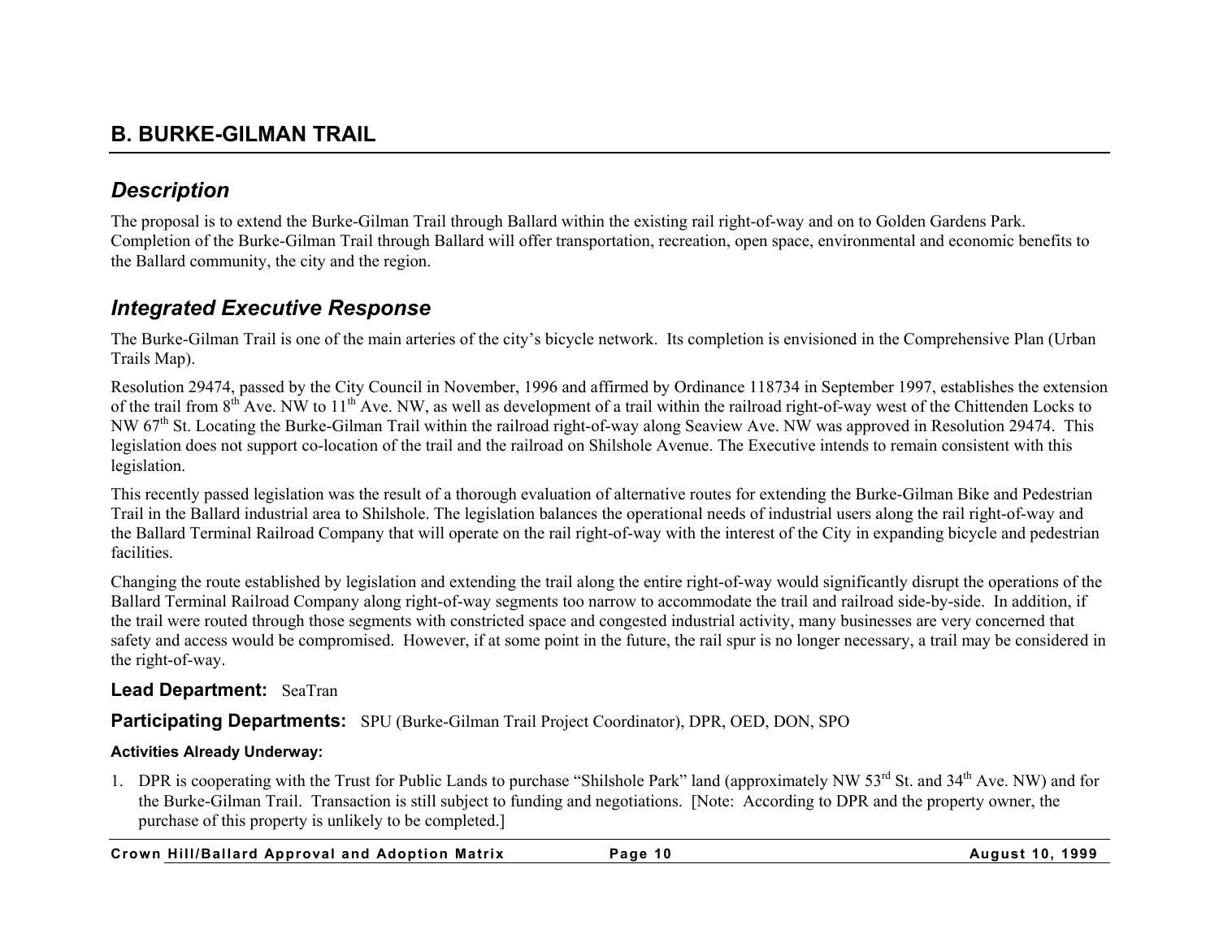## B. BURKE-GILMAN TRAIL

### *Description*

The proposal is to extend the Burke-Gilman Trail through Ballard within the existing rail right-of-way and on to Golden Gardens Park. Completion of the Burke-Gilman Trail through Ballard will offer transportation, recreation, open space, environmental and economic benefits to the Ballard community, the city and the region.

### *Integrated Executive Response*

The Burke-Gilman Trail is one of the main arteries of the city's bicycle network. Its completion is envisioned in the Comprehensive Plan (Urban Trails Map).

Resolution 29474, passed by the City Council in November, 1996 and affirmed by Ordinance 118734 in September 1997, establishes the extension of the trail from 8th Ave. NW to 11th Ave. NW, as well as development of a trail within the railroad right-of-way west of the Chittenden Locks to NW 67th St. Locating the Burke-Gilman Trail within the railroad right-of-way along Seaview Ave. NW was approved in Resolution 29474. This legislation does not support co-location of the trail and the railroad on Shilshole Avenue. The Executive intends to remain consistent with this legislation.

This recently passed legislation was the result of a thorough evaluation of alternative routes for extending the Burke-Gilman Bike and Pedestrian Trail in the Ballard industrial area to Shilshole. The legislation balances the operational needs of industrial users along the rail right-of-way and the Ballard Terminal Railroad Company that will operate on the rail right-of-way with the interest of the City in expanding bicycle and pedestrian facilities.

Changing the route established by legislation and extending the trail along the entire right-of-way would significantly disrupt the operations of the Ballard Terminal Railroad Company along right-of-way segments too narrow to accommodate the trail and railroad side-by-side. In addition, if the trail were routed through those segments with constricted space and congested industrial activity, many businesses are very concerned that safety and access would be compromised. However, if at some point in the future, the rail spur is no longer necessary, a trail may be considered in the right-of-way.

**Lead Department:** SeaTran

**Participating Departments:** SPU (Burke-Gilman Trail Project Coordinator), DPR, OED, DON, SPO

**Activities Already Underway:**

1. DPR is cooperating with the Trust for Public Lands to purchase "Shilshole Park" land (approximately NW 53rd St. and 34th Ave. NW) and for the Burke-Gilman Trail. Transaction is still subject to funding and negotiations. [Note: According to DPR and the property owner, the purchase of this property is unlikely to be completed.]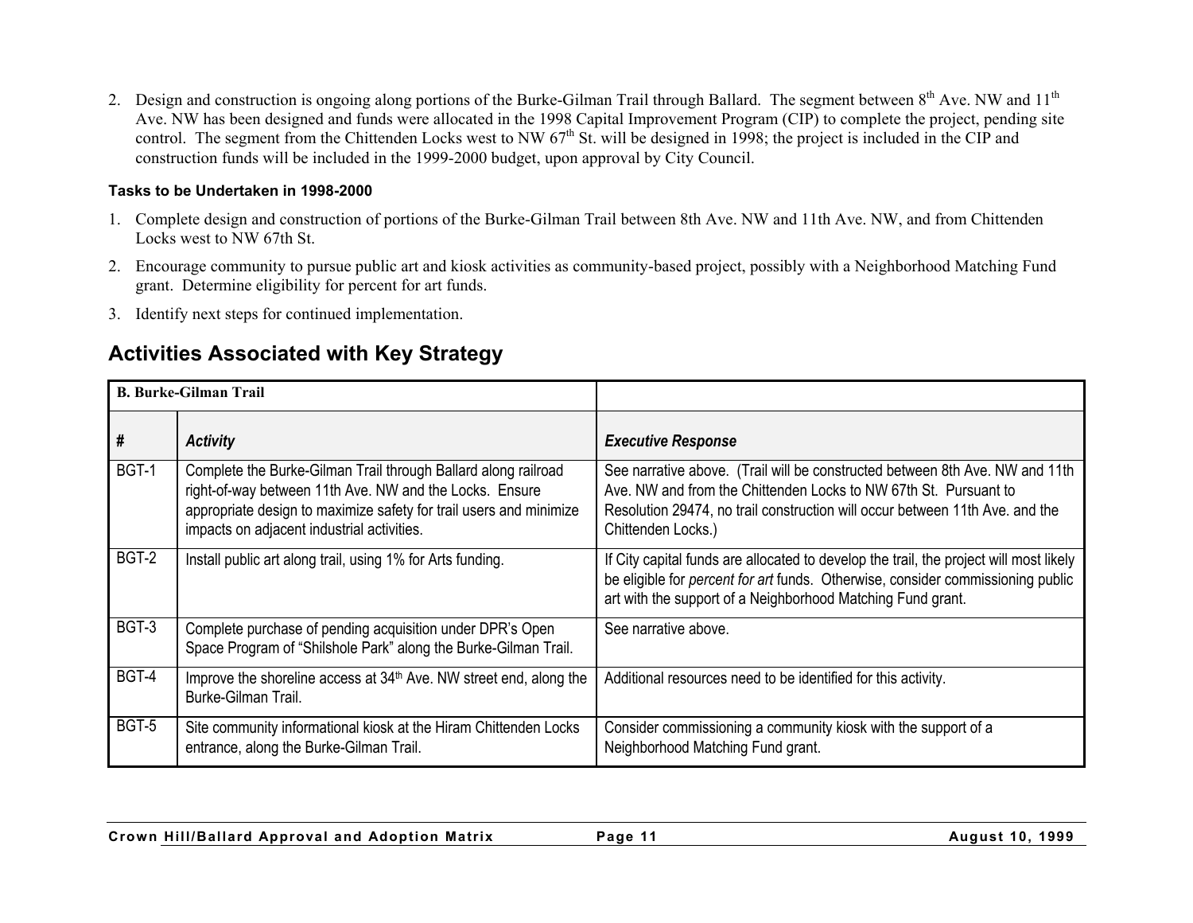2. Design and construction is ongoing along portions of the Burke-Gilman Trail through Ballard. The segment between 8th Ave. NW and 11th Ave. NW has been designed and funds were allocated in the 1998 Capital Improvement Program (CIP) to complete the project, pending site control. The segment from the Chittenden Locks west to NW 67th St. will be designed in 1998; the project is included in the CIP and construction funds will be included in the 1999-2000 budget, upon approval by City Council.

**Tasks to be Undertaken in 1998-2000**

1. Complete design and construction of portions of the Burke-Gilman Trail between 8th Ave. NW and 11th Ave. NW, and from Chittenden Locks west to NW 67th St.
2. Encourage community to pursue public art and kiosk activities as community-based project, possibly with a Neighborhood Matching Fund grant. Determine eligibility for percent for art funds.
3. Identify next steps for continued implementation.

## Activities Associated with Key Strategy

| **B. Burke-Gilman Trail** | | |
|---|---|---|
| ***#*** | ***Activity*** | ***Executive Response*** |
| BGT-1 | Complete the Burke-Gilman Trail through Ballard along railroad right-of-way between 11th Ave. NW and the Locks. Ensure appropriate design to maximize safety for trail users and minimize impacts on adjacent industrial activities. | See narrative above. (Trail will be constructed between 8th Ave. NW and 11th Ave. NW and from the Chittenden Locks to NW 67th St. Pursuant to Resolution 29474, no trail construction will occur between 11th Ave. and the Chittenden Locks.) |
| BGT-2 | Install public art along trail, using 1% for Arts funding. | If City capital funds are allocated to develop the trail, the project will most likely be eligible for *percent for art* funds. Otherwise, consider commissioning public art with the support of a Neighborhood Matching Fund grant. |
| BGT-3 | Complete purchase of pending acquisition under DPR's Open Space Program of "Shilshole Park" along the Burke-Gilman Trail. | See narrative above. |
| BGT-4 | Improve the shoreline access at 34th Ave. NW street end, along the Burke-Gilman Trail. | Additional resources need to be identified for this activity. |
| BGT-5 | Site community informational kiosk at the Hiram Chittenden Locks entrance, along the Burke-Gilman Trail. | Consider commissioning a community kiosk with the support of a Neighborhood Matching Fund grant. |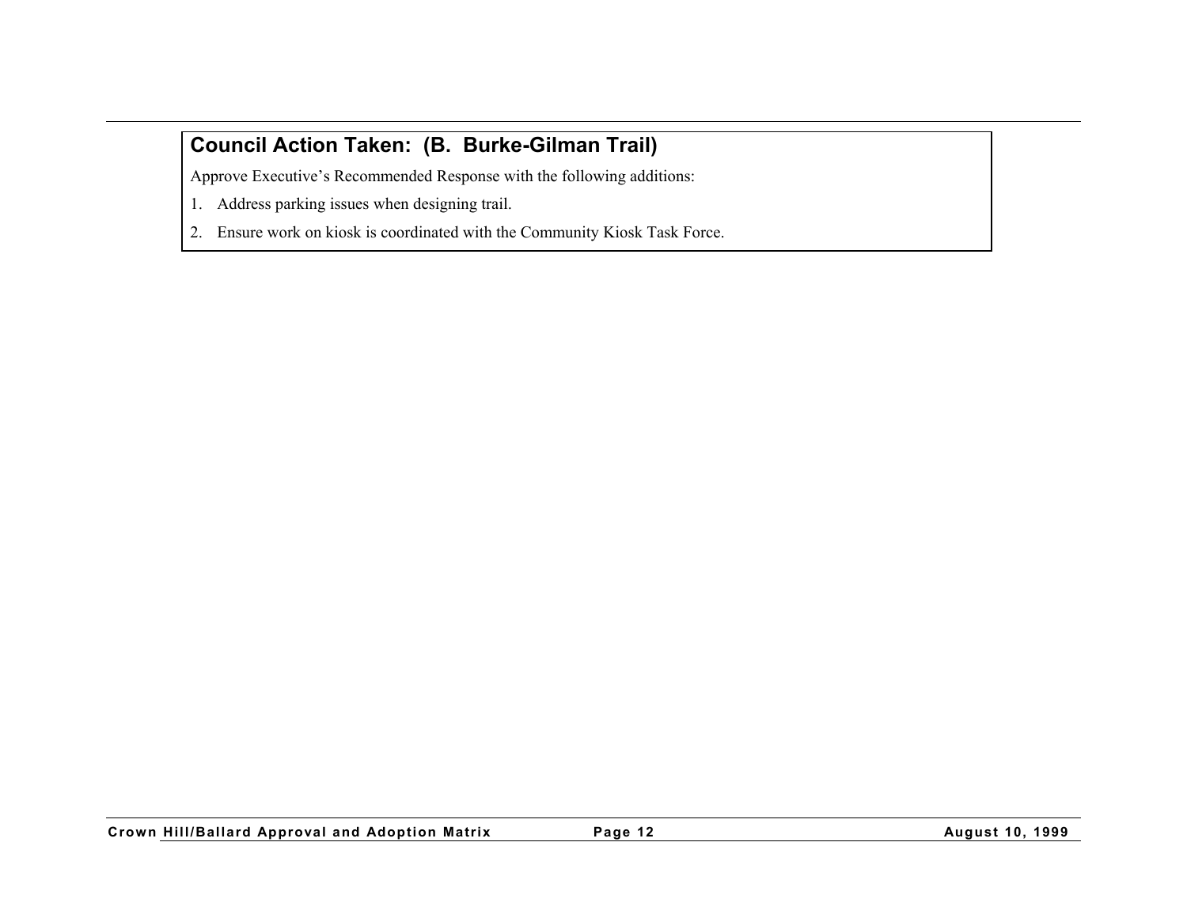## Council Action Taken: (B. Burke-Gilman Trail)

Approve Executive's Recommended Response with the following additions:

1. Address parking issues when designing trail.
2. Ensure work on kiosk is coordinated with the Community Kiosk Task Force.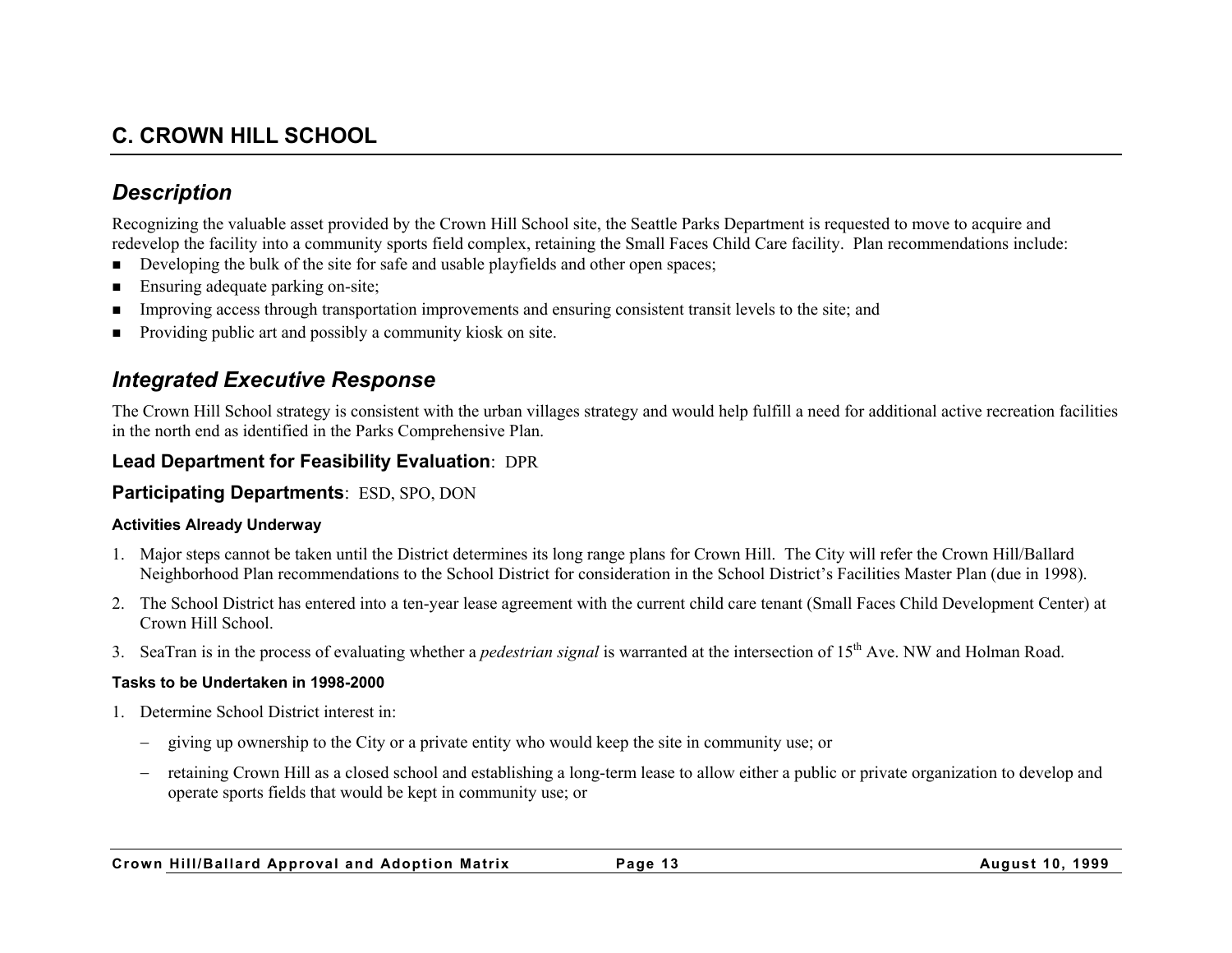## C. CROWN HILL SCHOOL

### *Description*

Recognizing the valuable asset provided by the Crown Hill School site, the Seattle Parks Department is requested to move to acquire and redevelop the facility into a community sports field complex, retaining the Small Faces Child Care facility. Plan recommendations include:

- Developing the bulk of the site for safe and usable playfields and other open spaces;
- Ensuring adequate parking on-site;
- Improving access through transportation improvements and ensuring consistent transit levels to the site; and
- Providing public art and possibly a community kiosk on site.

### *Integrated Executive Response*

The Crown Hill School strategy is consistent with the urban villages strategy and would help fulfill a need for additional active recreation facilities in the north end as identified in the Parks Comprehensive Plan.

**Lead Department for Feasibility Evaluation**: DPR

**Participating Departments**: ESD, SPO, DON

#### Activities Already Underway

1. Major steps cannot be taken until the District determines its long range plans for Crown Hill. The City will refer the Crown Hill/Ballard Neighborhood Plan recommendations to the School District for consideration in the School District's Facilities Master Plan (due in 1998).
2. The School District has entered into a ten-year lease agreement with the current child care tenant (Small Faces Child Development Center) at Crown Hill School.
3. SeaTran is in the process of evaluating whether a *pedestrian signal* is warranted at the intersection of 15th Ave. NW and Holman Road.

#### Tasks to be Undertaken in 1998-2000

1. Determine School District interest in:
   - giving up ownership to the City or a private entity who would keep the site in community use; or
   - retaining Crown Hill as a closed school and establishing a long-term lease to allow either a public or private organization to develop and operate sports fields that would be kept in community use; or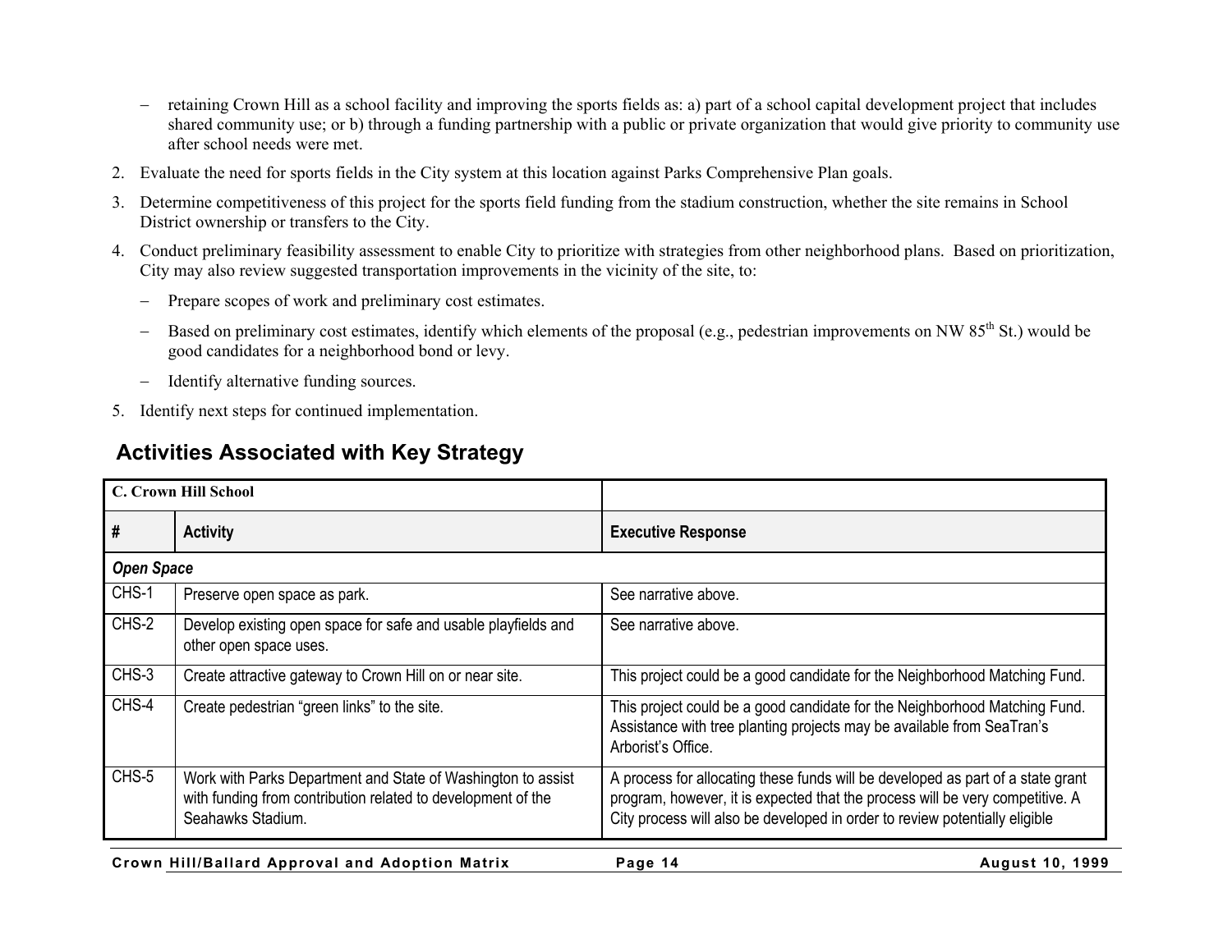- retaining Crown Hill as a school facility and improving the sports fields as: a) part of a school capital development project that includes shared community use; or b) through a funding partnership with a public or private organization that would give priority to community use after school needs were met.

2. Evaluate the need for sports fields in the City system at this location against Parks Comprehensive Plan goals.
3. Determine competitiveness of this project for the sports field funding from the stadium construction, whether the site remains in School District ownership or transfers to the City.
4. Conduct preliminary feasibility assessment to enable City to prioritize with strategies from other neighborhood plans. Based on prioritization, City may also review suggested transportation improvements in the vicinity of the site, to:
   - Prepare scopes of work and preliminary cost estimates.
   - Based on preliminary cost estimates, identify which elements of the proposal (e.g., pedestrian improvements on NW 85th St.) would be good candidates for a neighborhood bond or levy.
   - Identify alternative funding sources.
5. Identify next steps for continued implementation.

## Activities Associated with Key Strategy

| **C. Crown Hill School** | | |
|---|---|---|
| **#** | **Activity** | **Executive Response** |
| ***Open Space*** | | |
| CHS-1 | Preserve open space as park. | See narrative above. |
| CHS-2 | Develop existing open space for safe and usable playfields and other open space uses. | See narrative above. |
| CHS-3 | Create attractive gateway to Crown Hill on or near site. | This project could be a good candidate for the Neighborhood Matching Fund. |
| CHS-4 | Create pedestrian "green links" to the site. | This project could be a good candidate for the Neighborhood Matching Fund. Assistance with tree planting projects may be available from SeaTran's Arborist's Office. |
| CHS-5 | Work with Parks Department and State of Washington to assist with funding from contribution related to development of the Seahawks Stadium. | A process for allocating these funds will be developed as part of a state grant program, however, it is expected that the process will be very competitive. A City process will also be developed in order to review potentially eligible |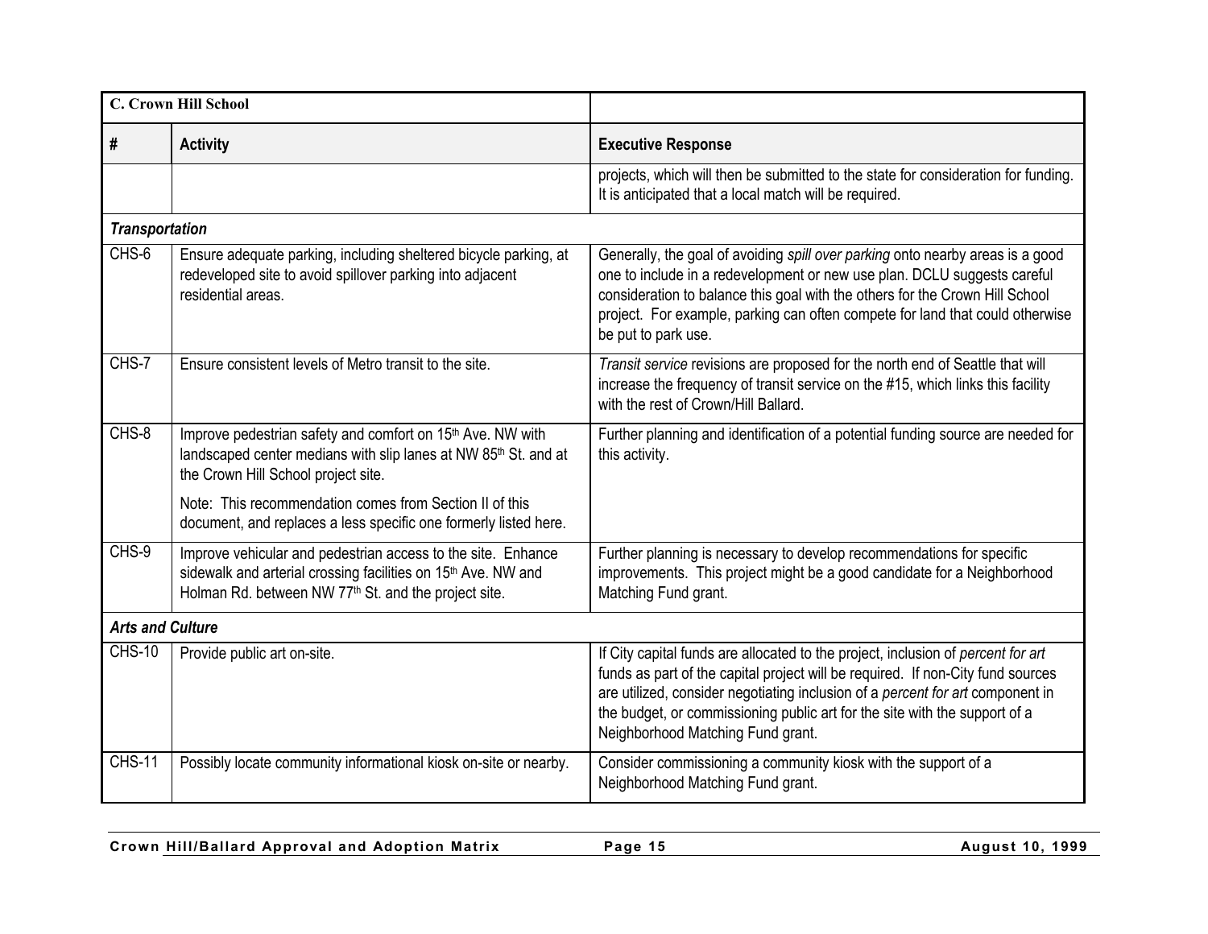| C. Crown Hill School | | |
|---|---|---|
| **#** | **Activity** | **Executive Response** |
| | | projects, which will then be submitted to the state for consideration for funding. It is anticipated that a local match will be required. |
| ***Transportation*** | | |
| CHS-6 | Ensure adequate parking, including sheltered bicycle parking, at redeveloped site to avoid spillover parking into adjacent residential areas. | Generally, the goal of avoiding *spill over parking* onto nearby areas is a good one to include in a redevelopment or new use plan. DCLU suggests careful consideration to balance this goal with the others for the Crown Hill School project. For example, parking can often compete for land that could otherwise be put to park use. |
| CHS-7 | Ensure consistent levels of Metro transit to the site. | *Transit service* revisions are proposed for the north end of Seattle that will increase the frequency of transit service on the #15, which links this facility with the rest of Crown/Hill Ballard. |
| CHS-8 | Improve pedestrian safety and comfort on 15th Ave. NW with landscaped center medians with slip lanes at NW 85th St. and at the Crown Hill School project site.<br><br>Note: This recommendation comes from Section II of this document, and replaces a less specific one formerly listed here. | Further planning and identification of a potential funding source are needed for this activity. |
| CHS-9 | Improve vehicular and pedestrian access to the site. Enhance sidewalk and arterial crossing facilities on 15th Ave. NW and Holman Rd. between NW 77th St. and the project site. | Further planning is necessary to develop recommendations for specific improvements. This project might be a good candidate for a Neighborhood Matching Fund grant. |
| ***Arts and Culture*** | | |
| CHS-10 | Provide public art on-site. | If City capital funds are allocated to the project, inclusion of *percent for art* funds as part of the capital project will be required. If non-City fund sources are utilized, consider negotiating inclusion of a *percent for art* component in the budget, or commissioning public art for the site with the support of a Neighborhood Matching Fund grant. |
| CHS-11 | Possibly locate community informational kiosk on-site or nearby. | Consider commissioning a community kiosk with the support of a Neighborhood Matching Fund grant. |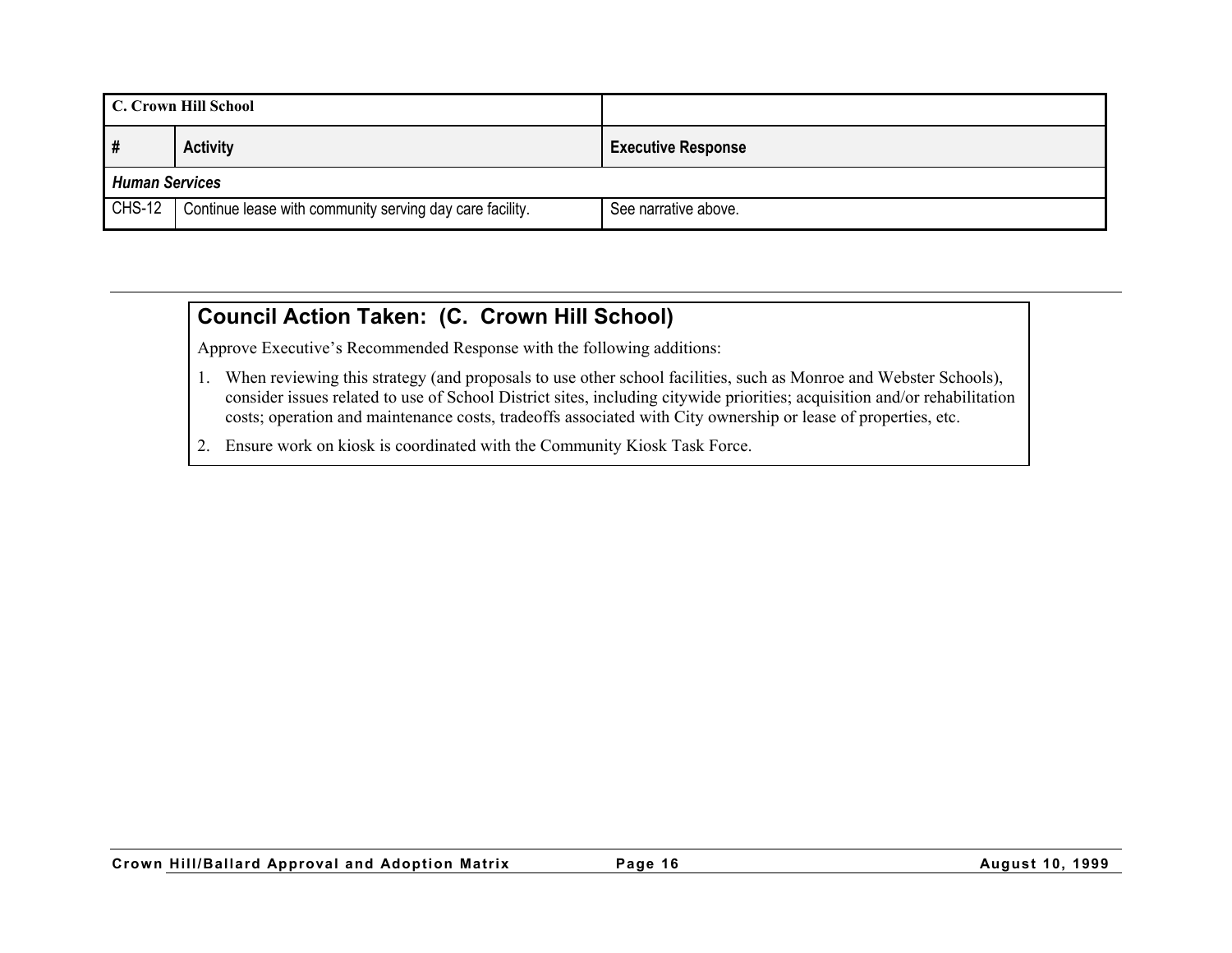| C. Crown Hill School | | |
|---|---|---|
| **#** | **Activity** | **Executive Response** |
| ***Human Services*** | | |
| CHS-12 | Continue lease with community serving day care facility. | See narrative above. |

## Council Action Taken: (C. Crown Hill School)

Approve Executive's Recommended Response with the following additions:

1. When reviewing this strategy (and proposals to use other school facilities, such as Monroe and Webster Schools), consider issues related to use of School District sites, including citywide priorities; acquisition and/or rehabilitation costs; operation and maintenance costs, tradeoffs associated with City ownership or lease of properties, etc.
2. Ensure work on kiosk is coordinated with the Community Kiosk Task Force.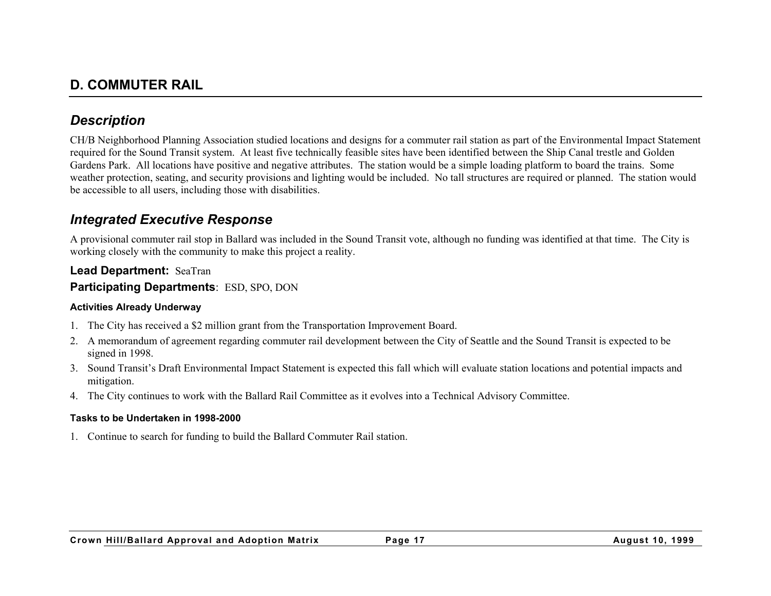## D. COMMUTER RAIL

### *Description*

CH/B Neighborhood Planning Association studied locations and designs for a commuter rail station as part of the Environmental Impact Statement required for the Sound Transit system. At least five technically feasible sites have been identified between the Ship Canal trestle and Golden Gardens Park. All locations have positive and negative attributes. The station would be a simple loading platform to board the trains. Some weather protection, seating, and security provisions and lighting would be included. No tall structures are required or planned. The station would be accessible to all users, including those with disabilities.

### *Integrated Executive Response*

A provisional commuter rail stop in Ballard was included in the Sound Transit vote, although no funding was identified at that time. The City is working closely with the community to make this project a reality.

**Lead Department:** SeaTran

**Participating Departments**: ESD, SPO, DON

#### Activities Already Underway

1. The City has received a $2 million grant from the Transportation Improvement Board.
2. A memorandum of agreement regarding commuter rail development between the City of Seattle and the Sound Transit is expected to be signed in 1998.
3. Sound Transit's Draft Environmental Impact Statement is expected this fall which will evaluate station locations and potential impacts and mitigation.
4. The City continues to work with the Ballard Rail Committee as it evolves into a Technical Advisory Committee.

#### Tasks to be Undertaken in 1998-2000

1. Continue to search for funding to build the Ballard Commuter Rail station.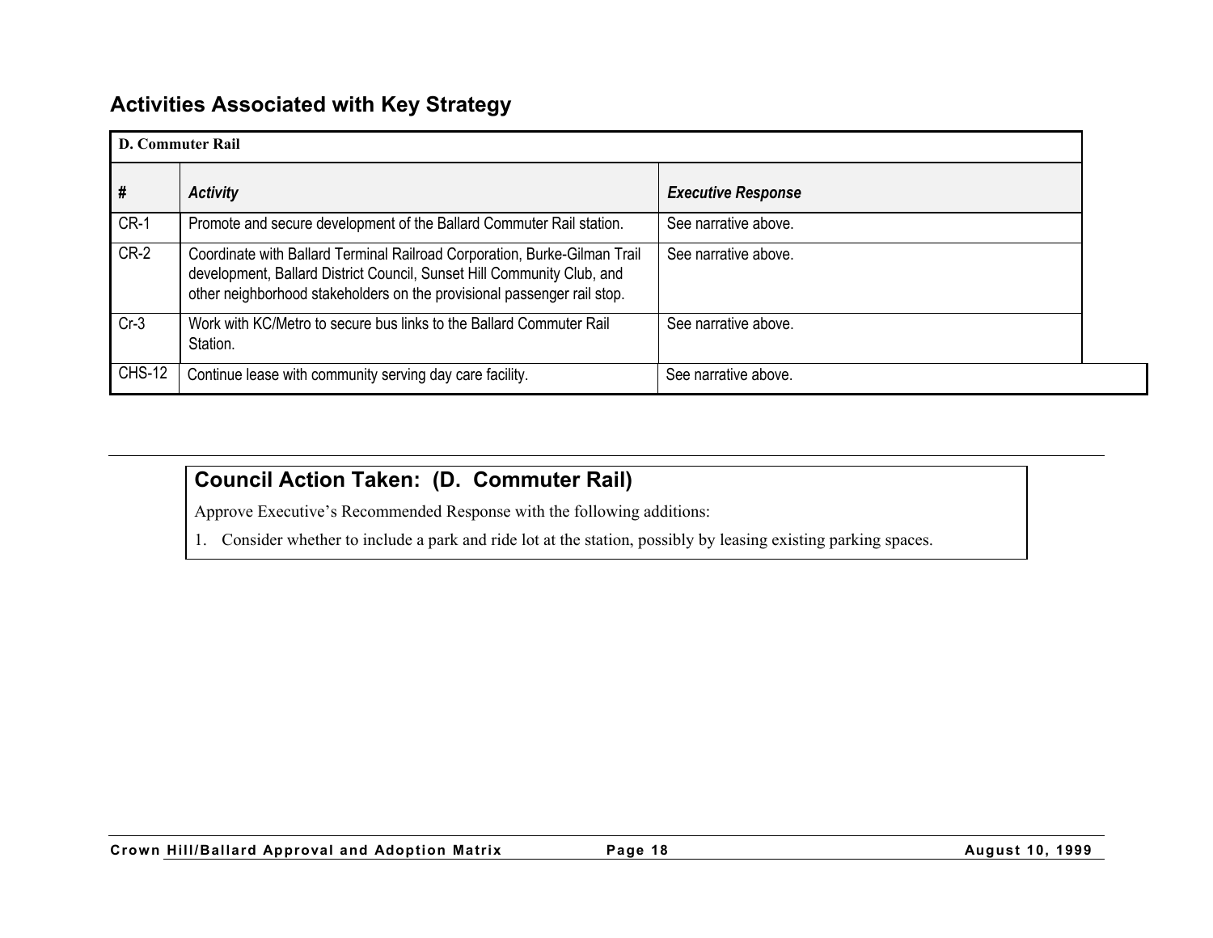## Activities Associated with Key Strategy

| D. Commuter Rail | | |
|---|---|---|
| **#** | ***Activity*** | ***Executive Response*** |
| CR-1 | Promote and secure development of the Ballard Commuter Rail station. | See narrative above. |
| CR-2 | Coordinate with Ballard Terminal Railroad Corporation, Burke-Gilman Trail development, Ballard District Council, Sunset Hill Community Club, and other neighborhood stakeholders on the provisional passenger rail stop. | See narrative above. |
| Cr-3 | Work with KC/Metro to secure bus links to the Ballard Commuter Rail Station. | See narrative above. |
| CHS-12 | Continue lease with community serving day care facility. | See narrative above. |

## Council Action Taken: (D. Commuter Rail)

Approve Executive's Recommended Response with the following additions:

1. Consider whether to include a park and ride lot at the station, possibly by leasing existing parking spaces.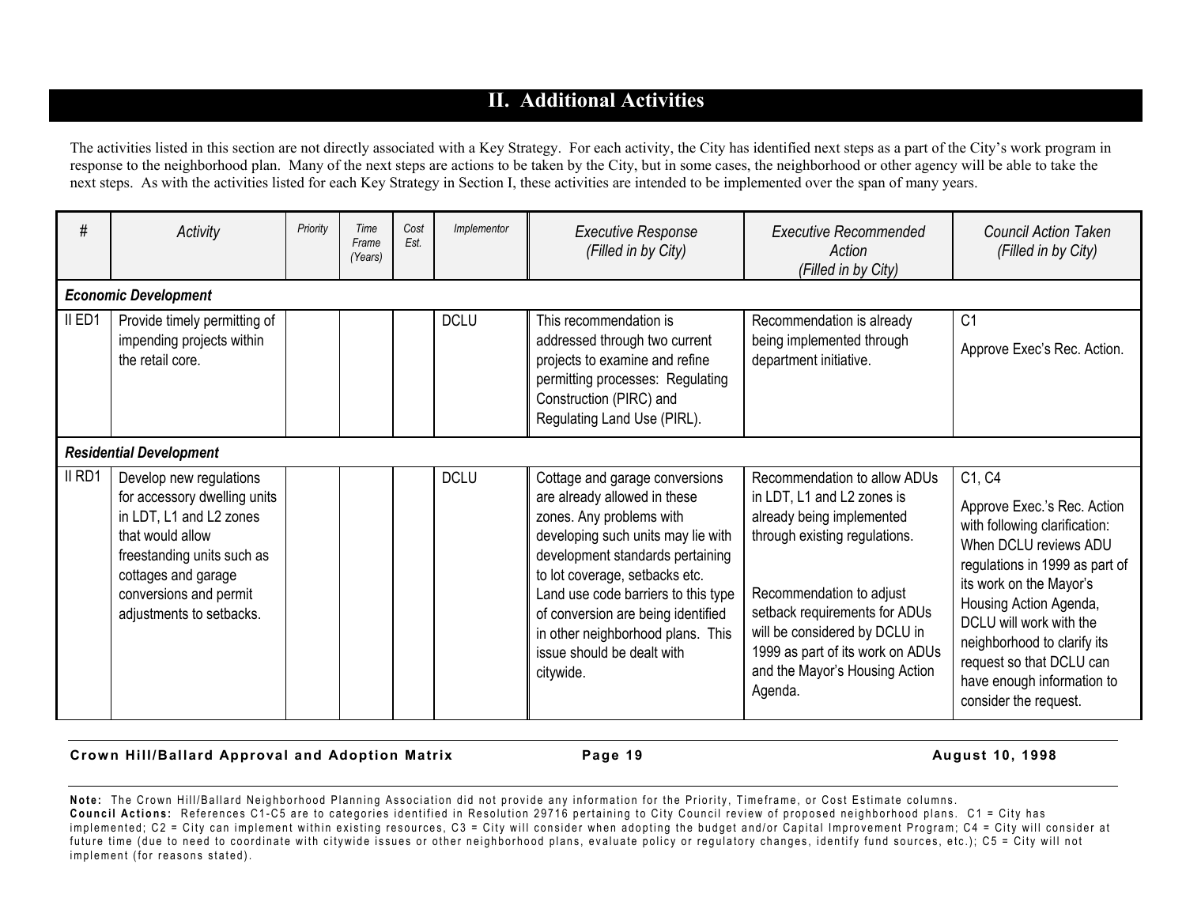## II. Additional Activities

The activities listed in this section are not directly associated with a Key Strategy. For each activity, the City has identified next steps as a part of the City's work program in response to the neighborhood plan. Many of the next steps are actions to be taken by the City, but in some cases, the neighborhood or other agency will be able to take the next steps. As with the activities listed for each Key Strategy in Section I, these activities are intended to be implemented over the span of many years.

| # | Activity | Priority | Time Frame (Years) | Cost Est. | Implementor | Executive Response (Filled in by City) | Executive Recommended Action (Filled in by City) | Council Action Taken (Filled in by City) |
|---|---|---|---|---|---|---|---|---|
| ***Economic Development*** | | | | | | | | |
| II ED1 | Provide timely permitting of impending projects within the retail core. | | | | DCLU | This recommendation is addressed through two current projects to examine and refine permitting processes: Regulating Construction (PIRC) and Regulating Land Use (PIRL). | Recommendation is already being implemented through department initiative. | C1<br>Approve Exec's Rec. Action. |
| ***Residential Development*** | | | | | | | | |
| II RD1 | Develop new regulations for accessory dwelling units in LDT, L1 and L2 zones that would allow freestanding units such as cottages and garage conversions and permit adjustments to setbacks. | | | | DCLU | Cottage and garage conversions are already allowed in these zones. Any problems with developing such units may lie with development standards pertaining to lot coverage, setbacks etc. Land use code barriers to this type of conversion are being identified in other neighborhood plans. This issue should be dealt with citywide. | Recommendation to allow ADUs in LDT, L1 and L2 zones is already being implemented through existing regulations.<br><br>Recommendation to adjust setback requirements for ADUs will be considered by DCLU in 1999 as part of its work on ADUs and the Mayor's Housing Action Agenda. | C1, C4<br>Approve Exec.'s Rec. Action with following clarification: When DCLU reviews ADU regulations in 1999 as part of its work on the Mayor's Housing Action Agenda, DCLU will work with the neighborhood to clarify its request so that DCLU can have enough information to consider the request. |

**Note:** The Crown Hill/Ballard Neighborhood Planning Association did not provide any information for the Priority, Timeframe, or Cost Estimate columns.
**Council Actions:** References C1-C5 are to categories identified in Resolution 29716 pertaining to City Council review of proposed neighborhood plans. C1 = City has implemented; C2 = City can implement within existing resources, C3 = City will consider when adopting the budget and/or Capital Improvement Program; C4 = City will consider at future time (due to need to coordinate with citywide issues or other neighborhood plans, evaluate policy or regulatory changes, identify fund sources, etc.); C5 = City will not implement (for reasons stated).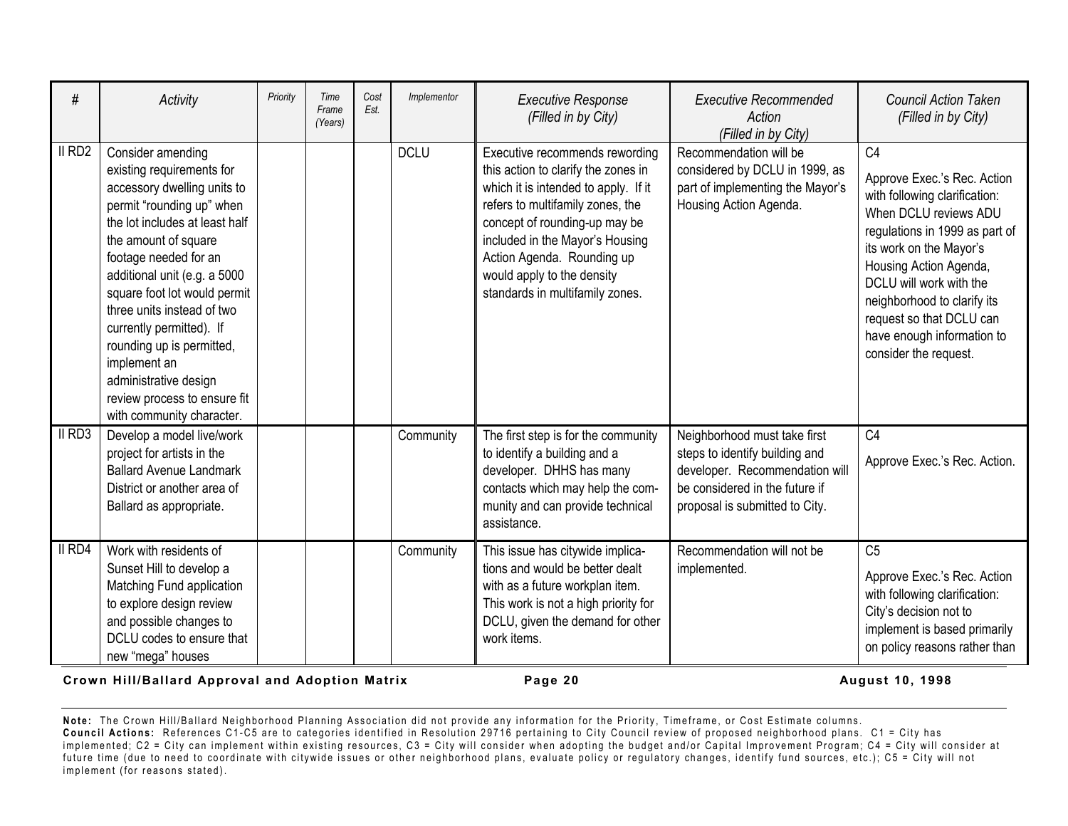| # | Activity | Priority | Time Frame (Years) | Cost Est. | Implementor | Executive Response (Filled in by City) | Executive Recommended Action (Filled in by City) | Council Action Taken (Filled in by City) |
|---|---|---|---|---|---|---|---|---|
| II RD2 | Consider amending existing requirements for accessory dwelling units to permit "rounding up" when the lot includes at least half the amount of square footage needed for an additional unit (e.g. a 5000 square foot lot would permit three units instead of two currently permitted). If rounding up is permitted, implement an administrative design review process to ensure fit with community character. | | | | DCLU | Executive recommends rewording this action to clarify the zones in which it is intended to apply. If it refers to multifamily zones, the concept of rounding-up may be included in the Mayor's Housing Action Agenda. Rounding up would apply to the density standards in multifamily zones. | Recommendation will be considered by DCLU in 1999, as part of implementing the Mayor's Housing Action Agenda. | C4<br><br>Approve Exec.'s Rec. Action with following clarification: When DCLU reviews ADU regulations in 1999 as part of its work on the Mayor's Housing Action Agenda, DCLU will work with the neighborhood to clarify its request so that DCLU can have enough information to consider the request. |
| II RD3 | Develop a model live/work project for artists in the Ballard Avenue Landmark District or another area of Ballard as appropriate. | | | | Community | The first step is for the community to identify a building and a developer. DHHS has many contacts which may help the community and can provide technical assistance. | Neighborhood must take first steps to identify building and developer. Recommendation will be considered in the future if proposal is submitted to City. | C4<br><br>Approve Exec.'s Rec. Action. |
| II RD4 | Work with residents of Sunset Hill to develop a Matching Fund application to explore design review and possible changes to DCLU codes to ensure that new "mega" houses | | | | Community | This issue has citywide implications and would be better dealt with as a future workplan item. This work is not a high priority for DCLU, given the demand for other work items. | Recommendation will not be implemented. | C5<br><br>Approve Exec.'s Rec. Action with following clarification: City's decision not to implement is based primarily on policy reasons rather than |

**Crown Hill/Ballard Approval and Adoption Matrix** **August 10, 1998**

**Note:** The Crown Hill/Ballard Neighborhood Planning Association did not provide any information for the Priority, Timeframe, or Cost Estimate columns.
**Council Actions:** References C1-C5 are to categories identified in Resolution 29716 pertaining to City Council review of proposed neighborhood plans. C1 = City has implemented; C2 = City can implement within existing resources, C3 = City will consider when adopting the budget and/or Capital Improvement Program; C4 = City will consider at future time (due to need to coordinate with citywide issues or other neighborhood plans, evaluate policy or regulatory changes, identify fund sources, etc.); C5 = City will not implement (for reasons stated).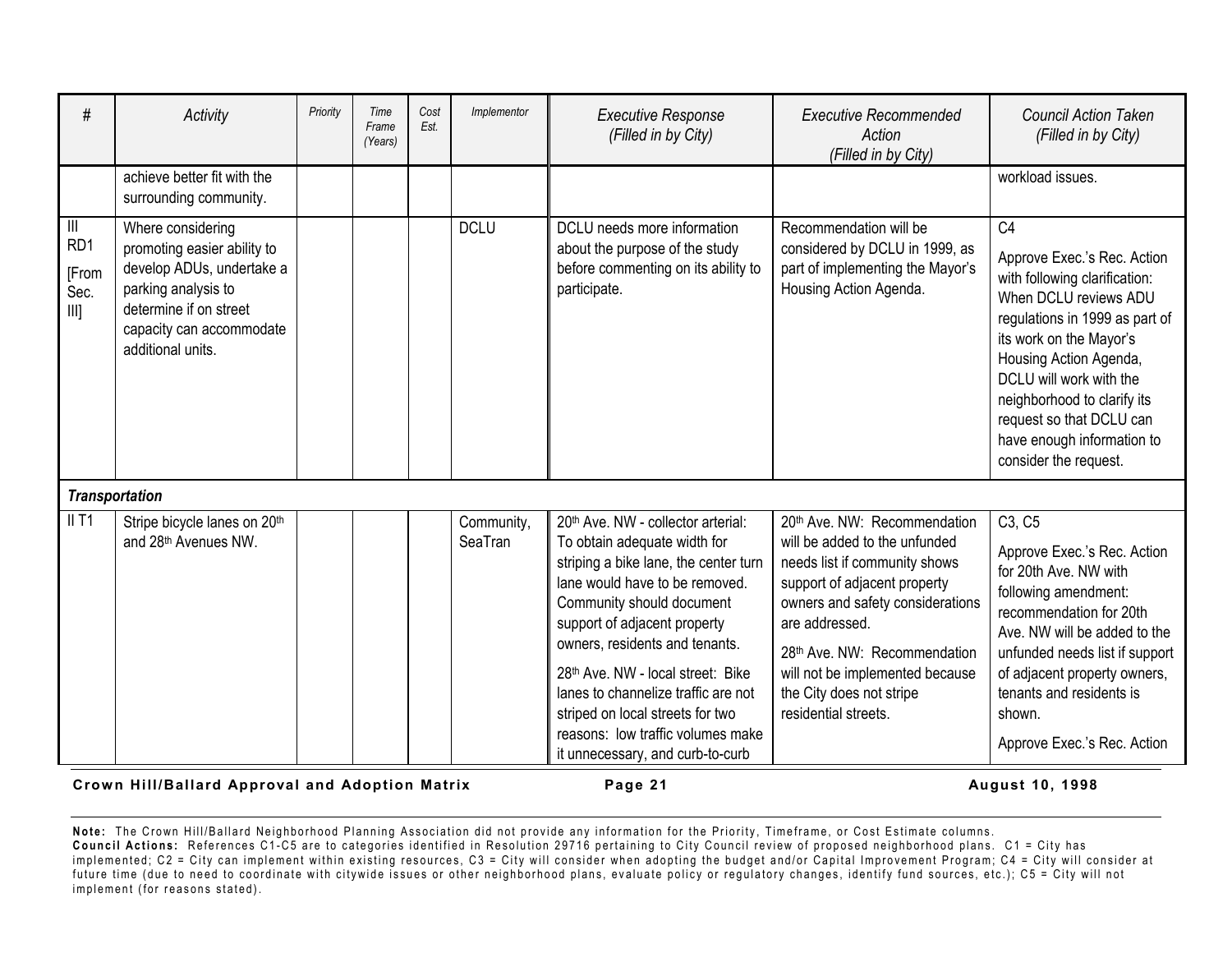| # | Activity | Priority | Time Frame (Years) | Cost Est. | Implementor | Executive Response (Filled in by City) | Executive Recommended Action (Filled in by City) | Council Action Taken (Filled in by City) |
|---|---|---|---|---|---|---|---|---|
| | achieve better fit with the surrounding community. | | | | | | | workload issues. |
| III RD1 [From Sec. III] | Where considering promoting easier ability to develop ADUs, undertake a parking analysis to determine if on street capacity can accommodate additional units. | | | | DCLU | DCLU needs more information about the purpose of the study before commenting on its ability to participate. | Recommendation will be considered by DCLU in 1999, as part of implementing the Mayor's Housing Action Agenda. | C4<br><br>Approve Exec.'s Rec. Action with following clarification: When DCLU reviews ADU regulations in 1999 as part of its work on the Mayor's Housing Action Agenda, DCLU will work with the neighborhood to clarify its request so that DCLU can have enough information to consider the request. |
| ***Transportation*** | | | | | | | | |
| II T1 | Stripe bicycle lanes on 20th and 28th Avenues NW. | | | | Community, SeaTran | 20th Ave. NW - collector arterial: To obtain adequate width for striping a bike lane, the center turn lane would have to be removed. Community should document support of adjacent property owners, residents and tenants.<br><br>28th Ave. NW - local street: Bike lanes to channelize traffic are not striped on local streets for two reasons: low traffic volumes make it unnecessary, and curb-to-curb | 20th Ave. NW: Recommendation will be added to the unfunded needs list if community shows support of adjacent property owners and safety considerations are addressed.<br><br>28th Ave. NW: Recommendation will not be implemented because the City does not stripe residential streets. | C3, C5<br><br>Approve Exec.'s Rec. Action for 20th Ave. NW with following amendment: recommendation for 20th Ave. NW will be added to the unfunded needs list if support of adjacent property owners, tenants and residents is shown.<br><br>Approve Exec.'s Rec. Action |

**Crown Hill/Ballard Approval and Adoption Matrix** **Page 21** **August 10, 1998**

**Note:** The Crown Hill/Ballard Neighborhood Planning Association did not provide any information for the Priority, Timeframe, or Cost Estimate columns.
**Council Actions:** References C1-C5 are to categories identified in Resolution 29716 pertaining to City Council review of proposed neighborhood plans. C1 = City has implemented; C2 = City can implement within existing resources, C3 = City will consider when adopting the budget and/or Capital Improvement Program; C4 = City will consider at future time (due to need to coordinate with citywide issues or other neighborhood plans, evaluate policy or regulatory changes, identify fund sources, etc.); C5 = City will not implement (for reasons stated).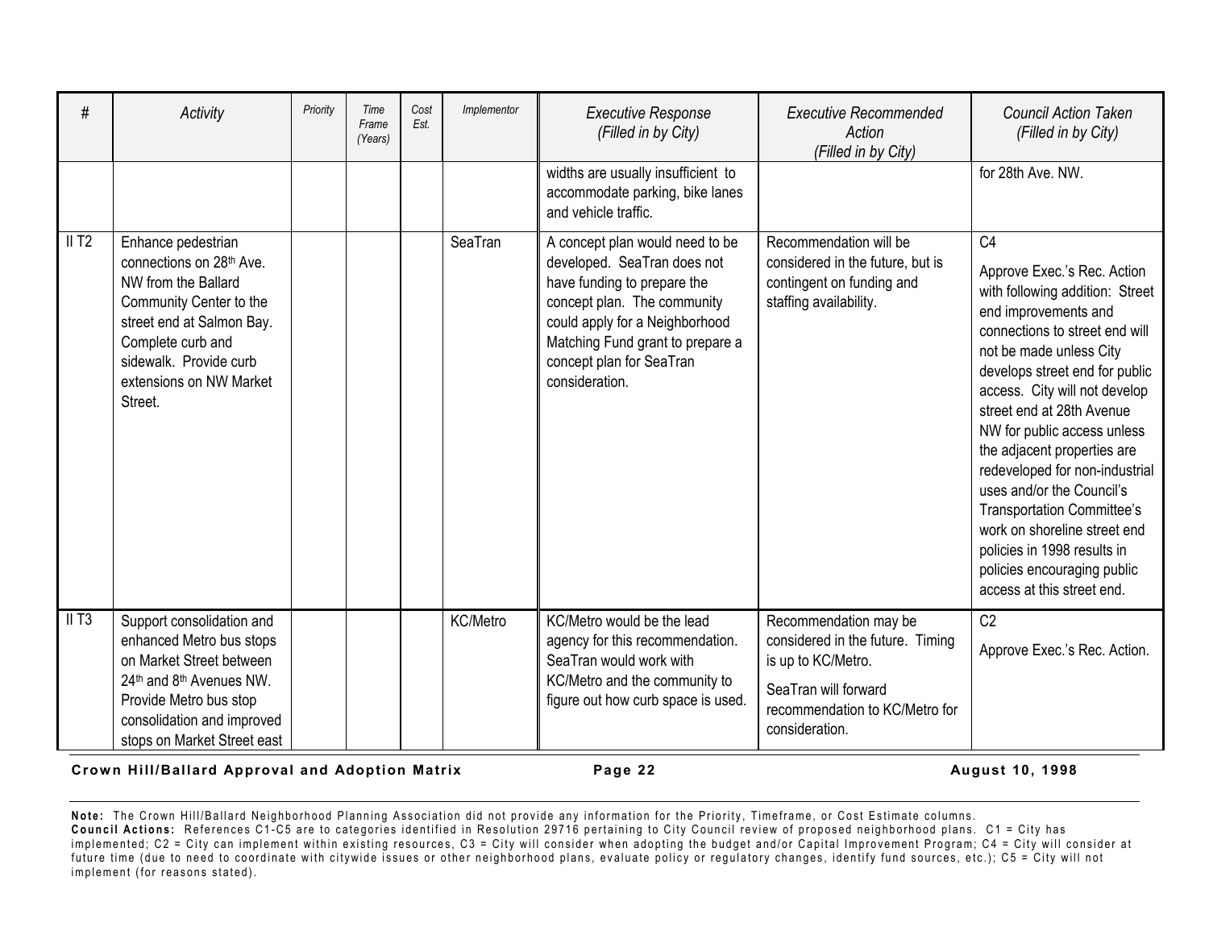| # | Activity | Priority | Time Frame (Years) | Cost Est. | Implementor | Executive Response (Filled in by City) | Executive Recommended Action (Filled in by City) | Council Action Taken (Filled in by City) |
|---|---|---|---|---|---|---|---|---|
| | | | | | | widths are usually insufficient to accommodate parking, bike lanes and vehicle traffic. | | for 28th Ave. NW. |
| II T2 | Enhance pedestrian connections on 28th Ave. NW from the Ballard Community Center to the street end at Salmon Bay. Complete curb and sidewalk. Provide curb extensions on NW Market Street. | | | | SeaTran | A concept plan would need to be developed. SeaTran does not have funding to prepare the concept plan. The community could apply for a Neighborhood Matching Fund grant to prepare a concept plan for SeaTran consideration. | Recommendation will be considered in the future, but is contingent on funding and staffing availability. | C4<br><br>Approve Exec.'s Rec. Action with following addition: Street end improvements and connections to street end will not be made unless City develops street end for public access. City will not develop street end at 28th Avenue NW for public access unless the adjacent properties are redeveloped for non-industrial uses and/or the Council's Transportation Committee's work on shoreline street end policies in 1998 results in policies encouraging public access at this street end. |
| II T3 | Support consolidation and enhanced Metro bus stops on Market Street between 24th and 8th Avenues NW. Provide Metro bus stop consolidation and improved stops on Market Street east | | | | KC/Metro | KC/Metro would be the lead agency for this recommendation. SeaTran would work with KC/Metro and the community to figure out how curb space is used. | Recommendation may be considered in the future. Timing is up to KC/Metro.<br><br>SeaTran will forward recommendation to KC/Metro for consideration. | C2<br><br>Approve Exec.'s Rec. Action. |

**Note:** The Crown Hill/Ballard Neighborhood Planning Association did not provide any information for the Priority, Timeframe, or Cost Estimate columns.
**Council Actions:** References C1-C5 are to categories identified in Resolution 29716 pertaining to City Council review of proposed neighborhood plans. C1 = City has implemented; C2 = City can implement within existing resources, C3 = City will consider when adopting the budget and/or Capital Improvement Program; C4 = City will consider at future time (due to need to coordinate with citywide issues or other neighborhood plans, evaluate policy or regulatory changes, identify fund sources, etc.); C5 = City will not implement (for reasons stated).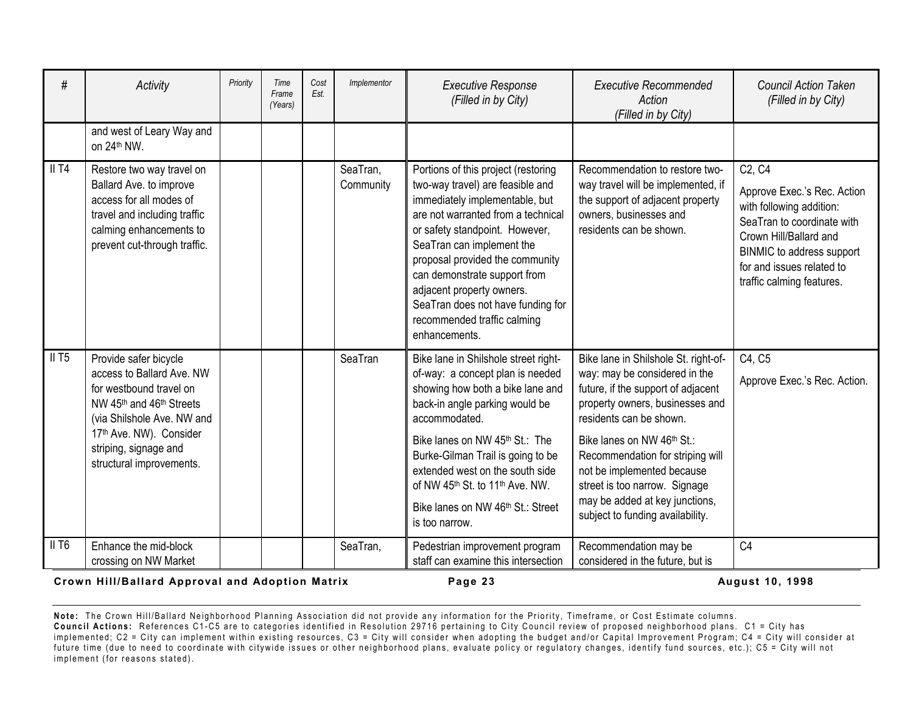| # | Activity | Priority | Time Frame (Years) | Cost Est. | Implementor | Executive Response (Filled in by City) | Executive Recommended Action (Filled in by City) | Council Action Taken (Filled in by City) |
|---|---|---|---|---|---|---|---|---|
| | and west of Leary Way and on 24th NW. | | | | | | | |
| II T4 | Restore two way travel on Ballard Ave. to improve access for all modes of travel and including traffic calming enhancements to prevent cut-through traffic. | | | | SeaTran, Community | Portions of this project (restoring two-way travel) are feasible and immediately implementable, but are not warranted from a technical or safety standpoint. However, SeaTran can implement the proposal provided the community can demonstrate support from adjacent property owners. SeaTran does not have funding for recommended traffic calming enhancements. | Recommendation to restore two-way travel will be implemented, if the support of adjacent property owners, businesses and residents can be shown. | C2, C4<br><br>Approve Exec.'s Rec. Action with following addition: SeaTran to coordinate with Crown Hill/Ballard and BINMIC to address support for and issues related to traffic calming features. |
| II T5 | Provide safer bicycle access to Ballard Ave. NW for westbound travel on NW 45th and 46th Streets (via Shilshole Ave. NW and 17th Ave. NW). Consider striping, signage and structural improvements. | | | | SeaTran | Bike lane in Shilshole street right-of-way: a concept plan is needed showing how both a bike lane and back-in angle parking would be accommodated.<br><br>Bike lanes on NW 45th St.: The Burke-Gilman Trail is going to be extended west on the south side of NW 45th St. to 11th Ave. NW.<br><br>Bike lanes on NW 46th St.: Street is too narrow. | Bike lane in Shilshole St. right-of-way: may be considered in the future, if the support of adjacent property owners, businesses and residents can be shown.<br><br>Bike lanes on NW 46th St.: Recommendation for striping will not be implemented because street is too narrow. Signage may be added at key junctions, subject to funding availability. | C4, C5<br><br>Approve Exec.'s Rec. Action. |
| II T6 | Enhance the mid-block crossing on NW Market | | | | SeaTran, | Pedestrian improvement program staff can examine this intersection | Recommendation may be considered in the future, but is | C4 |

**Note:** The Crown Hill/Ballard Neighborhood Planning Association did not provide any information for the Priority, Timeframe, or Cost Estimate columns.
**Council Actions:** References C1-C5 are to categories identified in Resolution 29716 pertaining to City Council review of proposed neighborhood plans. C1 = City has implemented; C2 = City can implement within existing resources, C3 = City will consider when adopting the budget and/or Capital Improvement Program; C4 = City will consider at future time (due to need to coordinate with citywide issues or other neighborhood plans, evaluate policy or regulatory changes, identify fund sources, etc.); C5 = City will not implement (for reasons stated).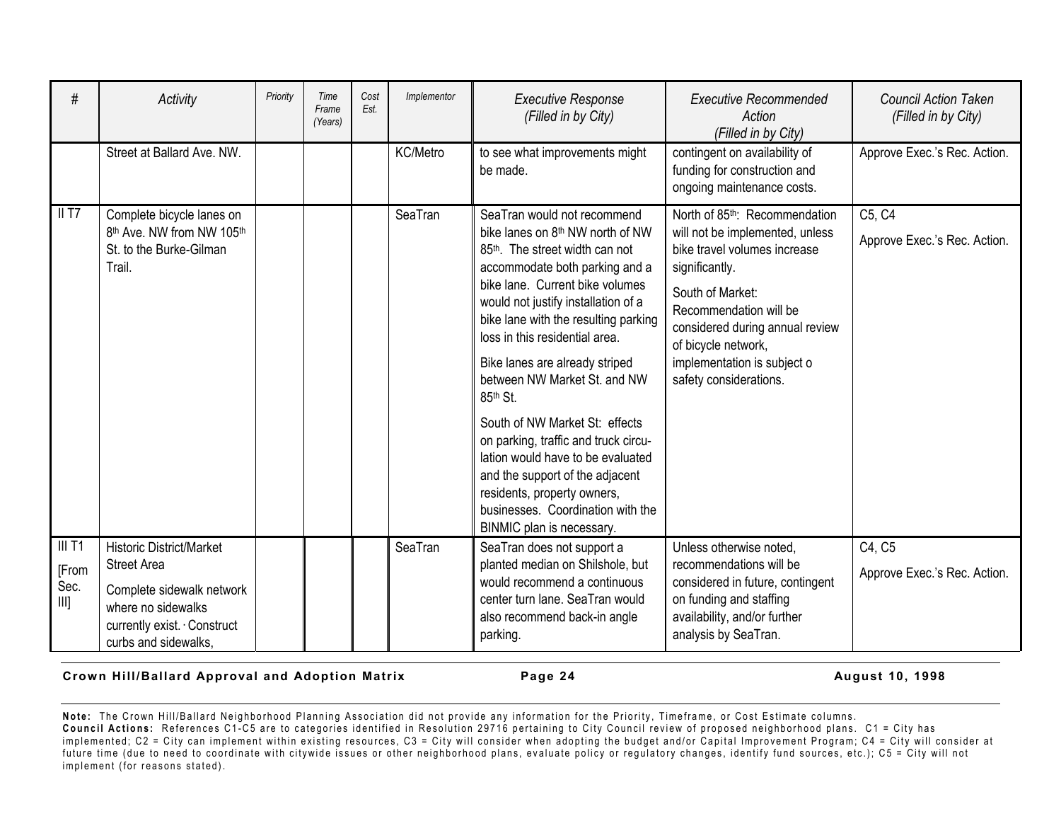| # | Activity | Priority | Time Frame (Years) | Cost Est. | Implementor | Executive Response (Filled in by City) | Executive Recommended Action (Filled in by City) | Council Action Taken (Filled in by City) |
|---|---|---|---|---|---|---|---|---|
| | Street at Ballard Ave. NW. | | | | KC/Metro | to see what improvements might be made. | contingent on availability of funding for construction and ongoing maintenance costs. | Approve Exec.'s Rec. Action. |
| II T7 | Complete bicycle lanes on 8th Ave. NW from NW 105th St. to the Burke-Gilman Trail. | | | | SeaTran | SeaTran would not recommend bike lanes on 8th NW north of NW 85th. The street width can not accommodate both parking and a bike lane. Current bike volumes would not justify installation of a bike lane with the resulting parking loss in this residential area.<br><br>Bike lanes are already striped between NW Market St. and NW 85th St.<br><br>South of NW Market St: effects on parking, traffic and truck circu-lation would have to be evaluated and the support of the adjacent residents, property owners, businesses. Coordination with the BINMIC plan is necessary. | North of 85th: Recommendation will not be implemented, unless bike travel volumes increase significantly.<br><br>South of Market: Recommendation will be considered during annual review of bicycle network, implementation is subject o safety considerations. | C5, C4<br><br>Approve Exec.'s Rec. Action. |
| III T1<br><br>[From Sec. III] | Historic District/Market Street Area<br><br>Complete sidewalk network where no sidewalks currently exist. · Construct curbs and sidewalks, | | | | SeaTran | SeaTran does not support a planted median on Shilshole, but would recommend a continuous center turn lane. SeaTran would also recommend back-in angle parking. | Unless otherwise noted, recommendations will be considered in future, contingent on funding and staffing availability, and/or further analysis by SeaTran. | C4, C5<br><br>Approve Exec.'s Rec. Action. |

**Note:** The Crown Hill/Ballard Neighborhood Planning Association did not provide any information for the Priority, Timeframe, or Cost Estimate columns.
**Council Actions:** References C1-C5 are to categories identified in Resolution 29716 pertaining to City Council review of proposed neighborhood plans. C1 = City has implemented; C2 = City can implement within existing resources, C3 = City will consider when adopting the budget and/or Capital Improvement Program; C4 = City will consider at future time (due to need to coordinate with citywide issues or other neighborhood plans, evaluate policy or regulatory changes, identify fund sources, etc.); C5 = City will not implement (for reasons stated).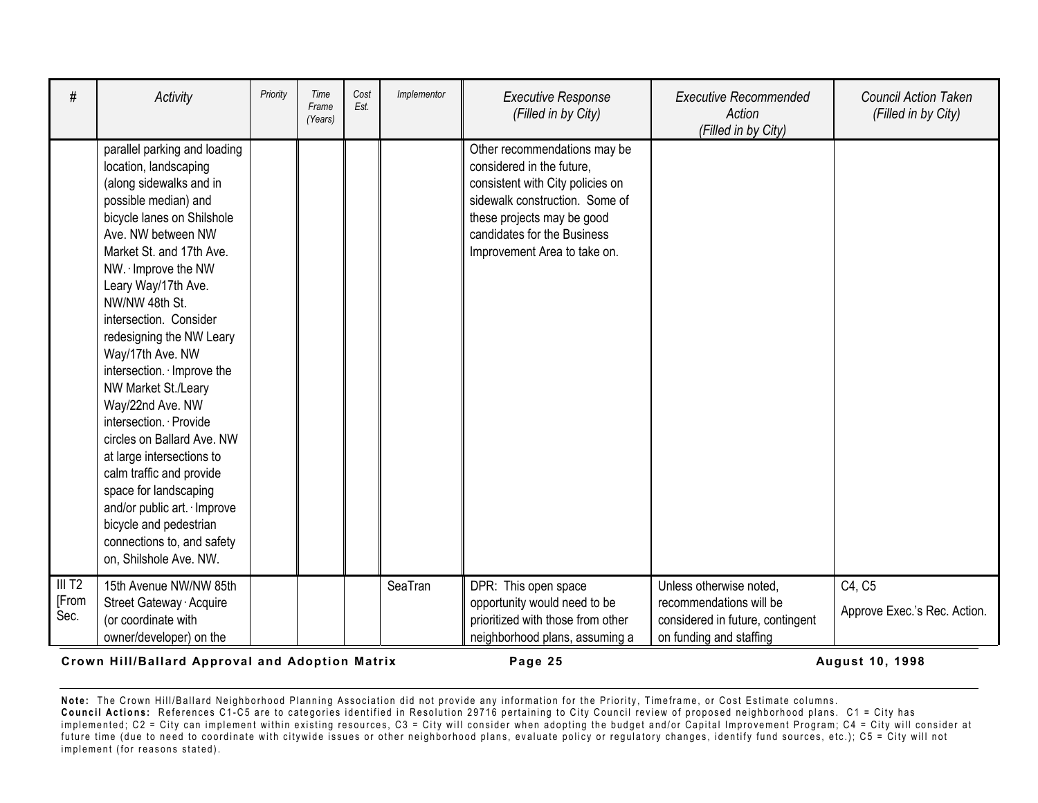| # | Activity | Priority | Time Frame (Years) | Cost Est. | Implementor | Executive Response (Filled in by City) | Executive Recommended Action (Filled in by City) | Council Action Taken (Filled in by City) |
|---|---|---|---|---|---|---|---|---|
| | parallel parking and loading location, landscaping (along sidewalks and in possible median) and bicycle lanes on Shilshole Ave. NW between NW Market St. and 17th Ave. NW. · Improve the NW Leary Way/17th Ave. NW/NW 48th St. intersection. Consider redesigning the NW Leary Way/17th Ave. NW intersection. · Improve the NW Market St./Leary Way/22nd Ave. NW intersection. · Provide circles on Ballard Ave. NW at large intersections to calm traffic and provide space for landscaping and/or public art. · Improve bicycle and pedestrian connections to, and safety on, Shilshole Ave. NW. | | | | | Other recommendations may be considered in the future, consistent with City policies on sidewalk construction. Some of these projects may be good candidates for the Business Improvement Area to take on. | | |
| III T2 [From Sec. | 15th Avenue NW/NW 85th Street Gateway · Acquire (or coordinate with owner/developer) on the | | | | SeaTran | DPR: This open space opportunity would need to be prioritized with those from other neighborhood plans, assuming a | Unless otherwise noted, recommendations will be considered in future, contingent on funding and staffing | C4, C5<br>Approve Exec.'s Rec. Action. |

**Crown Hill/Ballard Approval and Adoption Matrix** **Page 25** **August 10, 1998**

**Note:** The Crown Hill/Ballard Neighborhood Planning Association did not provide any information for the Priority, Timeframe, or Cost Estimate columns.
**Council Actions:** References C1-C5 are to categories identified in Resolution 29716 pertaining to City Council review of proposed neighborhood plans. C1 = City has implemented; C2 = City can implement within existing resources, C3 = City will consider when adopting the budget and/or Capital Improvement Program; C4 = City will consider at future time (due to need to coordinate with citywide issues or other neighborhood plans, evaluate policy or regulatory changes, identify fund sources, etc.); C5 = City will not implement (for reasons stated).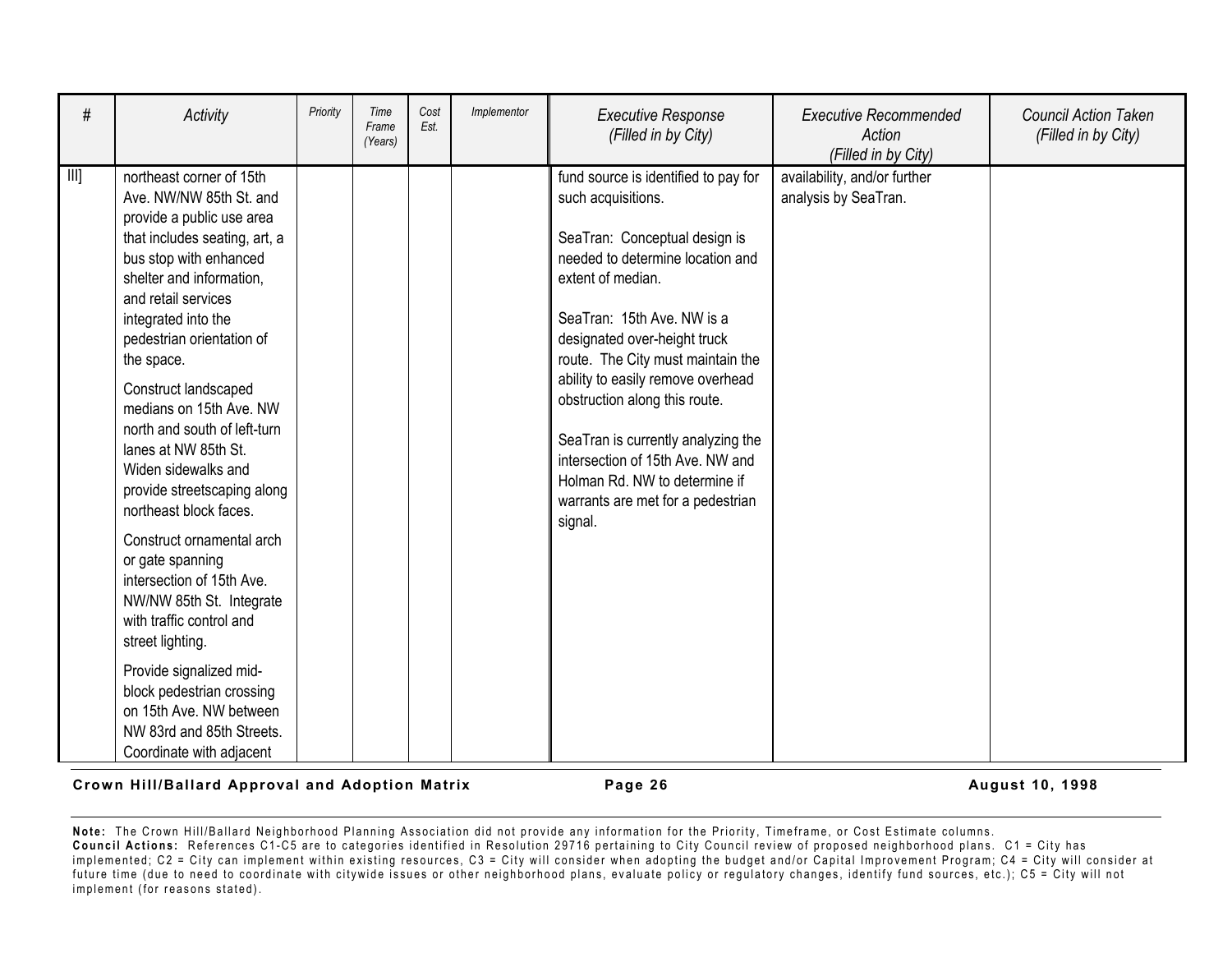| # | Activity | Priority | Time Frame (Years) | Cost Est. | Implementor | Executive Response (Filled in by City) | Executive Recommended Action (Filled in by City) | Council Action Taken (Filled in by City) |
|---|---|---|---|---|---|---|---|---|
| III] | northeast corner of 15th Ave. NW/NW 85th St. and provide a public use area that includes seating, art, a bus stop with enhanced shelter and information, and retail services integrated into the pedestrian orientation of the space.<br><br>Construct landscaped medians on 15th Ave. NW north and south of left-turn lanes at NW 85th St. Widen sidewalks and provide streetscaping along northeast block faces.<br><br>Construct ornamental arch or gate spanning intersection of 15th Ave. NW/NW 85th St. Integrate with traffic control and street lighting.<br><br>Provide signalized mid-block pedestrian crossing on 15th Ave. NW between NW 83rd and 85th Streets. Coordinate with adjacent | | | | | fund source is identified to pay for such acquisitions.<br><br>SeaTran: Conceptual design is needed to determine location and extent of median.<br><br>SeaTran: 15th Ave. NW is a designated over-height truck route. The City must maintain the ability to easily remove overhead obstruction along this route.<br><br>SeaTran is currently analyzing the intersection of 15th Ave. NW and Holman Rd. NW to determine if warrants are met for a pedestrian signal. | availability, and/or further analysis by SeaTran. | |

**Crown Hill/Ballard Approval and Adoption Matrix** **August 10, 1998**

**Note:** The Crown Hill/Ballard Neighborhood Planning Association did not provide any information for the Priority, Timeframe, or Cost Estimate columns.
**Council Actions:** References C1-C5 are to categories identified in Resolution 29716 pertaining to City Council review of proposed neighborhood plans. C1 = City has implemented; C2 = City can implement within existing resources, C3 = City will consider when adopting the budget and/or Capital Improvement Program; C4 = City will consider at future time (due to need to coordinate with citywide issues or other neighborhood plans, evaluate policy or regulatory changes, identify fund sources, etc.); C5 = City will not implement (for reasons stated).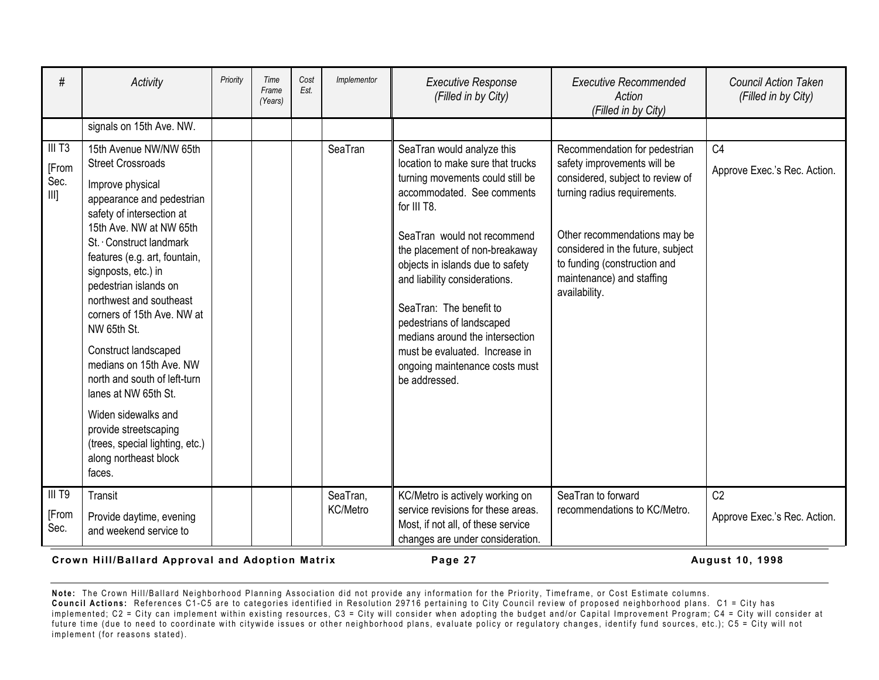| # | Activity | Priority | Time Frame (Years) | Cost Est. | Implementor | Executive Response (Filled in by City) | Executive Recommended Action (Filled in by City) | Council Action Taken (Filled in by City) |
|---|---|---|---|---|---|---|---|---|
| | signals on 15th Ave. NW. | | | | | | | |
| III T3 [From Sec. III] | 15th Avenue NW/NW 65th Street Crossroads<br><br>Improve physical appearance and pedestrian safety of intersection at 15th Ave. NW at NW 65th St. · Construct landmark features (e.g. art, fountain, signposts, etc.) in pedestrian islands on northwest and southeast corners of 15th Ave. NW at NW 65th St.<br><br>Construct landscaped medians on 15th Ave. NW north and south of left-turn lanes at NW 65th St.<br><br>Widen sidewalks and provide streetscaping (trees, special lighting, etc.) along northeast block faces. | | | | SeaTran | SeaTran would analyze this location to make sure that trucks turning movements could still be accommodated. See comments for III T8.<br><br>SeaTran would not recommend the placement of non-breakaway objects in islands due to safety and liability considerations.<br><br>SeaTran: The benefit to pedestrians of landscaped medians around the intersection must be evaluated. Increase in ongoing maintenance costs must be addressed. | Recommendation for pedestrian safety improvements will be considered, subject to review of turning radius requirements.<br><br>Other recommendations may be considered in the future, subject to funding (construction and maintenance) and staffing availability. | C4<br><br>Approve Exec.'s Rec. Action. |
| III T9 [From Sec. | Transit<br><br>Provide daytime, evening and weekend service to | | | | SeaTran, KC/Metro | KC/Metro is actively working on service revisions for these areas. Most, if not all, of these service changes are under consideration. | SeaTran to forward recommendations to KC/Metro. | C2<br><br>Approve Exec.'s Rec. Action. |

**Note:** The Crown Hill/Ballard Neighborhood Planning Association did not provide any information for the Priority, Timeframe, or Cost Estimate columns.
**Council Actions:** References C1-C5 are to categories identified in Resolution 29716 pertaining to City Council review of proposed neighborhood plans. C1 = City has implemented; C2 = City can implement within existing resources, C3 = City will consider when adopting the budget and/or Capital Improvement Program; C4 = City will consider at future time (due to need to coordinate with citywide issues or other neighborhood plans, evaluate policy or regulatory changes, identify fund sources, etc.); C5 = City will not implement (for reasons stated).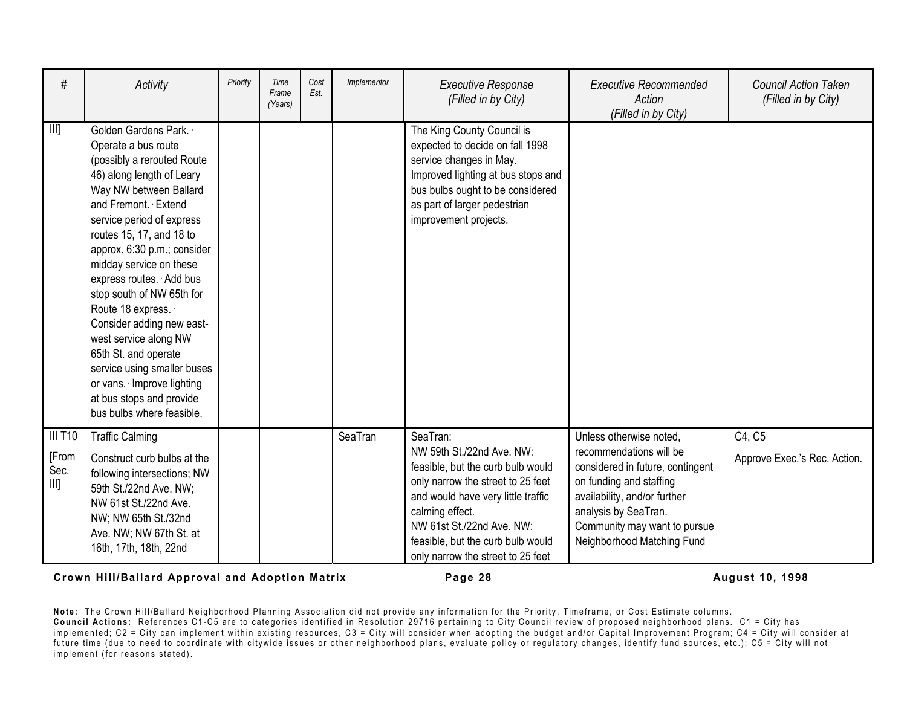| # | Activity | Priority | Time Frame (Years) | Cost Est. | Implementor | Executive Response (Filled in by City) | Executive Recommended Action (Filled in by City) | Council Action Taken (Filled in by City) |
|---|---|---|---|---|---|---|---|---|
| III] | Golden Gardens Park. · Operate a bus route (possibly a rerouted Route 46) along length of Leary Way NW between Ballard and Fremont. · Extend service period of express routes 15, 17, and 18 to approx. 6:30 p.m.; consider midday service on these express routes. · Add bus stop south of NW 65th for Route 18 express. · Consider adding new east-west service along NW 65th St. and operate service using smaller buses or vans. · Improve lighting at bus stops and provide bus bulbs where feasible. | | | | | The King County Council is expected to decide on fall 1998 service changes in May. Improved lighting at bus stops and bus bulbs ought to be considered as part of larger pedestrian improvement projects. | | |
| III T10 [From Sec. III] | Traffic Calming<br>Construct curb bulbs at the following intersections; NW 59th St./22nd Ave. NW; NW 61st St./22nd Ave. NW; NW 65th St./32nd Ave. NW; NW 67th St. at 16th, 17th, 18th, 22nd | | | | SeaTran | SeaTran:<br>NW 59th St./22nd Ave. NW: feasible, but the curb bulb would only narrow the street to 25 feet and would have very little traffic calming effect.<br>NW 61st St./22nd Ave. NW: feasible, but the curb bulb would only narrow the street to 25 feet | Unless otherwise noted, recommendations will be considered in future, contingent on funding and staffing availability, and/or further analysis by SeaTran. Community may want to pursue Neighborhood Matching Fund | C4, C5<br>Approve Exec.'s Rec. Action. |

**Note:** The Crown Hill/Ballard Neighborhood Planning Association did not provide any information for the Priority, Timeframe, or Cost Estimate columns.
**Council Actions:** References C1-C5 are to categories identified in Resolution 29716 pertaining to City Council review of proposed neighborhood plans. C1 = City has implemented; C2 = City can implement within existing resources, C3 = City will consider when adopting the budget and/or Capital Improvement Program; C4 = City will consider at future time (due to need to coordinate with citywide issues or other neighborhood plans, evaluate policy or regulatory changes, identify fund sources, etc.); C5 = City will not implement (for reasons stated).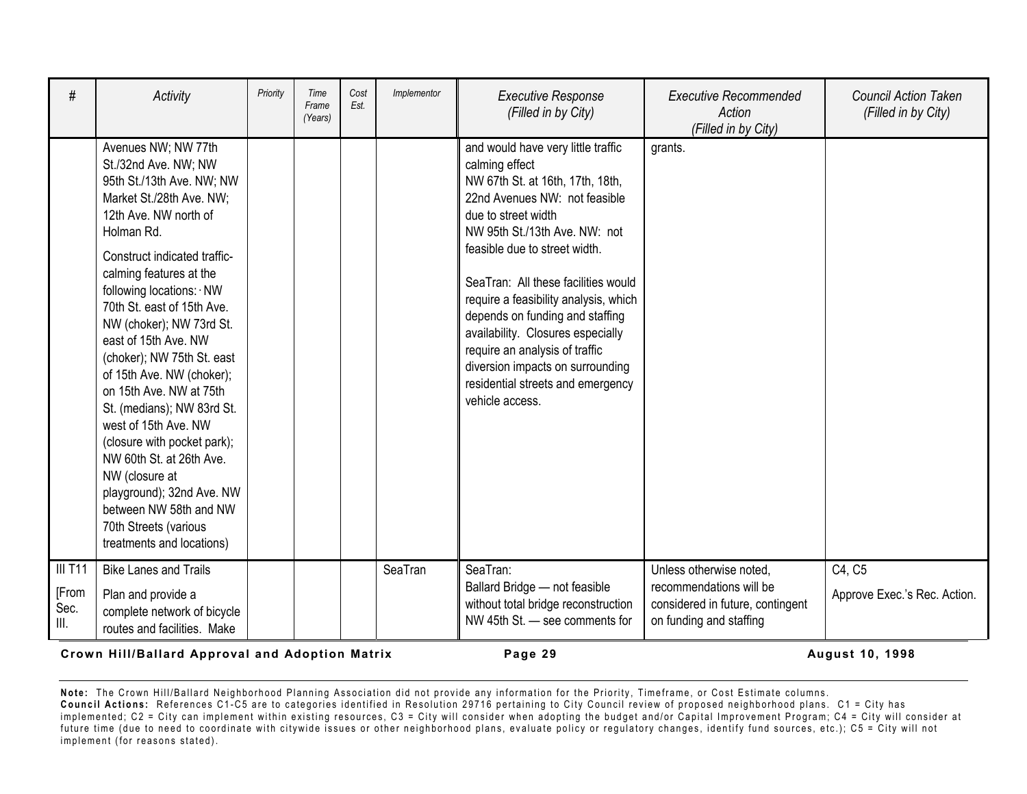| # | Activity | Priority | Time Frame (Years) | Cost Est. | Implementor | Executive Response (Filled in by City) | Executive Recommended Action (Filled in by City) | Council Action Taken (Filled in by City) |
|---|---|---|---|---|---|---|---|---|
| | Avenues NW; NW 77th St./32nd Ave. NW; NW 95th St./13th Ave. NW; NW Market St./28th Ave. NW; 12th Ave. NW north of Holman Rd.<br><br>Construct indicated traffic-calming features at the following locations: · NW 70th St. east of 15th Ave. NW (choker); NW 73rd St. east of 15th Ave. NW (choker); NW 75th St. east of 15th Ave. NW (choker); on 15th Ave. NW at 75th St. (medians); NW 83rd St. west of 15th Ave. NW (closure with pocket park); NW 60th St. at 26th Ave. NW (closure at playground); 32nd Ave. NW between NW 58th and NW 70th Streets (various treatments and locations) | | | | | and would have very little traffic calming effect<br>NW 67th St. at 16th, 17th, 18th, 22nd Avenues NW: not feasible due to street width<br>NW 95th St./13th Ave. NW: not feasible due to street width.<br><br>SeaTran: All these facilities would require a feasibility analysis, which depends on funding and staffing availability. Closures especially require an analysis of traffic diversion impacts on surrounding residential streets and emergency vehicle access. | grants. | |
| III T11<br><br>[From Sec. III. | Bike Lanes and Trails<br><br>Plan and provide a complete network of bicycle routes and facilities. Make | | | | SeaTran | SeaTran:<br>Ballard Bridge — not feasible without total bridge reconstruction<br>NW 45th St. — see comments for | Unless otherwise noted, recommendations will be considered in future, contingent on funding and staffing | C4, C5<br><br>Approve Exec.'s Rec. Action. |

**Note:** The Crown Hill/Ballard Neighborhood Planning Association did not provide any information for the Priority, Timeframe, or Cost Estimate columns.
**Council Actions:** References C1-C5 are to categories identified in Resolution 29716 pertaining to City Council review of proposed neighborhood plans. C1 = City has implemented; C2 = City can implement within existing resources, C3 = City will consider when adopting the budget and/or Capital Improvement Program; C4 = City will consider at future time (due to need to coordinate with citywide issues or other neighborhood plans, evaluate policy or regulatory changes, identify fund sources, etc.); C5 = City will not implement (for reasons stated).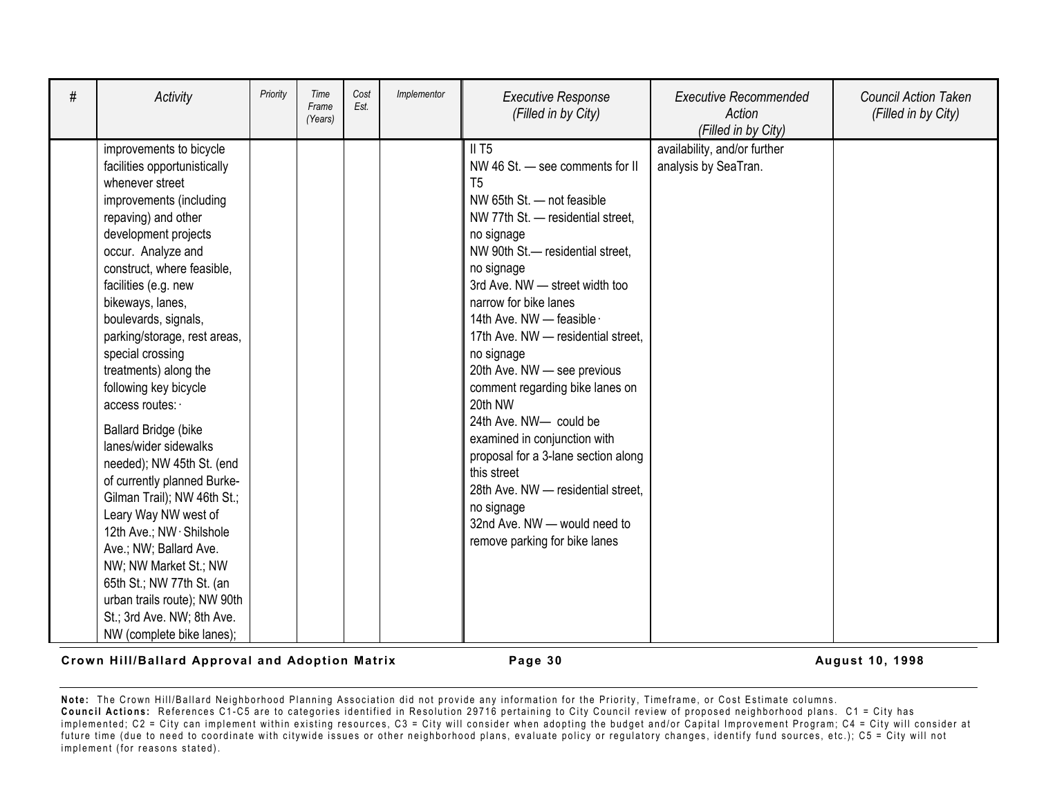| # | Activity | Priority | Time Frame (Years) | Cost Est. | Implementor | Executive Response (Filled in by City) | Executive Recommended Action (Filled in by City) | Council Action Taken (Filled in by City) |
|---|---|---|---|---|---|---|---|---|
| | improvements to bicycle facilities opportunistically whenever street improvements (including repaving) and other development projects occur. Analyze and construct, where feasible, facilities (e.g. new bikeways, lanes, boulevards, signals, parking/storage, rest areas, special crossing treatments) along the following key bicycle access routes: · <br><br> Ballard Bridge (bike lanes/wider sidewalks needed); NW 45th St. (end of currently planned Burke-Gilman Trail); NW 46th St.; Leary Way NW west of 12th Ave.; NW · Shilshole Ave.; NW; Ballard Ave. NW; NW Market St.; NW 65th St.; NW 77th St. (an urban trails route); NW 90th St.; 3rd Ave. NW; 8th Ave. NW (complete bike lanes); | | | | | II T5 <br> NW 46 St. — see comments for II T5 <br> NW 65th St. — not feasible <br> NW 77th St. — residential street, no signage <br> NW 90th St.— residential street, no signage <br> 3rd Ave. NW — street width too narrow for bike lanes <br> 14th Ave. NW — feasible · <br> 17th Ave. NW — residential street, no signage <br> 20th Ave. NW — see previous comment regarding bike lanes on 20th NW <br> 24th Ave. NW— could be examined in conjunction with proposal for a 3-lane section along this street <br> 28th Ave. NW — residential street, no signage <br> 32nd Ave. NW — would need to remove parking for bike lanes | availability, and/or further analysis by SeaTran. | |

**Crown Hill/Ballard Approval and Adoption Matrix** — **August 10, 1998**

**Note:** The Crown Hill/Ballard Neighborhood Planning Association did not provide any information for the Priority, Timeframe, or Cost Estimate columns.
**Council Actions:** References C1-C5 are to categories identified in Resolution 29716 pertaining to City Council review of proposed neighborhood plans. C1 = City has implemented; C2 = City can implement within existing resources, C3 = City will consider when adopting the budget and/or Capital Improvement Program; C4 = City will consider at future time (due to need to coordinate with citywide issues or other neighborhood plans, evaluate policy or regulatory changes, identify fund sources, etc.); C5 = City will not implement (for reasons stated).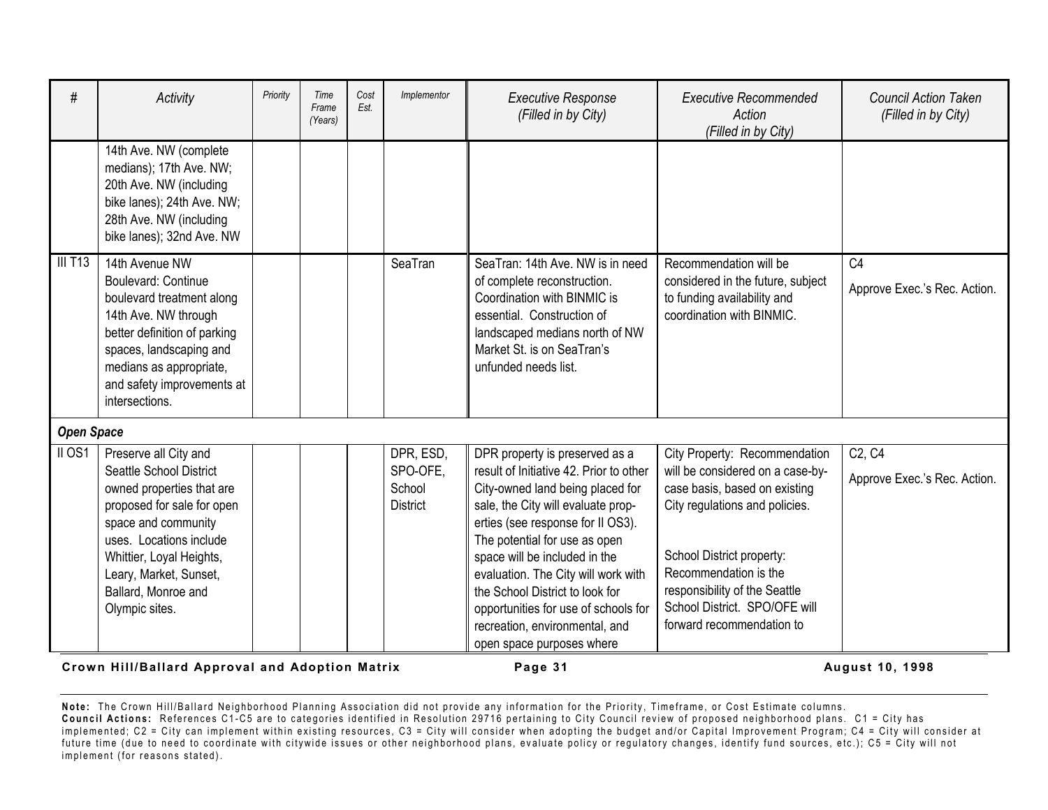| # | Activity | Priority | Time Frame (Years) | Cost Est. | Implementor | Executive Response (Filled in by City) | Executive Recommended Action (Filled in by City) | Council Action Taken (Filled in by City) |
|---|---|---|---|---|---|---|---|---|
| | 14th Ave. NW (complete medians); 17th Ave. NW; 20th Ave. NW (including bike lanes); 24th Ave. NW; 28th Ave. NW (including bike lanes); 32nd Ave. NW | | | | | | | |
| III T13 | 14th Avenue NW Boulevard: Continue boulevard treatment along 14th Ave. NW through better definition of parking spaces, landscaping and medians as appropriate, and safety improvements at intersections. | | | | SeaTran | SeaTran: 14th Ave. NW is in need of complete reconstruction. Coordination with BINMIC is essential. Construction of landscaped medians north of NW Market St. is on SeaTran's unfunded needs list. | Recommendation will be considered in the future, subject to funding availability and coordination with BINMIC. | C4<br>Approve Exec.'s Rec. Action. |
| ***Open Space*** | | | | | | | | |
| II OS1 | Preserve all City and Seattle School District owned properties that are proposed for sale for open space and community uses. Locations include Whittier, Loyal Heights, Leary, Market, Sunset, Ballard, Monroe and Olympic sites. | | | | DPR, ESD, SPO-OFE, School District | DPR property is preserved as a result of Initiative 42. Prior to other City-owned land being placed for sale, the City will evaluate properties (see response for II OS3). The potential for use as open space will be included in the evaluation. The City will work with the School District to look for opportunities for use of schools for recreation, environmental, and open space purposes where | City Property: Recommendation will be considered on a case-by-case basis, based on existing City regulations and policies.<br><br>School District property: Recommendation is the responsibility of the Seattle School District. SPO/OFE will forward recommendation to | C2, C4<br>Approve Exec.'s Rec. Action. |

**Crown Hill/Ballard Approval and Adoption Matrix** — **August 10, 1998**

**Note:** The Crown Hill/Ballard Neighborhood Planning Association did not provide any information for the Priority, Timeframe, or Cost Estimate columns.
**Council Actions:** References C1-C5 are to categories identified in Resolution 29716 pertaining to City Council review of proposed neighborhood plans. C1 = City has implemented; C2 = City can implement within existing resources, C3 = City will consider when adopting the budget and/or Capital Improvement Program; C4 = City will consider at future time (due to need to coordinate with citywide issues or other neighborhood plans, evaluate policy or regulatory changes, identify fund sources, etc.); C5 = City will not implement (for reasons stated).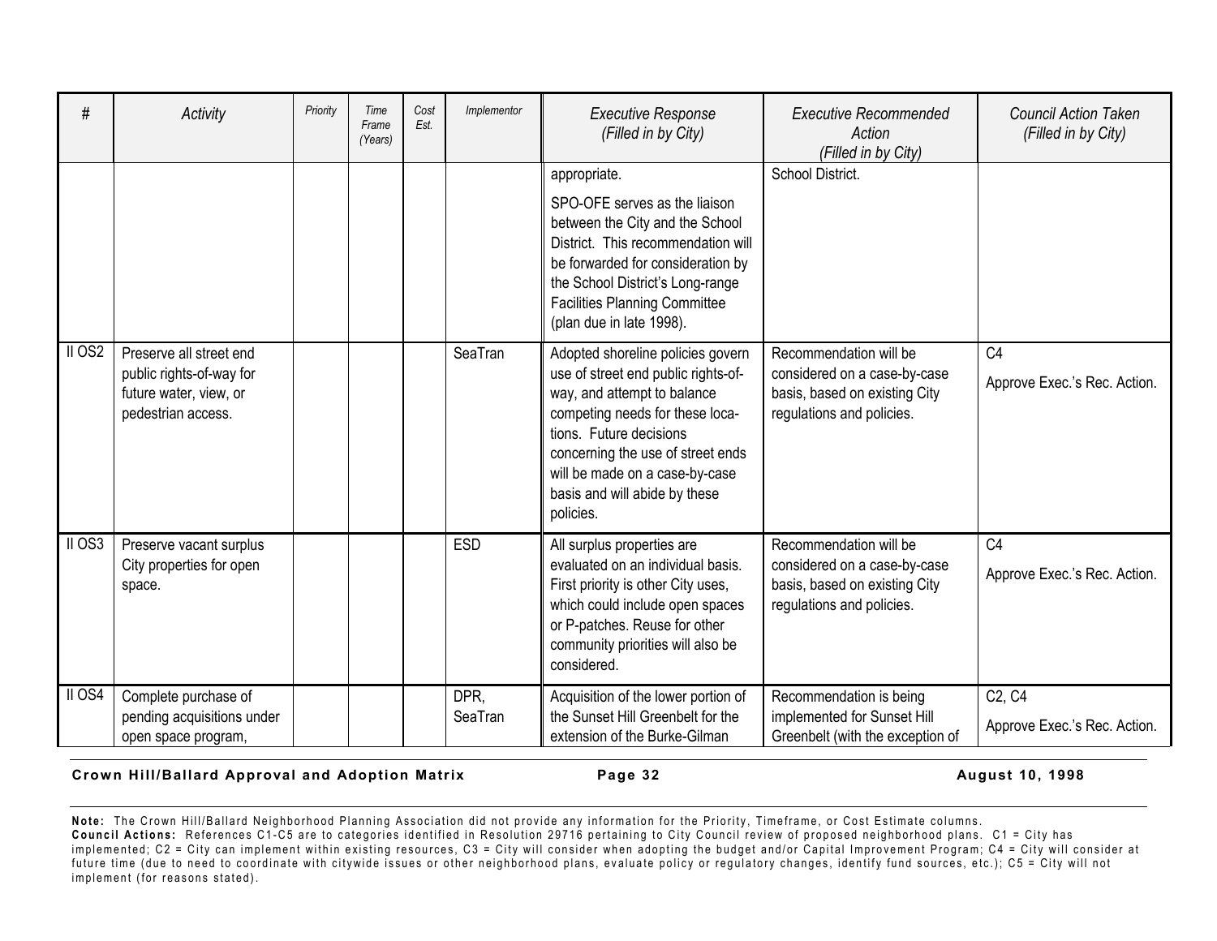| # | Activity | Priority | Time Frame (Years) | Cost Est. | Implementor | Executive Response (Filled in by City) | Executive Recommended Action (Filled in by City) | Council Action Taken (Filled in by City) |
|---|---|---|---|---|---|---|---|---|
| | | | | | | appropriate. SPO-OFE serves as the liaison between the City and the School District. This recommendation will be forwarded for consideration by the School District's Long-range Facilities Planning Committee (plan due in late 1998). | School District. | |
| II OS2 | Preserve all street end public rights-of-way for future water, view, or pedestrian access. | | | | SeaTran | Adopted shoreline policies govern use of street end public rights-of-way, and attempt to balance competing needs for these locations. Future decisions concerning the use of street ends will be made on a case-by-case basis and will abide by these policies. | Recommendation will be considered on a case-by-case basis, based on existing City regulations and policies. | C4 Approve Exec.'s Rec. Action. |
| II OS3 | Preserve vacant surplus City properties for open space. | | | | ESD | All surplus properties are evaluated on an individual basis. First priority is other City uses, which could include open spaces or P-patches. Reuse for other community priorities will also be considered. | Recommendation will be considered on a case-by-case basis, based on existing City regulations and policies. | C4 Approve Exec.'s Rec. Action. |
| II OS4 | Complete purchase of pending acquisitions under open space program, | | | | DPR, SeaTran | Acquisition of the lower portion of the Sunset Hill Greenbelt for the extension of the Burke-Gilman | Recommendation is being implemented for Sunset Hill Greenbelt (with the exception of | C2, C4 Approve Exec.'s Rec. Action. |

**Note:** The Crown Hill/Ballard Neighborhood Planning Association did not provide any information for the Priority, Timeframe, or Cost Estimate columns.
**Council Actions:** References C1-C5 are to categories identified in Resolution 29716 pertaining to City Council review of proposed neighborhood plans. C1 = City has implemented; C2 = City can implement within existing resources, C3 = City will consider when adopting the budget and/or Capital Improvement Program; C4 = City will consider at future time (due to need to coordinate with citywide issues or other neighborhood plans, evaluate policy or regulatory changes, identify fund sources, etc.); C5 = City will not implement (for reasons stated).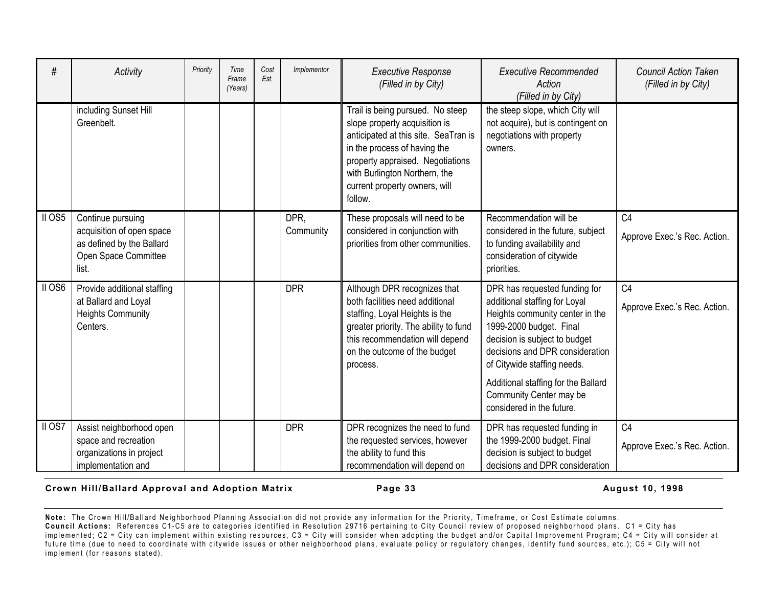| # | Activity | Priority | Time Frame (Years) | Cost Est. | Implementor | Executive Response (Filled in by City) | Executive Recommended Action (Filled in by City) | Council Action Taken (Filled in by City) |
|---|---|---|---|---|---|---|---|---|
| | including Sunset Hill Greenbelt. | | | | | Trail is being pursued. No steep slope property acquisition is anticipated at this site. SeaTran is in the process of having the property appraised. Negotiations with Burlington Northern, the current property owners, will follow. | the steep slope, which City will not acquire), but is contingent on negotiations with property owners. | |
| II OS5 | Continue pursuing acquisition of open space as defined by the Ballard Open Space Committee list. | | | | DPR, Community | These proposals will need to be considered in conjunction with priorities from other communities. | Recommendation will be considered in the future, subject to funding availability and consideration of citywide priorities. | C4<br>Approve Exec.'s Rec. Action. |
| II OS6 | Provide additional staffing at Ballard and Loyal Heights Community Centers. | | | | DPR | Although DPR recognizes that both facilities need additional staffing, Loyal Heights is the greater priority. The ability to fund this recommendation will depend on the outcome of the budget process. | DPR has requested funding for additional staffing for Loyal Heights community center in the 1999-2000 budget. Final decision is subject to budget decisions and DPR consideration of Citywide staffing needs.<br>Additional staffing for the Ballard Community Center may be considered in the future. | C4<br>Approve Exec.'s Rec. Action. |
| II OS7 | Assist neighborhood open space and recreation organizations in project implementation and | | | | DPR | DPR recognizes the need to fund the requested services, however the ability to fund this recommendation will depend on | DPR has requested funding in the 1999-2000 budget. Final decision is subject to budget decisions and DPR consideration | C4<br>Approve Exec.'s Rec. Action. |

**Crown Hill/Ballard Approval and Adoption Matrix** — August 10, 1998

**Note:** The Crown Hill/Ballard Neighborhood Planning Association did not provide any information for the Priority, Timeframe, or Cost Estimate columns.
**Council Actions:** References C1-C5 are to categories identified in Resolution 29716 pertaining to City Council review of proposed neighborhood plans. C1 = City has implemented; C2 = City can implement within existing resources, C3 = City will consider when adopting the budget and/or Capital Improvement Program; C4 = City will consider at future time (due to need to coordinate with citywide issues or other neighborhood plans, evaluate policy or regulatory changes, identify fund sources, etc.); C5 = City will not implement (for reasons stated).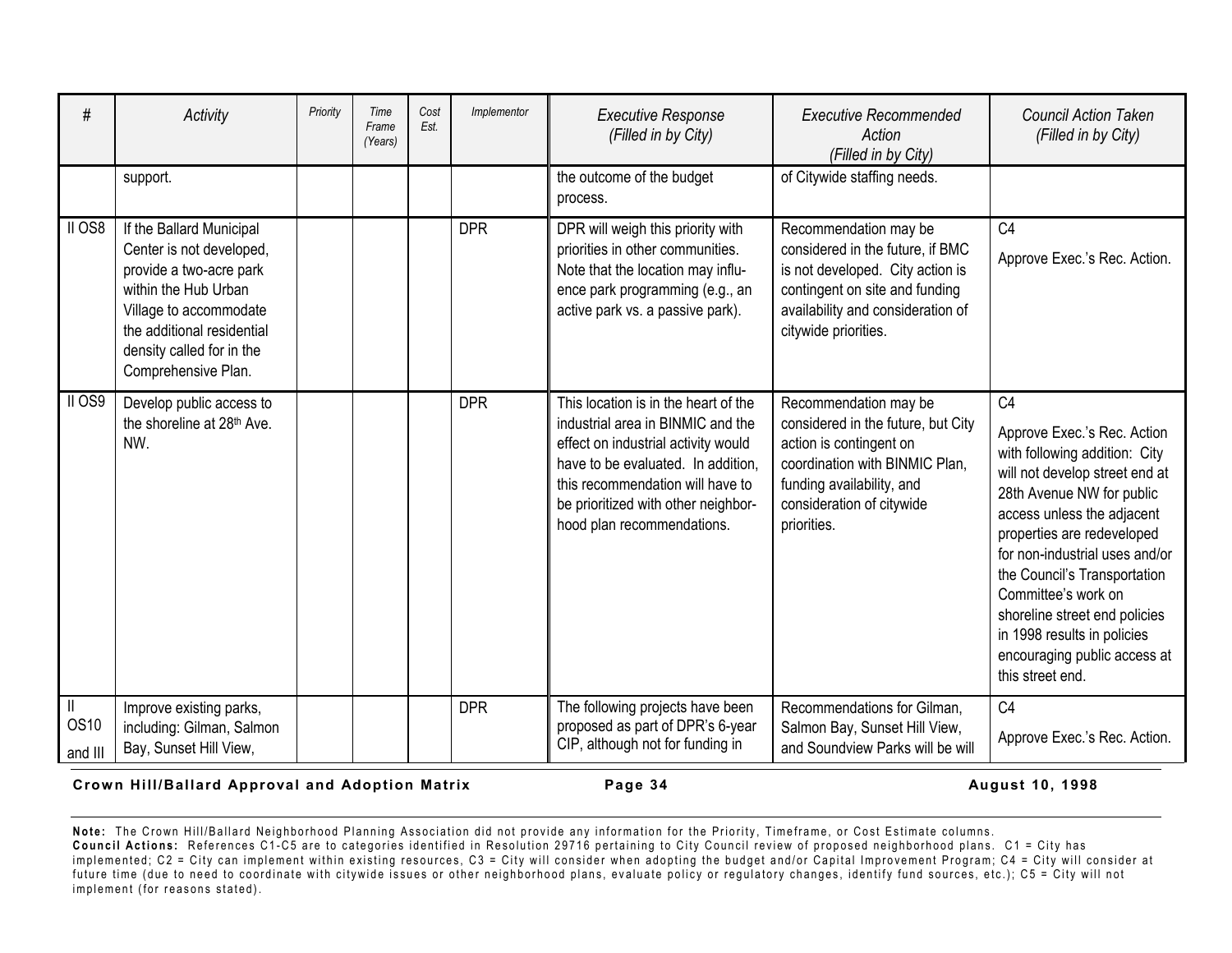| # | Activity | Priority | Time Frame (Years) | Cost Est. | Implementor | Executive Response (Filled in by City) | Executive Recommended Action (Filled in by City) | Council Action Taken (Filled in by City) |
|---|---|---|---|---|---|---|---|---|
| | support. | | | | | the outcome of the budget process. | of Citywide staffing needs. | |
| II OS8 | If the Ballard Municipal Center is not developed, provide a two-acre park within the Hub Urban Village to accommodate the additional residential density called for in the Comprehensive Plan. | | | | DPR | DPR will weigh this priority with priorities in other communities. Note that the location may influence park programming (e.g., an active park vs. a passive park). | Recommendation may be considered in the future, if BMC is not developed. City action is contingent on site and funding availability and consideration of citywide priorities. | C4<br><br>Approve Exec.'s Rec. Action. |
| II OS9 | Develop public access to the shoreline at 28th Ave. NW. | | | | DPR | This location is in the heart of the industrial area in BINMIC and the effect on industrial activity would have to be evaluated. In addition, this recommendation will have to be prioritized with other neighborhood plan recommendations. | Recommendation may be considered in the future, but City action is contingent on coordination with BINMIC Plan, funding availability, and consideration of citywide priorities. | C4<br><br>Approve Exec.'s Rec. Action with following addition: City will not develop street end at 28th Avenue NW for public access unless the adjacent properties are redeveloped for non-industrial uses and/or the Council's Transportation Committee's work on shoreline street end policies in 1998 results in policies encouraging public access at this street end. |
| II OS10 and III | Improve existing parks, including: Gilman, Salmon Bay, Sunset Hill View, | | | | DPR | The following projects have been proposed as part of DPR's 6-year CIP, although not for funding in | Recommendations for Gilman, Salmon Bay, Sunset Hill View, and Soundview Parks will be will | C4<br><br>Approve Exec.'s Rec. Action. |

**Note:** The Crown Hill/Ballard Neighborhood Planning Association did not provide any information for the Priority, Timeframe, or Cost Estimate columns.
**Council Actions:** References C1-C5 are to categories identified in Resolution 29716 pertaining to City Council review of proposed neighborhood plans. C1 = City has implemented; C2 = City can implement within existing resources, C3 = City will consider when adopting the budget and/or Capital Improvement Program; C4 = City will consider at future time (due to need to coordinate with citywide issues or other neighborhood plans, evaluate policy or regulatory changes, identify fund sources, etc.); C5 = City will not implement (for reasons stated).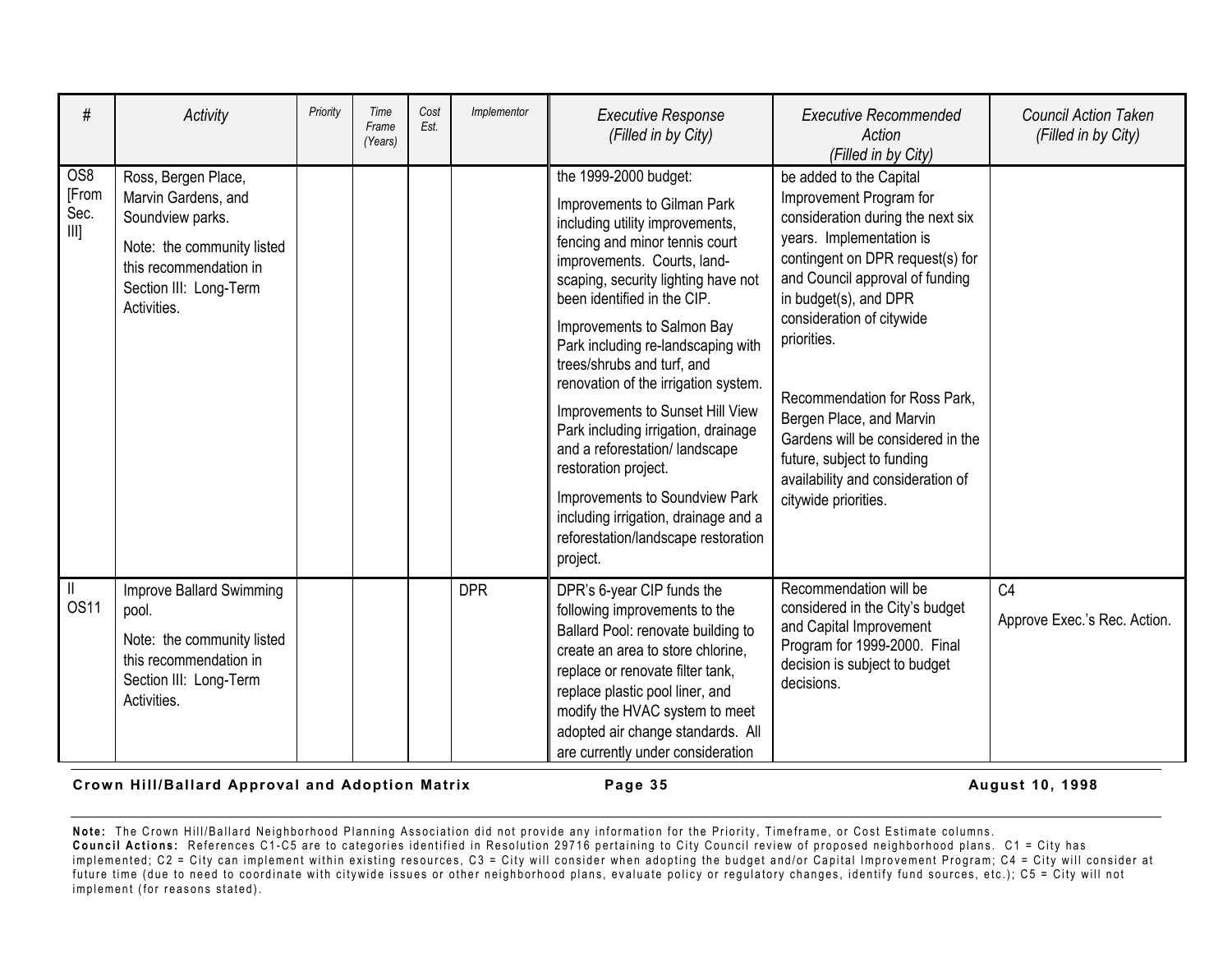| # | Activity | Priority | Time Frame (Years) | Cost Est. | Implementor | Executive Response (Filled in by City) | Executive Recommended Action (Filled in by City) | Council Action Taken (Filled in by City) |
|---|---|---|---|---|---|---|---|---|
| OS8 [From Sec. III] | Ross, Bergen Place, Marvin Gardens, and Soundview parks.<br><br>Note: the community listed this recommendation in Section III: Long-Term Activities. | | | | | the 1999-2000 budget:<br><br>Improvements to Gilman Park including utility improvements, fencing and minor tennis court improvements. Courts, land-scaping, security lighting have not been identified in the CIP.<br><br>Improvements to Salmon Bay Park including re-landscaping with trees/shrubs and turf, and renovation of the irrigation system.<br><br>Improvements to Sunset Hill View Park including irrigation, drainage and a reforestation/ landscape restoration project.<br><br>Improvements to Soundview Park including irrigation, drainage and a reforestation/landscape restoration project. | be added to the Capital Improvement Program for consideration during the next six years. Implementation is contingent on DPR request(s) for and Council approval of funding in budget(s), and DPR consideration of citywide priorities.<br><br>Recommendation for Ross Park, Bergen Place, and Marvin Gardens will be considered in the future, subject to funding availability and consideration of citywide priorities. | |
| II OS11 | Improve Ballard Swimming pool.<br><br>Note: the community listed this recommendation in Section III: Long-Term Activities. | | | | DPR | DPR's 6-year CIP funds the following improvements to the Ballard Pool: renovate building to create an area to store chlorine, replace or renovate filter tank, replace plastic pool liner, and modify the HVAC system to meet adopted air change standards. All are currently under consideration | Recommendation will be considered in the City's budget and Capital Improvement Program for 1999-2000. Final decision is subject to budget decisions. | C4<br><br>Approve Exec.'s Rec. Action. |

**Note:** The Crown Hill/Ballard Neighborhood Planning Association did not provide any information for the Priority, Timeframe, or Cost Estimate columns.
**Council Actions:** References C1-C5 are to categories identified in Resolution 29716 pertaining to City Council review of proposed neighborhood plans. C1 = City has implemented; C2 = City can implement within existing resources, C3 = City will consider when adopting the budget and/or Capital Improvement Program; C4 = City will consider at future time (due to need to coordinate with citywide issues or other neighborhood plans, evaluate policy or regulatory changes, identify fund sources, etc.); C5 = City will not implement (for reasons stated).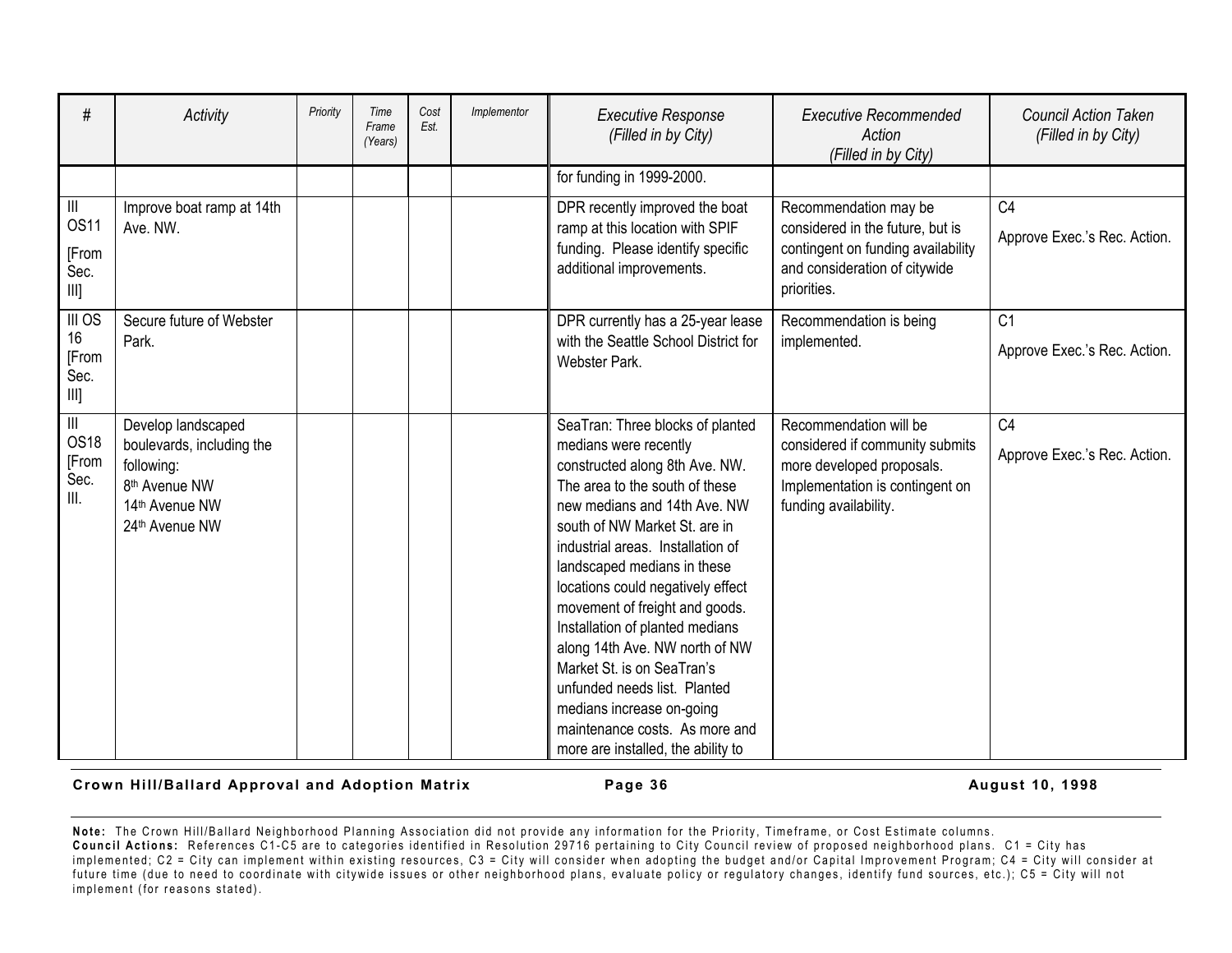| # | Activity | Priority | Time Frame (Years) | Cost Est. | Implementor | Executive Response (Filled in by City) | Executive Recommended Action (Filled in by City) | Council Action Taken (Filled in by City) |
|---|---|---|---|---|---|---|---|---|
| | | | | | | for funding in 1999-2000. | | |
| III OS11 [From Sec. III] | Improve boat ramp at 14th Ave. NW. | | | | | DPR recently improved the boat ramp at this location with SPIF funding. Please identify specific additional improvements. | Recommendation may be considered in the future, but is contingent on funding availability and consideration of citywide priorities. | C4<br>Approve Exec.'s Rec. Action. |
| III OS 16 [From Sec. III] | Secure future of Webster Park. | | | | | DPR currently has a 25-year lease with the Seattle School District for Webster Park. | Recommendation is being implemented. | C1<br>Approve Exec.'s Rec. Action. |
| III OS18 [From Sec. III. | Develop landscaped boulevards, including the following:<br>8th Avenue NW<br>14th Avenue NW<br>24th Avenue NW | | | | | SeaTran: Three blocks of planted medians were recently constructed along 8th Ave. NW. The area to the south of these new medians and 14th Ave. NW south of NW Market St. are in industrial areas. Installation of landscaped medians in these locations could negatively effect movement of freight and goods. Installation of planted medians along 14th Ave. NW north of NW Market St. is on SeaTran's unfunded needs list. Planted medians increase on-going maintenance costs. As more and more are installed, the ability to | Recommendation will be considered if community submits more developed proposals. Implementation is contingent on funding availability. | C4<br>Approve Exec.'s Rec. Action. |

**Note:** The Crown Hill/Ballard Neighborhood Planning Association did not provide any information for the Priority, Timeframe, or Cost Estimate columns.
**Council Actions:** References C1-C5 are to categories identified in Resolution 29716 pertaining to City Council review of proposed neighborhood plans. C1 = City has implemented; C2 = City can implement within existing resources, C3 = City will consider when adopting the budget and/or Capital Improvement Program; C4 = City will consider at future time (due to need to coordinate with citywide issues or other neighborhood plans, evaluate policy or regulatory changes, identify fund sources, etc.); C5 = City will not implement (for reasons stated).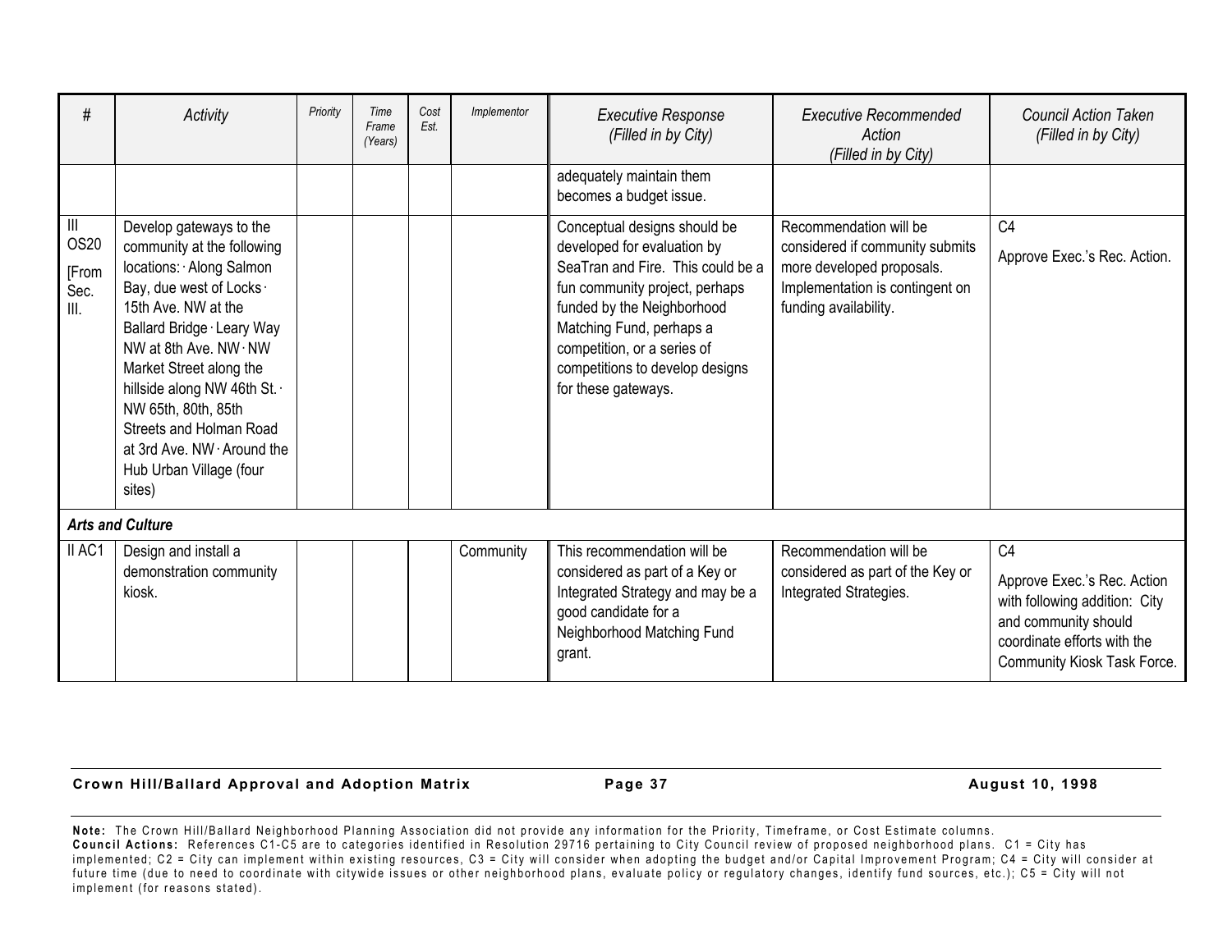| # | Activity | Priority | Time Frame (Years) | Cost Est. | Implementor | Executive Response (Filled in by City) | Executive Recommended Action (Filled in by City) | Council Action Taken (Filled in by City) |
|---|---|---|---|---|---|---|---|---|
| | | | | | | adequately maintain them becomes a budget issue. | | |
| III OS20 [From Sec. III. | Develop gateways to the community at the following locations: · Along Salmon Bay, due west of Locks · 15th Ave. NW at the Ballard Bridge · Leary Way NW at 8th Ave. NW · NW Market Street along the hillside along NW 46th St. · NW 65th, 80th, 85th Streets and Holman Road at 3rd Ave. NW · Around the Hub Urban Village (four sites) | | | | | Conceptual designs should be developed for evaluation by SeaTran and Fire. This could be a fun community project, perhaps funded by the Neighborhood Matching Fund, perhaps a competition, or a series of competitions to develop designs for these gateways. | Recommendation will be considered if community submits more developed proposals. Implementation is contingent on funding availability. | C4<br><br>Approve Exec.'s Rec. Action. |
| ***Arts and Culture*** | | | | | | | | |
| II AC1 | Design and install a demonstration community kiosk. | | | | Community | This recommendation will be considered as part of a Key or Integrated Strategy and may be a good candidate for a Neighborhood Matching Fund grant. | Recommendation will be considered as part of the Key or Integrated Strategies. | C4<br><br>Approve Exec.'s Rec. Action with following addition: City and community should coordinate efforts with the Community Kiosk Task Force. |

**Note:** The Crown Hill/Ballard Neighborhood Planning Association did not provide any information for the Priority, Timeframe, or Cost Estimate columns.
**Council Actions:** References C1-C5 are to categories identified in Resolution 29716 pertaining to City Council review of proposed neighborhood plans. C1 = City has implemented; C2 = City can implement within existing resources, C3 = City will consider when adopting the budget and/or Capital Improvement Program; C4 = City will consider at future time (due to need to coordinate with citywide issues or other neighborhood plans, evaluate policy or regulatory changes, identify fund sources, etc.); C5 = City will not implement (for reasons stated).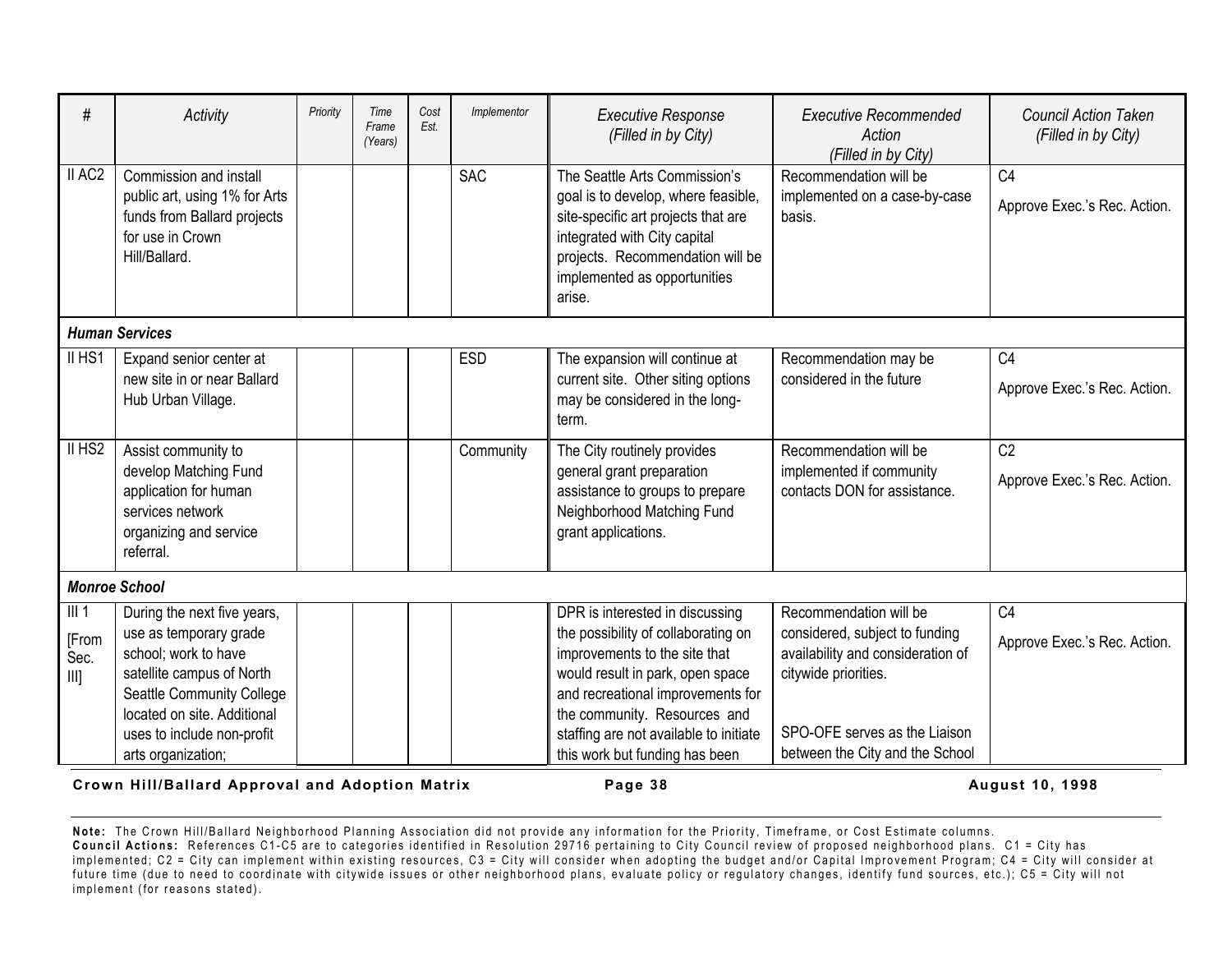| # | Activity | Priority | Time Frame (Years) | Cost Est. | Implementor | Executive Response (Filled in by City) | Executive Recommended Action (Filled in by City) | Council Action Taken (Filled in by City) |
|---|---|---|---|---|---|---|---|---|
| II AC2 | Commission and install public art, using 1% for Arts funds from Ballard projects for use in Crown Hill/Ballard. | | | | SAC | The Seattle Arts Commission's goal is to develop, where feasible, site-specific art projects that are integrated with City capital projects. Recommendation will be implemented as opportunities arise. | Recommendation will be implemented on a case-by-case basis. | C4<br>Approve Exec.'s Rec. Action. |
| ***Human Services*** | | | | | | | | |
| II HS1 | Expand senior center at new site in or near Ballard Hub Urban Village. | | | | ESD | The expansion will continue at current site. Other siting options may be considered in the long-term. | Recommendation may be considered in the future | C4<br>Approve Exec.'s Rec. Action. |
| II HS2 | Assist community to develop Matching Fund application for human services network organizing and service referral. | | | | Community | The City routinely provides general grant preparation assistance to groups to prepare Neighborhood Matching Fund grant applications. | Recommendation will be implemented if community contacts DON for assistance. | C2<br>Approve Exec.'s Rec. Action. |
| ***Monroe School*** | | | | | | | | |
| III 1<br>[From Sec. III] | During the next five years, use as temporary grade school; work to have satellite campus of North Seattle Community College located on site. Additional uses to include non-profit arts organization; | | | | | DPR is interested in discussing the possibility of collaborating on improvements to the site that would result in park, open space and recreational improvements for the community. Resources and staffing are not available to initiate this work but funding has been | Recommendation will be considered, subject to funding availability and consideration of citywide priorities.<br><br>SPO-OFE serves as the Liaison between the City and the School | C4<br>Approve Exec.'s Rec. Action. |

**Note:** The Crown Hill/Ballard Neighborhood Planning Association did not provide any information for the Priority, Timeframe, or Cost Estimate columns.
**Council Actions:** References C1-C5 are to categories identified in Resolution 29716 pertaining to City Council review of proposed neighborhood plans. C1 = City has implemented; C2 = City can implement within existing resources, C3 = City will consider when adopting the budget and/or Capital Improvement Program; C4 = City will consider at future time (due to need to coordinate with citywide issues or other neighborhood plans, evaluate policy or regulatory changes, identify fund sources, etc.); C5 = City will not implement (for reasons stated).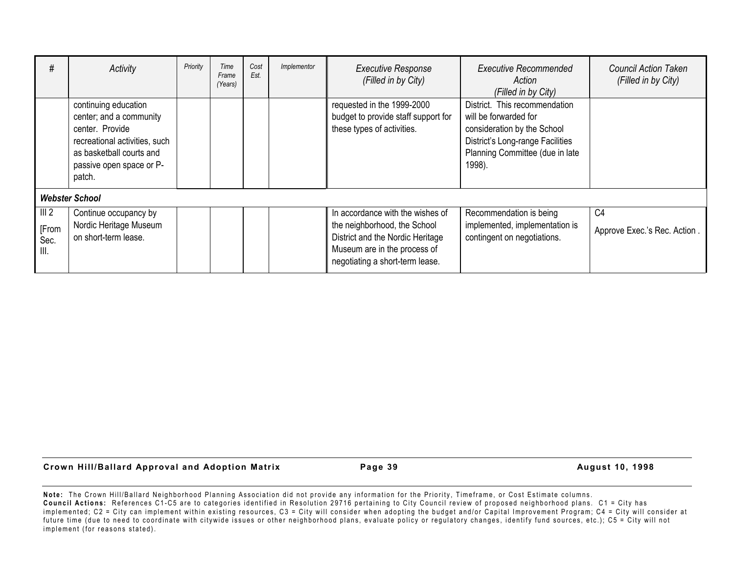| # | Activity | Priority | Time Frame (Years) | Cost Est. | Implementor | Executive Response (Filled in by City) | Executive Recommended Action (Filled in by City) | Council Action Taken (Filled in by City) |
|---|---|---|---|---|---|---|---|---|
| | continuing education center; and a community center. Provide recreational activities, such as basketball courts and passive open space or P-patch. | | | | | requested in the 1999-2000 budget to provide staff support for these types of activities. | District. This recommendation will be forwarded for consideration by the School District's Long-range Facilities Planning Committee (due in late 1998). | |
| ***Webster School*** | | | | | | | | |
| III 2 [From Sec. III. | Continue occupancy by Nordic Heritage Museum on short-term lease. | | | | | In accordance with the wishes of the neighborhood, the School District and the Nordic Heritage Museum are in the process of negotiating a short-term lease. | Recommendation is being implemented, implementation is contingent on negotiations. | C4 Approve Exec.'s Rec. Action . |

**Note:** The Crown Hill/Ballard Neighborhood Planning Association did not provide any information for the Priority, Timeframe, or Cost Estimate columns.
**Council Actions:** References C1-C5 are to categories identified in Resolution 29716 pertaining to City Council review of proposed neighborhood plans. C1 = City has implemented; C2 = City can implement within existing resources, C3 = City will consider when adopting the budget and/or Capital Improvement Program; C4 = City will consider at future time (due to need to coordinate with citywide issues or other neighborhood plans, evaluate policy or regulatory changes, identify fund sources, etc.); C5 = City will not implement (for reasons stated).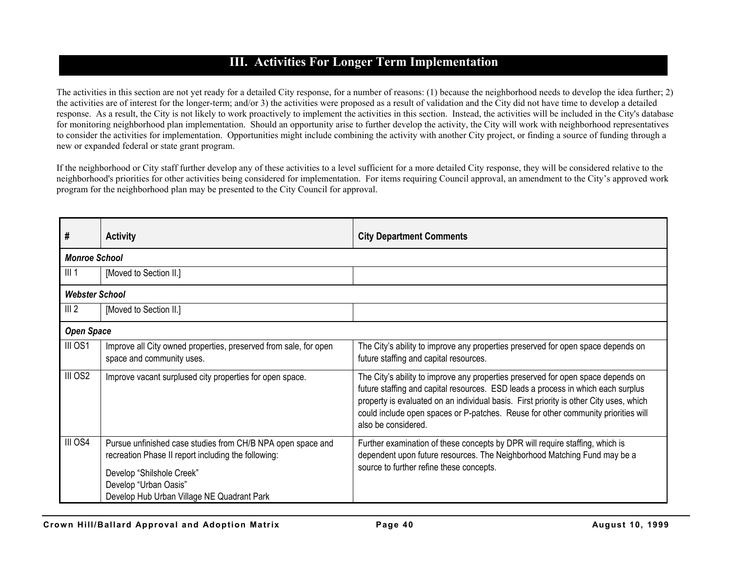# III. Activities For Longer Term Implementation

The activities in this section are not yet ready for a detailed City response, for a number of reasons: (1) because the neighborhood needs to develop the idea further; 2) the activities are of interest for the longer-term; and/or 3) the activities were proposed as a result of validation and the City did not have time to develop a detailed response. As a result, the City is not likely to work proactively to implement the activities in this section. Instead, the activities will be included in the City's database for monitoring neighborhood plan implementation. Should an opportunity arise to further develop the activity, the City will work with neighborhood representatives to consider the activities for implementation. Opportunities might include combining the activity with another City project, or finding a source of funding through a new or expanded federal or state grant program.

If the neighborhood or City staff further develop any of these activities to a level sufficient for a more detailed City response, they will be considered relative to the neighborhood's priorities for other activities being considered for implementation. For items requiring Council approval, an amendment to the City's approved work program for the neighborhood plan may be presented to the City Council for approval.

| # | Activity | City Department Comments |
|---|---|---|
| ***Monroe School*** | | |
| III 1 | [Moved to Section II.] | |
| ***Webster School*** | | |
| III 2 | [Moved to Section II.] | |
| ***Open Space*** | | |
| III OS1 | Improve all City owned properties, preserved from sale, for open space and community uses. | The City's ability to improve any properties preserved for open space depends on future staffing and capital resources. |
| III OS2 | Improve vacant surplused city properties for open space. | The City's ability to improve any properties preserved for open space depends on future staffing and capital resources. ESD leads a process in which each surplus property is evaluated on an individual basis. First priority is other City uses, which could include open spaces or P-patches. Reuse for other community priorities will also be considered. |
| III OS4 | Pursue unfinished case studies from CH/B NPA open space and recreation Phase II report including the following:<br><br>Develop "Shilshole Creek"<br>Develop "Urban Oasis"<br>Develop Hub Urban Village NE Quadrant Park | Further examination of these concepts by DPR will require staffing, which is dependent upon future resources. The Neighborhood Matching Fund may be a source to further refine these concepts. |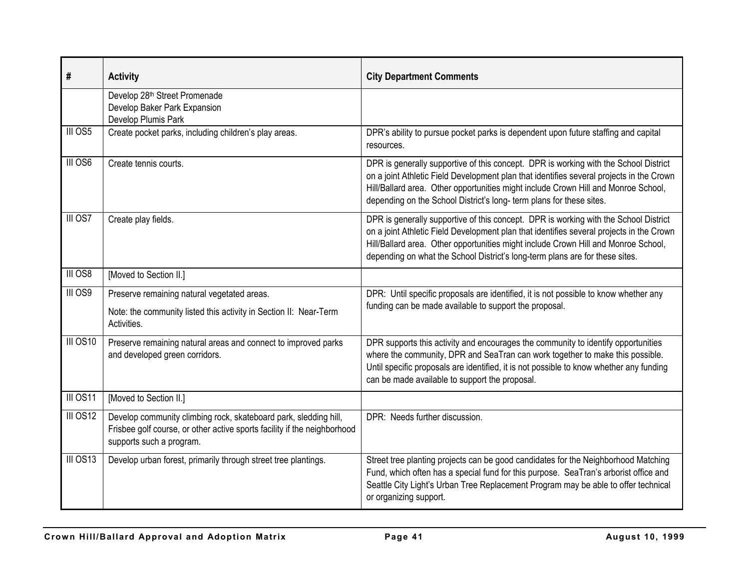| # | Activity | City Department Comments |
|---|---|---|
| | Develop 28th Street Promenade<br>Develop Baker Park Expansion<br>Develop Plumis Park | |
| III OS5 | Create pocket parks, including children's play areas. | DPR's ability to pursue pocket parks is dependent upon future staffing and capital resources. |
| III OS6 | Create tennis courts. | DPR is generally supportive of this concept. DPR is working with the School District on a joint Athletic Field Development plan that identifies several projects in the Crown Hill/Ballard area. Other opportunities might include Crown Hill and Monroe School, depending on the School District's long- term plans for these sites. |
| III OS7 | Create play fields. | DPR is generally supportive of this concept. DPR is working with the School District on a joint Athletic Field Development plan that identifies several projects in the Crown Hill/Ballard area. Other opportunities might include Crown Hill and Monroe School, depending on what the School District's long-term plans are for these sites. |
| III OS8 | [Moved to Section II.] | |
| III OS9 | Preserve remaining natural vegetated areas.<br><br>Note: the community listed this activity in Section II: Near-Term Activities. | DPR: Until specific proposals are identified, it is not possible to know whether any funding can be made available to support the proposal. |
| III OS10 | Preserve remaining natural areas and connect to improved parks and developed green corridors. | DPR supports this activity and encourages the community to identify opportunities where the community, DPR and SeaTran can work together to make this possible. Until specific proposals are identified, it is not possible to know whether any funding can be made available to support the proposal. |
| III OS11 | [Moved to Section II.] | |
| III OS12 | Develop community climbing rock, skateboard park, sledding hill, Frisbee golf course, or other active sports facility if the neighborhood supports such a program. | DPR: Needs further discussion. |
| III OS13 | Develop urban forest, primarily through street tree plantings. | Street tree planting projects can be good candidates for the Neighborhood Matching Fund, which often has a special fund for this purpose. SeaTran's arborist office and Seattle City Light's Urban Tree Replacement Program may be able to offer technical or organizing support. |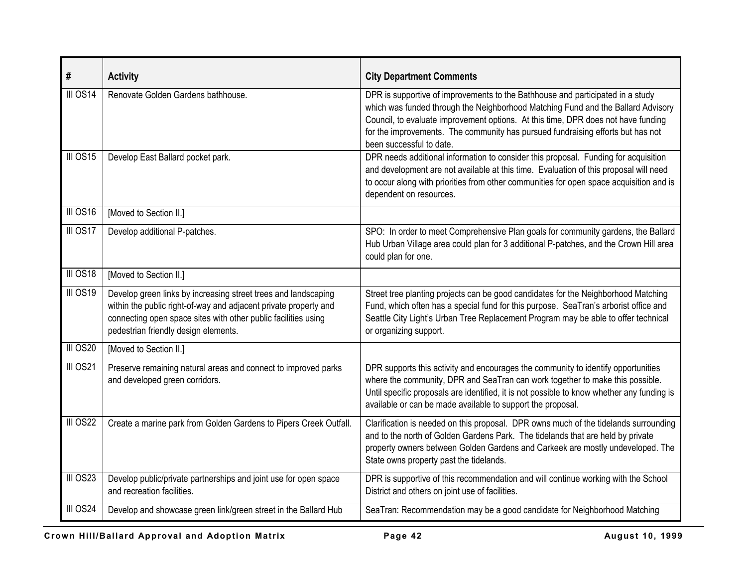| # | Activity | City Department Comments |
|---|---|---|
| III OS14 | Renovate Golden Gardens bathhouse. | DPR is supportive of improvements to the Bathhouse and participated in a study which was funded through the Neighborhood Matching Fund and the Ballard Advisory Council, to evaluate improvement options. At this time, DPR does not have funding for the improvements. The community has pursued fundraising efforts but has not been successful to date. |
| III OS15 | Develop East Ballard pocket park. | DPR needs additional information to consider this proposal. Funding for acquisition and development are not available at this time. Evaluation of this proposal will need to occur along with priorities from other communities for open space acquisition and is dependent on resources. |
| III OS16 | [Moved to Section II.] | |
| III OS17 | Develop additional P-patches. | SPO: In order to meet Comprehensive Plan goals for community gardens, the Ballard Hub Urban Village area could plan for 3 additional P-patches, and the Crown Hill area could plan for one. |
| III OS18 | [Moved to Section II.] | |
| III OS19 | Develop green links by increasing street trees and landscaping within the public right-of-way and adjacent private property and connecting open space sites with other public facilities using pedestrian friendly design elements. | Street tree planting projects can be good candidates for the Neighborhood Matching Fund, which often has a special fund for this purpose. SeaTran's arborist office and Seattle City Light's Urban Tree Replacement Program may be able to offer technical or organizing support. |
| III OS20 | [Moved to Section II.] | |
| III OS21 | Preserve remaining natural areas and connect to improved parks and developed green corridors. | DPR supports this activity and encourages the community to identify opportunities where the community, DPR and SeaTran can work together to make this possible. Until specific proposals are identified, it is not possible to know whether any funding is available or can be made available to support the proposal. |
| III OS22 | Create a marine park from Golden Gardens to Pipers Creek Outfall. | Clarification is needed on this proposal. DPR owns much of the tidelands surrounding and to the north of Golden Gardens Park. The tidelands that are held by private property owners between Golden Gardens and Carkeek are mostly undeveloped. The State owns property past the tidelands. |
| III OS23 | Develop public/private partnerships and joint use for open space and recreation facilities. | DPR is supportive of this recommendation and will continue working with the School District and others on joint use of facilities. |
| III OS24 | Develop and showcase green link/green street in the Ballard Hub | SeaTran: Recommendation may be a good candidate for Neighborhood Matching |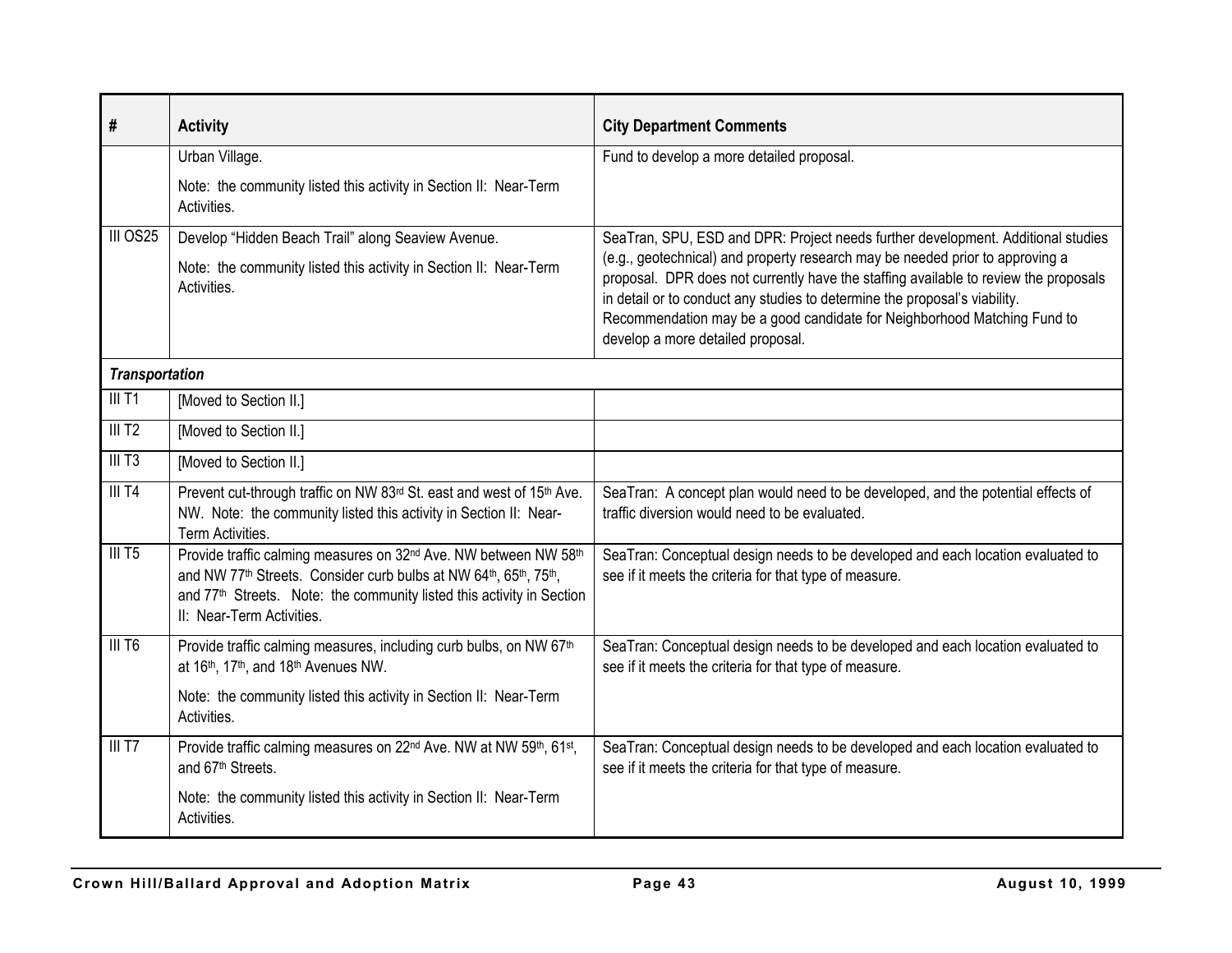| # | Activity | City Department Comments |
| --- | --- | --- |
| | Urban Village.<br><br>Note: the community listed this activity in Section II: Near-Term Activities. | Fund to develop a more detailed proposal. |
| III OS25 | Develop "Hidden Beach Trail" along Seaview Avenue.<br><br>Note: the community listed this activity in Section II: Near-Term Activities. | SeaTran, SPU, ESD and DPR: Project needs further development. Additional studies (e.g., geotechnical) and property research may be needed prior to approving a proposal. DPR does not currently have the staffing available to review the proposals in detail or to conduct any studies to determine the proposal's viability. Recommendation may be a good candidate for Neighborhood Matching Fund to develop a more detailed proposal. |
| ***Transportation*** | | |
| III T1 | [Moved to Section II.] | |
| III T2 | [Moved to Section II.] | |
| III T3 | [Moved to Section II.] | |
| III T4 | Prevent cut-through traffic on NW 83rd St. east and west of 15th Ave. NW. Note: the community listed this activity in Section II: Near-Term Activities. | SeaTran: A concept plan would need to be developed, and the potential effects of traffic diversion would need to be evaluated. |
| III T5 | Provide traffic calming measures on 32nd Ave. NW between NW 58th and NW 77th Streets. Consider curb bulbs at NW 64th, 65th, 75th, and 77th Streets. Note: the community listed this activity in Section II: Near-Term Activities. | SeaTran: Conceptual design needs to be developed and each location evaluated to see if it meets the criteria for that type of measure. |
| III T6 | Provide traffic calming measures, including curb bulbs, on NW 67th at 16th, 17th, and 18th Avenues NW.<br><br>Note: the community listed this activity in Section II: Near-Term Activities. | SeaTran: Conceptual design needs to be developed and each location evaluated to see if it meets the criteria for that type of measure. |
| III T7 | Provide traffic calming measures on 22nd Ave. NW at NW 59th, 61st, and 67th Streets.<br><br>Note: the community listed this activity in Section II: Near-Term Activities. | SeaTran: Conceptual design needs to be developed and each location evaluated to see if it meets the criteria for that type of measure. |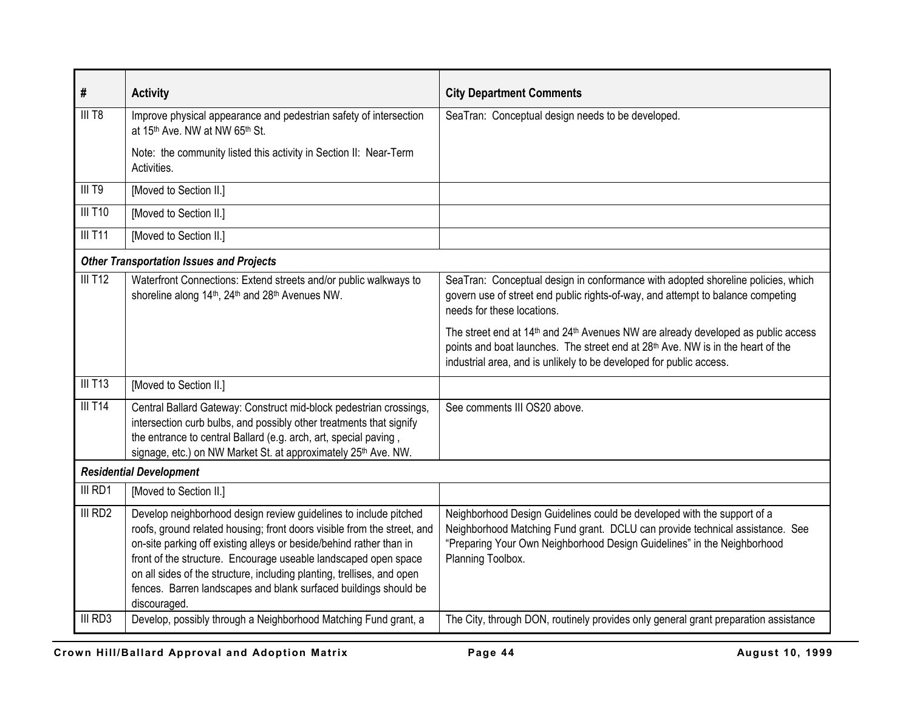| # | Activity | City Department Comments |
|---|---|---|
| III T8 | Improve physical appearance and pedestrian safety of intersection at 15th Ave. NW at NW 65th St.<br><br>Note: the community listed this activity in Section II: Near-Term Activities. | SeaTran: Conceptual design needs to be developed. |
| III T9 | [Moved to Section II.] | |
| III T10 | [Moved to Section II.] | |
| III T11 | [Moved to Section II.] | |
| ***Other Transportation Issues and Projects*** | | |
| III T12 | Waterfront Connections: Extend streets and/or public walkways to shoreline along 14th, 24th and 28th Avenues NW. | SeaTran: Conceptual design in conformance with adopted shoreline policies, which govern use of street end public rights-of-way, and attempt to balance competing needs for these locations.<br><br>The street end at 14th and 24th Avenues NW are already developed as public access points and boat launches. The street end at 28th Ave. NW is in the heart of the industrial area, and is unlikely to be developed for public access. |
| III T13 | [Moved to Section II.] | |
| III T14 | Central Ballard Gateway: Construct mid-block pedestrian crossings, intersection curb bulbs, and possibly other treatments that signify the entrance to central Ballard (e.g. arch, art, special paving , signage, etc.) on NW Market St. at approximately 25th Ave. NW. | See comments III OS20 above. |
| ***Residential Development*** | | |
| III RD1 | [Moved to Section II.] | |
| III RD2 | Develop neighborhood design review guidelines to include pitched roofs, ground related housing; front doors visible from the street, and on-site parking off existing alleys or beside/behind rather than in front of the structure. Encourage useable landscaped open space on all sides of the structure, including planting, trellises, and open fences. Barren landscapes and blank surfaced buildings should be discouraged. | Neighborhood Design Guidelines could be developed with the support of a Neighborhood Matching Fund grant. DCLU can provide technical assistance. See "Preparing Your Own Neighborhood Design Guidelines" in the Neighborhood Planning Toolbox. |
| III RD3 | Develop, possibly through a Neighborhood Matching Fund grant, a | The City, through DON, routinely provides only general grant preparation assistance |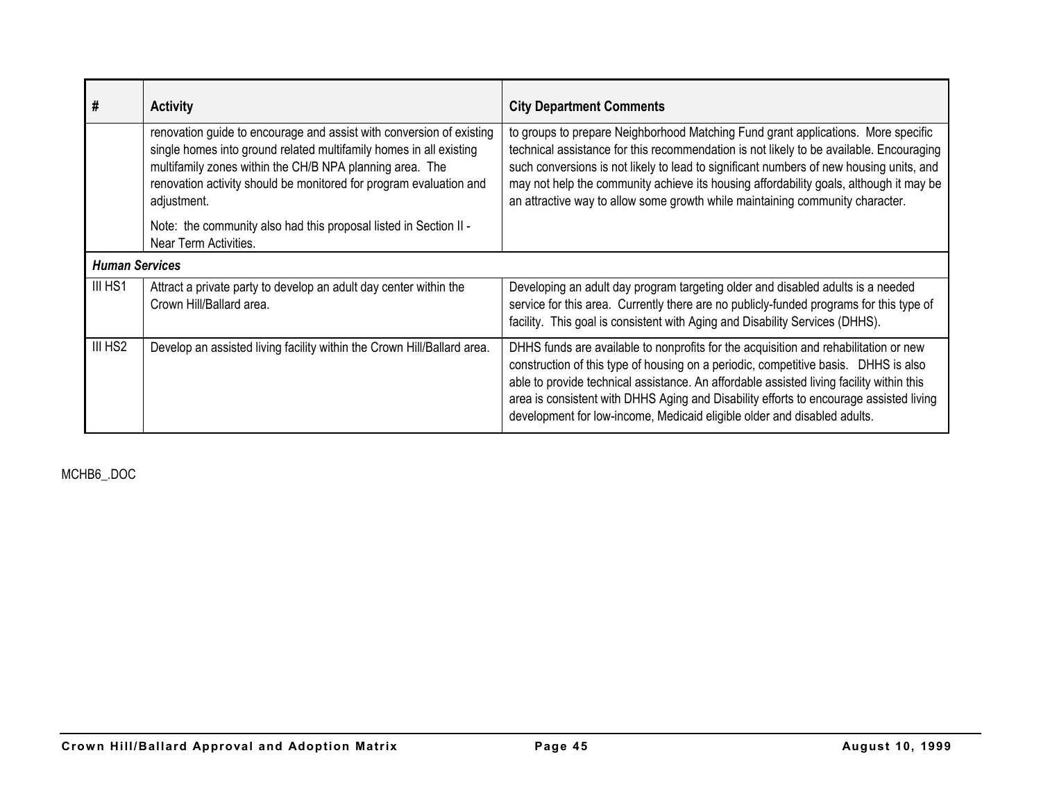| # | Activity | City Department Comments |
|---|---|---|
| | renovation guide to encourage and assist with conversion of existing single homes into ground related multifamily homes in all existing multifamily zones within the CH/B NPA planning area. The renovation activity should be monitored for program evaluation and adjustment.<br><br>Note: the community also had this proposal listed in Section II - Near Term Activities. | to groups to prepare Neighborhood Matching Fund grant applications. More specific technical assistance for this recommendation is not likely to be available. Encouraging such conversions is not likely to lead to significant numbers of new housing units, and may not help the community achieve its housing affordability goals, although it may be an attractive way to allow some growth while maintaining community character. |
| ***Human Services*** | | |
| III HS1 | Attract a private party to develop an adult day center within the Crown Hill/Ballard area. | Developing an adult day program targeting older and disabled adults is a needed service for this area. Currently there are no publicly-funded programs for this type of facility. This goal is consistent with Aging and Disability Services (DHHS). |
| III HS2 | Develop an assisted living facility within the Crown Hill/Ballard area. | DHHS funds are available to nonprofits for the acquisition and rehabilitation or new construction of this type of housing on a periodic, competitive basis. DHHS is also able to provide technical assistance. An affordable assisted living facility within this area is consistent with DHHS Aging and Disability efforts to encourage assisted living development for low-income, Medicaid eligible older and disabled adults. |

MCHB6_.DOC